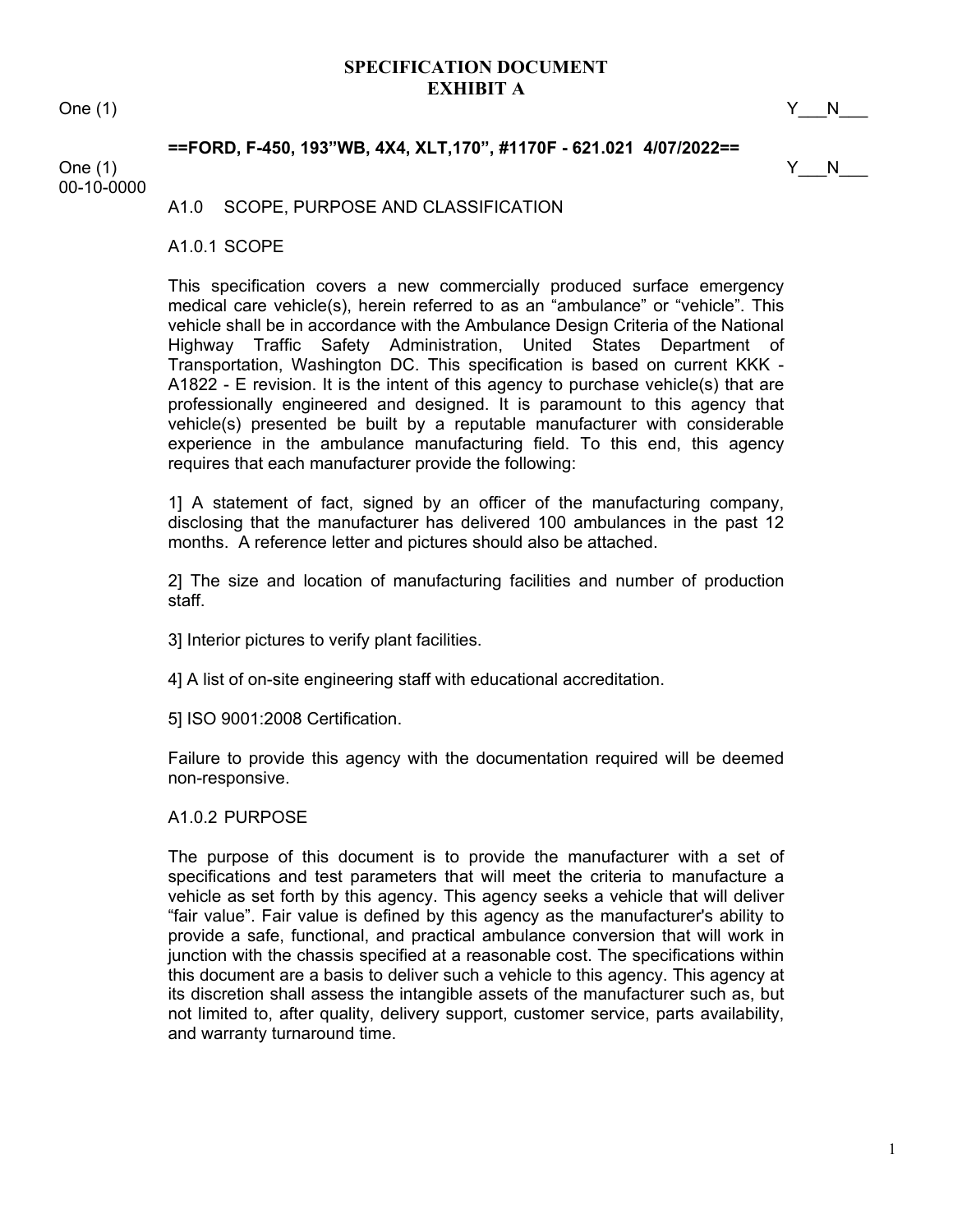# SPECIFICATION DOCUMENT
# EXHIBIT A

One (1) Y___N___

**==FORD, F-450, 193"WB, 4X4, XLT,170", #1170F - 621.021 4/07/2022==**

One (1) Y___N___

00-10-0000

## A1.0 SCOPE, PURPOSE AND CLASSIFICATION

### A1.0.1 SCOPE

This specification covers a new commercially produced surface emergency medical care vehicle(s), herein referred to as an "ambulance" or "vehicle". This vehicle shall be in accordance with the Ambulance Design Criteria of the National Highway Traffic Safety Administration, United States Department of Transportation, Washington DC. This specification is based on current KKK - A1822 - E revision. It is the intent of this agency to purchase vehicle(s) that are professionally engineered and designed. It is paramount to this agency that vehicle(s) presented be built by a reputable manufacturer with considerable experience in the ambulance manufacturing field. To this end, this agency requires that each manufacturer provide the following:

1] A statement of fact, signed by an officer of the manufacturing company, disclosing that the manufacturer has delivered 100 ambulances in the past 12 months. A reference letter and pictures should also be attached.

2] The size and location of manufacturing facilities and number of production staff.

3] Interior pictures to verify plant facilities.

4] A list of on-site engineering staff with educational accreditation.

5] ISO 9001:2008 Certification.

Failure to provide this agency with the documentation required will be deemed non-responsive.

### A1.0.2 PURPOSE

The purpose of this document is to provide the manufacturer with a set of specifications and test parameters that will meet the criteria to manufacture a vehicle as set forth by this agency. This agency seeks a vehicle that will deliver "fair value". Fair value is defined by this agency as the manufacturer's ability to provide a safe, functional, and practical ambulance conversion that will work in junction with the chassis specified at a reasonable cost. The specifications within this document are a basis to deliver such a vehicle to this agency. This agency at its discretion shall assess the intangible assets of the manufacturer such as, but not limited to, after quality, delivery support, customer service, parts availability, and warranty turnaround time.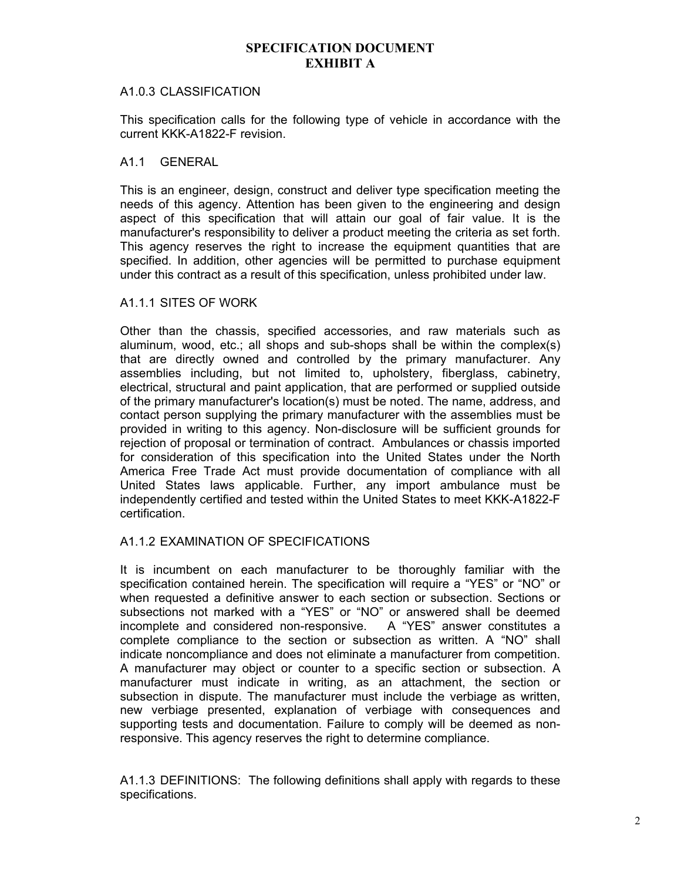# SPECIFICATION DOCUMENT
# EXHIBIT A

### A1.0.3 CLASSIFICATION

This specification calls for the following type of vehicle in accordance with the current KKK-A1822-F revision.

### A1.1 GENERAL

This is an engineer, design, construct and deliver type specification meeting the needs of this agency. Attention has been given to the engineering and design aspect of this specification that will attain our goal of fair value. It is the manufacturer's responsibility to deliver a product meeting the criteria as set forth. This agency reserves the right to increase the equipment quantities that are specified. In addition, other agencies will be permitted to purchase equipment under this contract as a result of this specification, unless prohibited under law.

### A1.1.1 SITES OF WORK

Other than the chassis, specified accessories, and raw materials such as aluminum, wood, etc.; all shops and sub-shops shall be within the complex(s) that are directly owned and controlled by the primary manufacturer. Any assemblies including, but not limited to, upholstery, fiberglass, cabinetry, electrical, structural and paint application, that are performed or supplied outside of the primary manufacturer's location(s) must be noted. The name, address, and contact person supplying the primary manufacturer with the assemblies must be provided in writing to this agency. Non-disclosure will be sufficient grounds for rejection of proposal or termination of contract. Ambulances or chassis imported for consideration of this specification into the United States under the North America Free Trade Act must provide documentation of compliance with all United States laws applicable. Further, any import ambulance must be independently certified and tested within the United States to meet KKK-A1822-F certification.

### A1.1.2 EXAMINATION OF SPECIFICATIONS

It is incumbent on each manufacturer to be thoroughly familiar with the specification contained herein. The specification will require a "YES" or "NO" or when requested a definitive answer to each section or subsection. Sections or subsections not marked with a "YES" or "NO" or answered shall be deemed incomplete and considered non-responsive. A "YES" answer constitutes a complete compliance to the section or subsection as written. A "NO" shall indicate noncompliance and does not eliminate a manufacturer from competition. A manufacturer may object or counter to a specific section or subsection. A manufacturer must indicate in writing, as an attachment, the section or subsection in dispute. The manufacturer must include the verbiage as written, new verbiage presented, explanation of verbiage with consequences and supporting tests and documentation. Failure to comply will be deemed as non-responsive. This agency reserves the right to determine compliance.

A1.1.3 DEFINITIONS: The following definitions shall apply with regards to these specifications.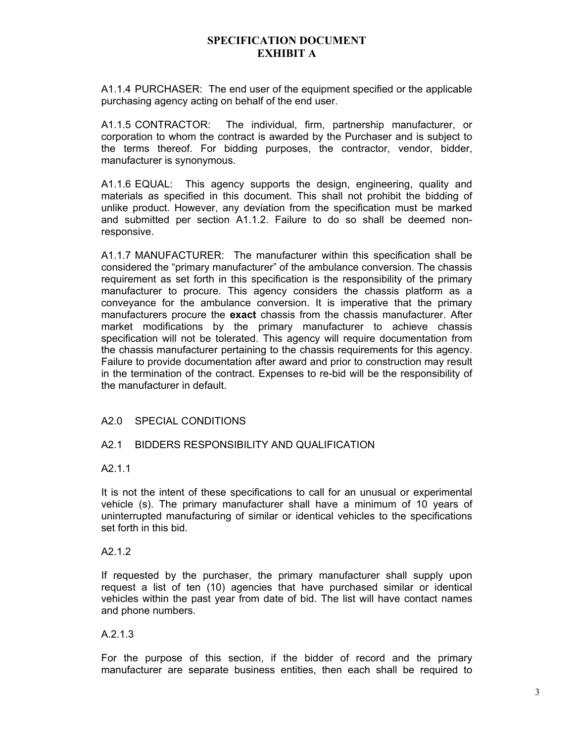# SPECIFICATION DOCUMENT
# EXHIBIT A

A1.1.4 PURCHASER: The end user of the equipment specified or the applicable purchasing agency acting on behalf of the end user.

A1.1.5 CONTRACTOR: The individual, firm, partnership manufacturer, or corporation to whom the contract is awarded by the Purchaser and is subject to the terms thereof. For bidding purposes, the contractor, vendor, bidder, manufacturer is synonymous.

A1.1.6 EQUAL: This agency supports the design, engineering, quality and materials as specified in this document. This shall not prohibit the bidding of unlike product. However, any deviation from the specification must be marked and submitted per section A1.1.2. Failure to do so shall be deemed non-responsive.

A1.1.7 MANUFACTURER: The manufacturer within this specification shall be considered the "primary manufacturer" of the ambulance conversion. The chassis requirement as set forth in this specification is the responsibility of the primary manufacturer to procure. This agency considers the chassis platform as a conveyance for the ambulance conversion. It is imperative that the primary manufacturers procure the **exact** chassis from the chassis manufacturer. After market modifications by the primary manufacturer to achieve chassis specification will not be tolerated. This agency will require documentation from the chassis manufacturer pertaining to the chassis requirements for this agency. Failure to provide documentation after award and prior to construction may result in the termination of the contract. Expenses to re-bid will be the responsibility of the manufacturer in default.

## A2.0 SPECIAL CONDITIONS

### A2.1 BIDDERS RESPONSIBILITY AND QUALIFICATION

A2.1.1

It is not the intent of these specifications to call for an unusual or experimental vehicle (s). The primary manufacturer shall have a minimum of 10 years of uninterrupted manufacturing of similar or identical vehicles to the specifications set forth in this bid.

A2.1.2

If requested by the purchaser, the primary manufacturer shall supply upon request a list of ten (10) agencies that have purchased similar or identical vehicles within the past year from date of bid. The list will have contact names and phone numbers.

A.2.1.3

For the purpose of this section, if the bidder of record and the primary manufacturer are separate business entities, then each shall be required to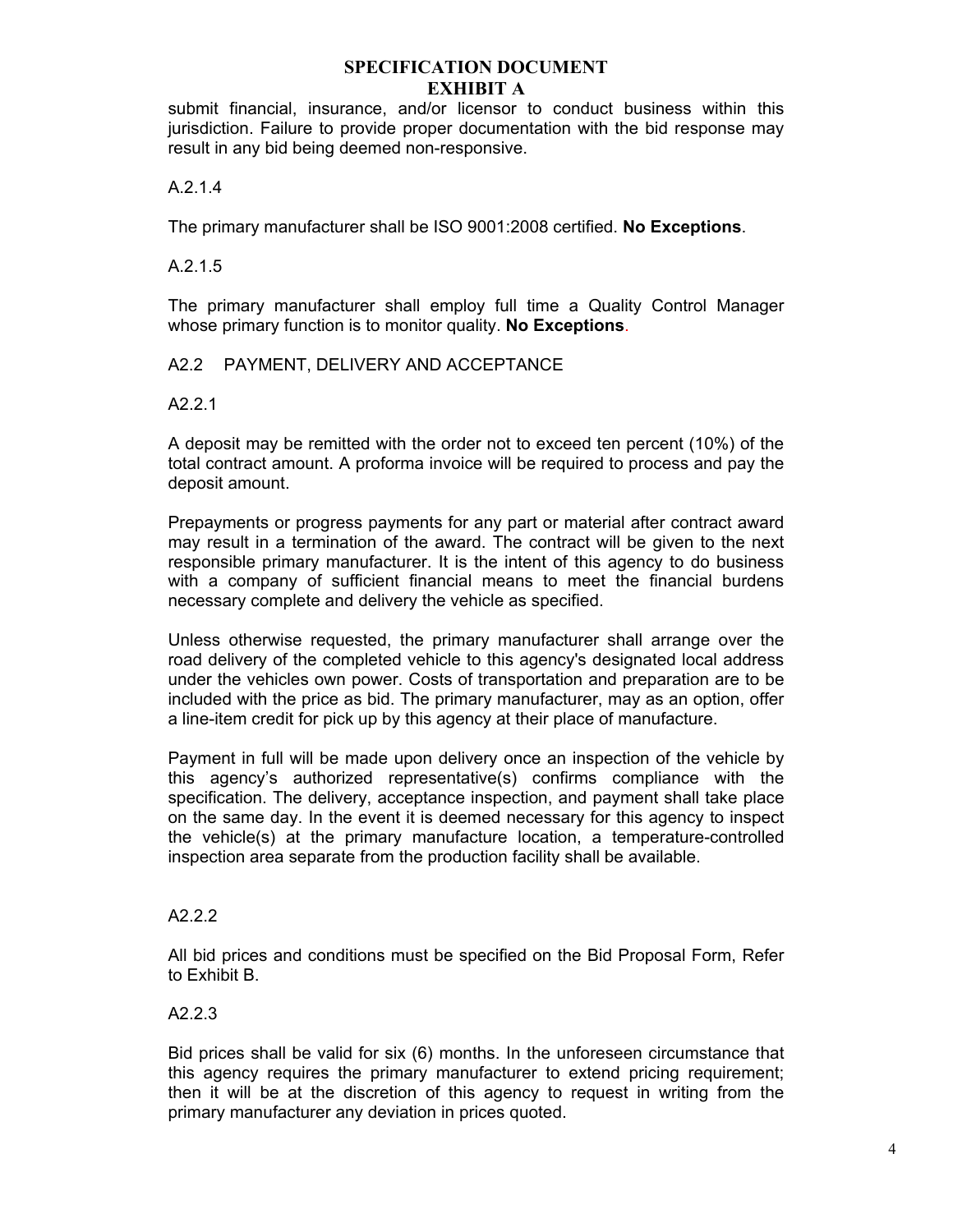submit financial, insurance, and/or licensor to conduct business within this jurisdiction. Failure to provide proper documentation with the bid response may result in any bid being deemed non-responsive.

A.2.1.4

The primary manufacturer shall be ISO 9001:2008 certified. **No Exceptions**.

A.2.1.5

The primary manufacturer shall employ full time a Quality Control Manager whose primary function is to monitor quality. **No Exceptions**.

A2.2 PAYMENT, DELIVERY AND ACCEPTANCE

A2.2.1

A deposit may be remitted with the order not to exceed ten percent (10%) of the total contract amount. A proforma invoice will be required to process and pay the deposit amount.

Prepayments or progress payments for any part or material after contract award may result in a termination of the award. The contract will be given to the next responsible primary manufacturer. It is the intent of this agency to do business with a company of sufficient financial means to meet the financial burdens necessary complete and delivery the vehicle as specified.

Unless otherwise requested, the primary manufacturer shall arrange over the road delivery of the completed vehicle to this agency's designated local address under the vehicles own power. Costs of transportation and preparation are to be included with the price as bid. The primary manufacturer, may as an option, offer a line-item credit for pick up by this agency at their place of manufacture.

Payment in full will be made upon delivery once an inspection of the vehicle by this agency's authorized representative(s) confirms compliance with the specification. The delivery, acceptance inspection, and payment shall take place on the same day. In the event it is deemed necessary for this agency to inspect the vehicle(s) at the primary manufacture location, a temperature-controlled inspection area separate from the production facility shall be available.

A2.2.2

All bid prices and conditions must be specified on the Bid Proposal Form, Refer to Exhibit B.

A2.2.3

Bid prices shall be valid for six (6) months. In the unforeseen circumstance that this agency requires the primary manufacturer to extend pricing requirement; then it will be at the discretion of this agency to request in writing from the primary manufacturer any deviation in prices quoted.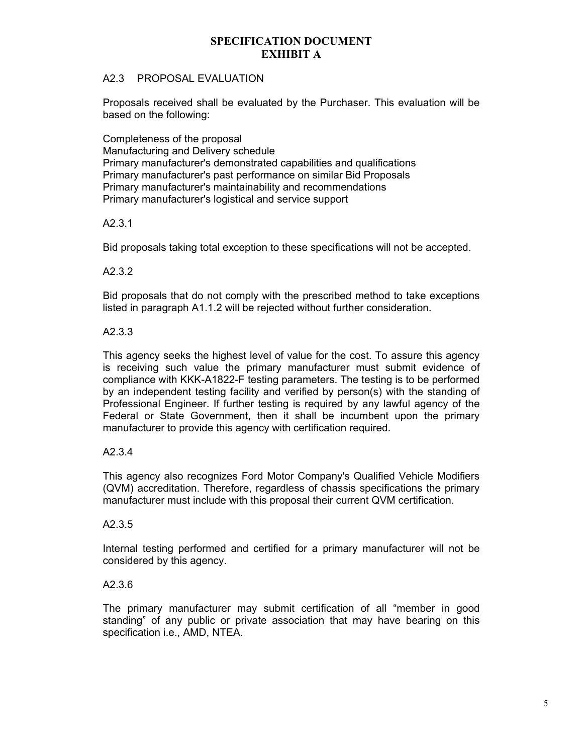**SPECIFICATION DOCUMENT**
**EXHIBIT A**

## A2.3 PROPOSAL EVALUATION

Proposals received shall be evaluated by the Purchaser. This evaluation will be based on the following:

Completeness of the proposal
Manufacturing and Delivery schedule
Primary manufacturer's demonstrated capabilities and qualifications
Primary manufacturer's past performance on similar Bid Proposals
Primary manufacturer's maintainability and recommendations
Primary manufacturer's logistical and service support

### A2.3.1

Bid proposals taking total exception to these specifications will not be accepted.

### A2.3.2

Bid proposals that do not comply with the prescribed method to take exceptions listed in paragraph A1.1.2 will be rejected without further consideration.

### A2.3.3

This agency seeks the highest level of value for the cost. To assure this agency is receiving such value the primary manufacturer must submit evidence of compliance with KKK-A1822-F testing parameters. The testing is to be performed by an independent testing facility and verified by person(s) with the standing of Professional Engineer. If further testing is required by any lawful agency of the Federal or State Government, then it shall be incumbent upon the primary manufacturer to provide this agency with certification required.

### A2.3.4

This agency also recognizes Ford Motor Company's Qualified Vehicle Modifiers (QVM) accreditation. Therefore, regardless of chassis specifications the primary manufacturer must include with this proposal their current QVM certification.

### A2.3.5

Internal testing performed and certified for a primary manufacturer will not be considered by this agency.

### A2.3.6

The primary manufacturer may submit certification of all "member in good standing" of any public or private association that may have bearing on this specification i.e., AMD, NTEA.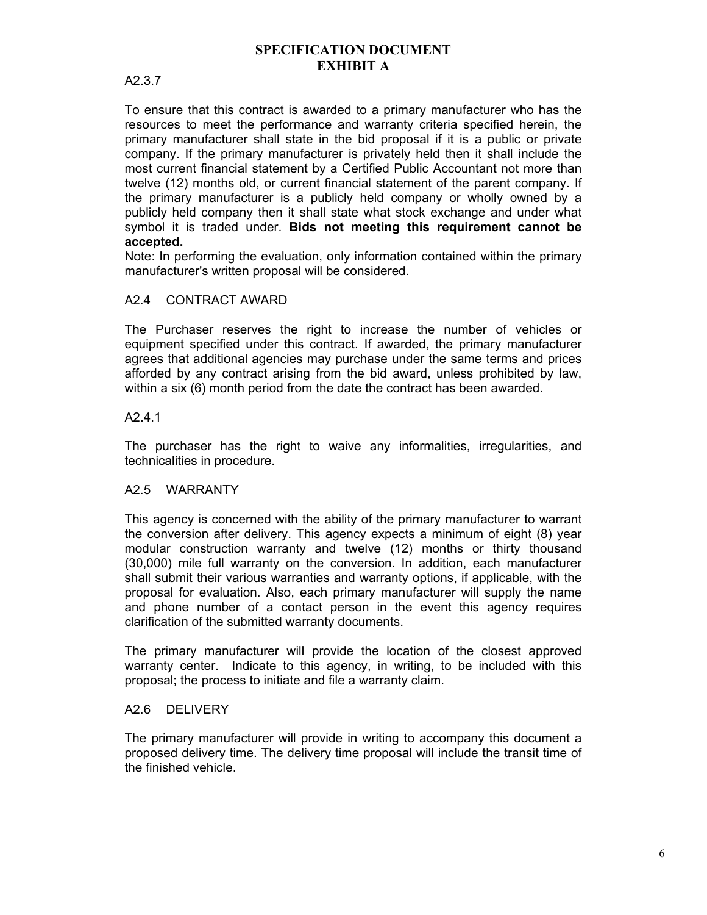# SPECIFICATION DOCUMENT
# EXHIBIT A

A2.3.7

To ensure that this contract is awarded to a primary manufacturer who has the resources to meet the performance and warranty criteria specified herein, the primary manufacturer shall state in the bid proposal if it is a public or private company. If the primary manufacturer is privately held then it shall include the most current financial statement by a Certified Public Accountant not more than twelve (12) months old, or current financial statement of the parent company. If the primary manufacturer is a publicly held company or wholly owned by a publicly held company then it shall state what stock exchange and under what symbol it is traded under. **Bids not meeting this requirement cannot be accepted.**

Note: In performing the evaluation, only information contained within the primary manufacturer's written proposal will be considered.

## A2.4 CONTRACT AWARD

The Purchaser reserves the right to increase the number of vehicles or equipment specified under this contract. If awarded, the primary manufacturer agrees that additional agencies may purchase under the same terms and prices afforded by any contract arising from the bid award, unless prohibited by law, within a six (6) month period from the date the contract has been awarded.

A2.4.1

The purchaser has the right to waive any informalities, irregularities, and technicalities in procedure.

## A2.5 WARRANTY

This agency is concerned with the ability of the primary manufacturer to warrant the conversion after delivery. This agency expects a minimum of eight (8) year modular construction warranty and twelve (12) months or thirty thousand (30,000) mile full warranty on the conversion. In addition, each manufacturer shall submit their various warranties and warranty options, if applicable, with the proposal for evaluation. Also, each primary manufacturer will supply the name and phone number of a contact person in the event this agency requires clarification of the submitted warranty documents.

The primary manufacturer will provide the location of the closest approved warranty center. Indicate to this agency, in writing, to be included with this proposal; the process to initiate and file a warranty claim.

## A2.6 DELIVERY

The primary manufacturer will provide in writing to accompany this document a proposed delivery time. The delivery time proposal will include the transit time of the finished vehicle.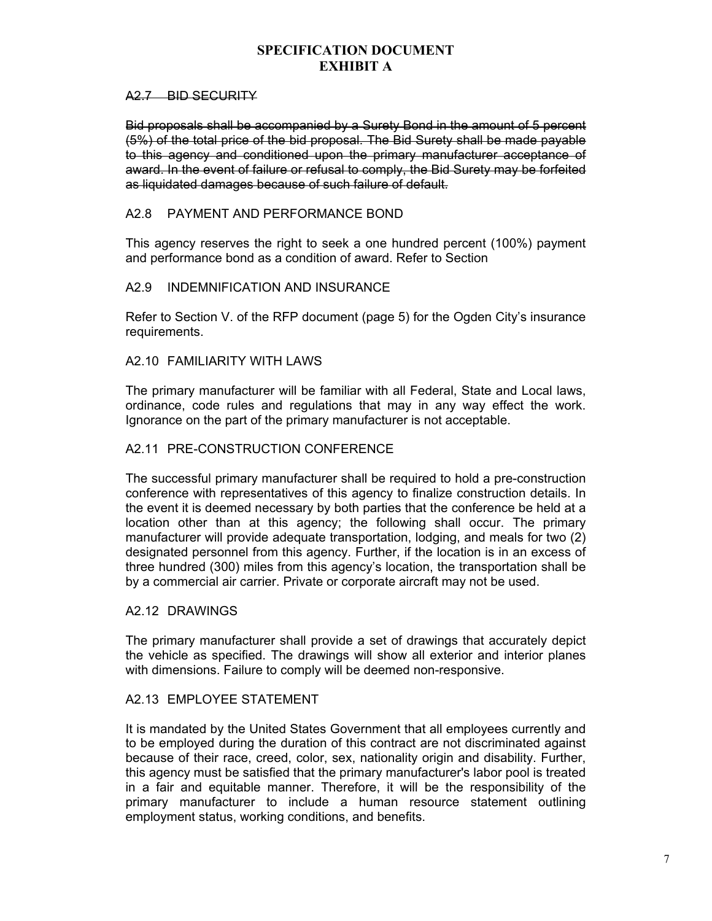## SPECIFICATION DOCUMENT
## EXHIBIT A

~~A2.7 BID SECURITY~~

~~Bid proposals shall be accompanied by a Surety Bond in the amount of 5 percent (5%) of the total price of the bid proposal. The Bid Surety shall be made payable to this agency and conditioned upon the primary manufacturer acceptance of award. In the event of failure or refusal to comply, the Bid Surety may be forfeited as liquidated damages because of such failure of default.~~

A2.8 PAYMENT AND PERFORMANCE BOND

This agency reserves the right to seek a one hundred percent (100%) payment and performance bond as a condition of award. Refer to Section

A2.9 INDEMNIFICATION AND INSURANCE

Refer to Section V. of the RFP document (page 5) for the Ogden City's insurance requirements.

A2.10 FAMILIARITY WITH LAWS

The primary manufacturer will be familiar with all Federal, State and Local laws, ordinance, code rules and regulations that may in any way effect the work. Ignorance on the part of the primary manufacturer is not acceptable.

A2.11 PRE-CONSTRUCTION CONFERENCE

The successful primary manufacturer shall be required to hold a pre-construction conference with representatives of this agency to finalize construction details. In the event it is deemed necessary by both parties that the conference be held at a location other than at this agency; the following shall occur. The primary manufacturer will provide adequate transportation, lodging, and meals for two (2) designated personnel from this agency. Further, if the location is in an excess of three hundred (300) miles from this agency's location, the transportation shall be by a commercial air carrier. Private or corporate aircraft may not be used.

A2.12 DRAWINGS

The primary manufacturer shall provide a set of drawings that accurately depict the vehicle as specified. The drawings will show all exterior and interior planes with dimensions. Failure to comply will be deemed non-responsive.

A2.13 EMPLOYEE STATEMENT

It is mandated by the United States Government that all employees currently and to be employed during the duration of this contract are not discriminated against because of their race, creed, color, sex, nationality origin and disability. Further, this agency must be satisfied that the primary manufacturer's labor pool is treated in a fair and equitable manner. Therefore, it will be the responsibility of the primary manufacturer to include a human resource statement outlining employment status, working conditions, and benefits.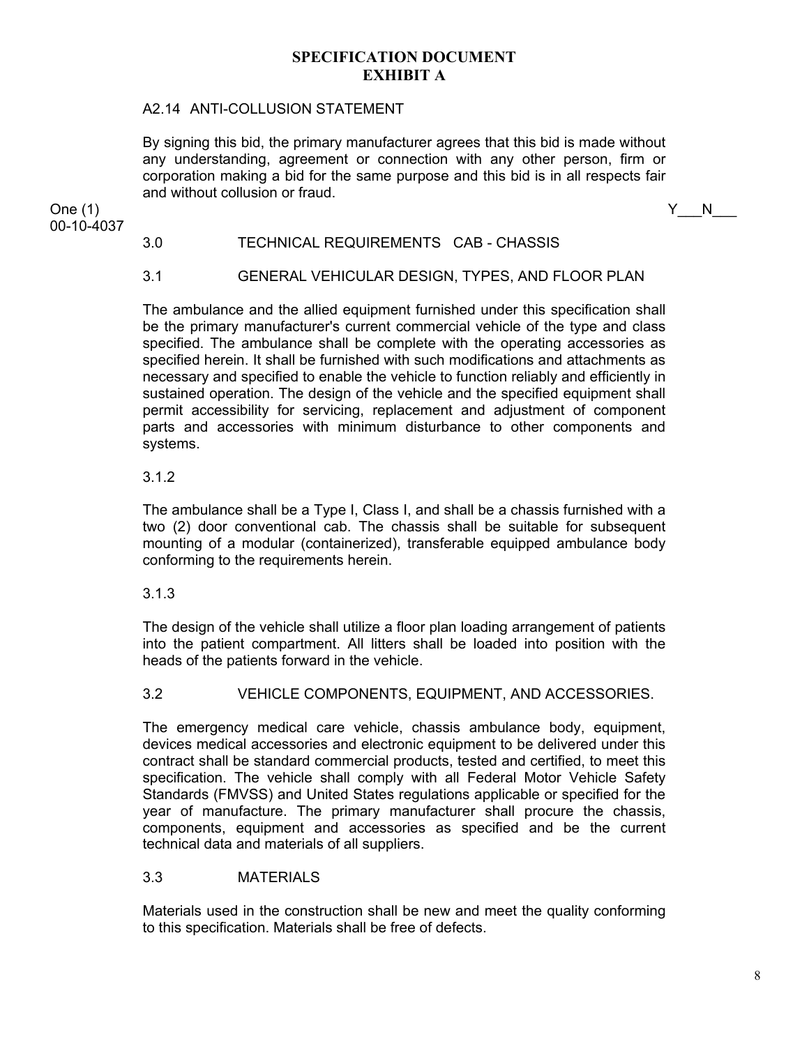**SPECIFICATION DOCUMENT**
**EXHIBIT A**

A2.14 ANTI-COLLUSION STATEMENT

By signing this bid, the primary manufacturer agrees that this bid is made without any understanding, agreement or connection with any other person, firm or corporation making a bid for the same purpose and this bid is in all respects fair and without collusion or fraud.

One (1) Y___N___
00-10-4037

3.0 TECHNICAL REQUIREMENTS CAB - CHASSIS

3.1 GENERAL VEHICULAR DESIGN, TYPES, AND FLOOR PLAN

The ambulance and the allied equipment furnished under this specification shall be the primary manufacturer's current commercial vehicle of the type and class specified. The ambulance shall be complete with the operating accessories as specified herein. It shall be furnished with such modifications and attachments as necessary and specified to enable the vehicle to function reliably and efficiently in sustained operation. The design of the vehicle and the specified equipment shall permit accessibility for servicing, replacement and adjustment of component parts and accessories with minimum disturbance to other components and systems.

3.1.2

The ambulance shall be a Type I, Class I, and shall be a chassis furnished with a two (2) door conventional cab. The chassis shall be suitable for subsequent mounting of a modular (containerized), transferable equipped ambulance body conforming to the requirements herein.

3.1.3

The design of the vehicle shall utilize a floor plan loading arrangement of patients into the patient compartment. All litters shall be loaded into position with the heads of the patients forward in the vehicle.

3.2 VEHICLE COMPONENTS, EQUIPMENT, AND ACCESSORIES.

The emergency medical care vehicle, chassis ambulance body, equipment, devices medical accessories and electronic equipment to be delivered under this contract shall be standard commercial products, tested and certified, to meet this specification. The vehicle shall comply with all Federal Motor Vehicle Safety Standards (FMVSS) and United States regulations applicable or specified for the year of manufacture. The primary manufacturer shall procure the chassis, components, equipment and accessories as specified and be the current technical data and materials of all suppliers.

3.3 MATERIALS

Materials used in the construction shall be new and meet the quality conforming to this specification. Materials shall be free of defects.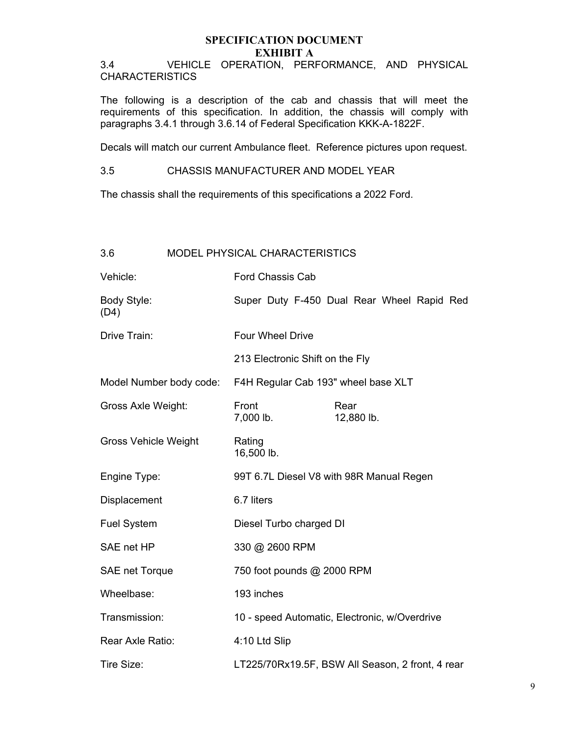# SPECIFICATION DOCUMENT
## EXHIBIT A

### 3.4 VEHICLE OPERATION, PERFORMANCE, AND PHYSICAL CHARACTERISTICS

The following is a description of the cab and chassis that will meet the requirements of this specification. In addition, the chassis will comply with paragraphs 3.4.1 through 3.6.14 of Federal Specification KKK-A-1822F.

Decals will match our current Ambulance fleet. Reference pictures upon request.

### 3.5 CHASSIS MANUFACTURER AND MODEL YEAR

The chassis shall the requirements of this specifications a 2022 Ford.

### 3.6 MODEL PHYSICAL CHARACTERISTICS

| | | |
|---|---|---|
| Vehicle: | Ford Chassis Cab | |
| Body Style: (D4) | Super Duty F-450 Dual Rear Wheel Rapid Red | |
| Drive Train: | Four Wheel Drive | |
| | 213 Electronic Shift on the Fly | |
| Model Number body code: | F4H Regular Cab 193" wheel base XLT | |
| Gross Axle Weight: | Front 7,000 lb. | Rear 12,880 lb. |
| Gross Vehicle Weight | Rating 16,500 lb. | |
| Engine Type: | 99T 6.7L Diesel V8 with 98R Manual Regen | |
| Displacement | 6.7 liters | |
| Fuel System | Diesel Turbo charged DI | |
| SAE net HP | 330 @ 2600 RPM | |
| SAE net Torque | 750 foot pounds @ 2000 RPM | |
| Wheelbase: | 193 inches | |
| Transmission: | 10 - speed Automatic, Electronic, w/Overdrive | |
| Rear Axle Ratio: | 4:10 Ltd Slip | |
| Tire Size: | LT225/70Rx19.5F, BSW All Season, 2 front, 4 rear | |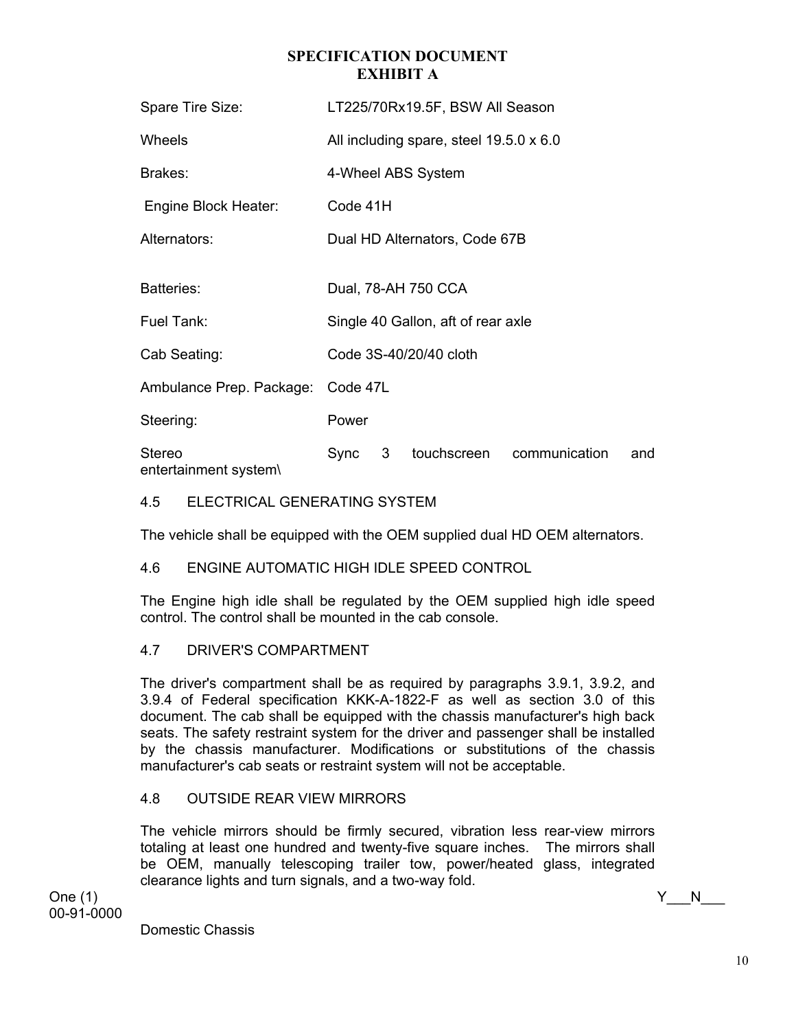## SPECIFICATION DOCUMENT
## EXHIBIT A

| | |
|---|---|
| Spare Tire Size: | LT225/70Rx19.5F, BSW All Season |
| Wheels | All including spare, steel 19.5.0 x 6.0 |
| Brakes: | 4-Wheel ABS System |
| Engine Block Heater: | Code 41H |
| Alternators: | Dual HD Alternators, Code 67B |
| Batteries: | Dual, 78-AH 750 CCA |
| Fuel Tank: | Single 40 Gallon, aft of rear axle |
| Cab Seating: | Code 3S-40/20/40 cloth |
| Ambulance Prep. Package: | Code 47L |
| Steering: | Power |
| Stereo entertainment system\ | Sync 3 touchscreen communication and |

4.5 ELECTRICAL GENERATING SYSTEM

The vehicle shall be equipped with the OEM supplied dual HD OEM alternators.

4.6 ENGINE AUTOMATIC HIGH IDLE SPEED CONTROL

The Engine high idle shall be regulated by the OEM supplied high idle speed control. The control shall be mounted in the cab console.

4.7 DRIVER'S COMPARTMENT

The driver's compartment shall be as required by paragraphs 3.9.1, 3.9.2, and 3.9.4 of Federal specification KKK-A-1822-F as well as section 3.0 of this document. The cab shall be equipped with the chassis manufacturer's high back seats. The safety restraint system for the driver and passenger shall be installed by the chassis manufacturer. Modifications or substitutions of the chassis manufacturer's cab seats or restraint system will not be acceptable.

4.8 OUTSIDE REAR VIEW MIRRORS

The vehicle mirrors should be firmly secured, vibration less rear-view mirrors totaling at least one hundred and twenty-five square inches. The mirrors shall be OEM, manually telescoping trailer tow, power/heated glass, integrated clearance lights and turn signals, and a two-way fold.

One (1) Y___N___
00-91-0000

Domestic Chassis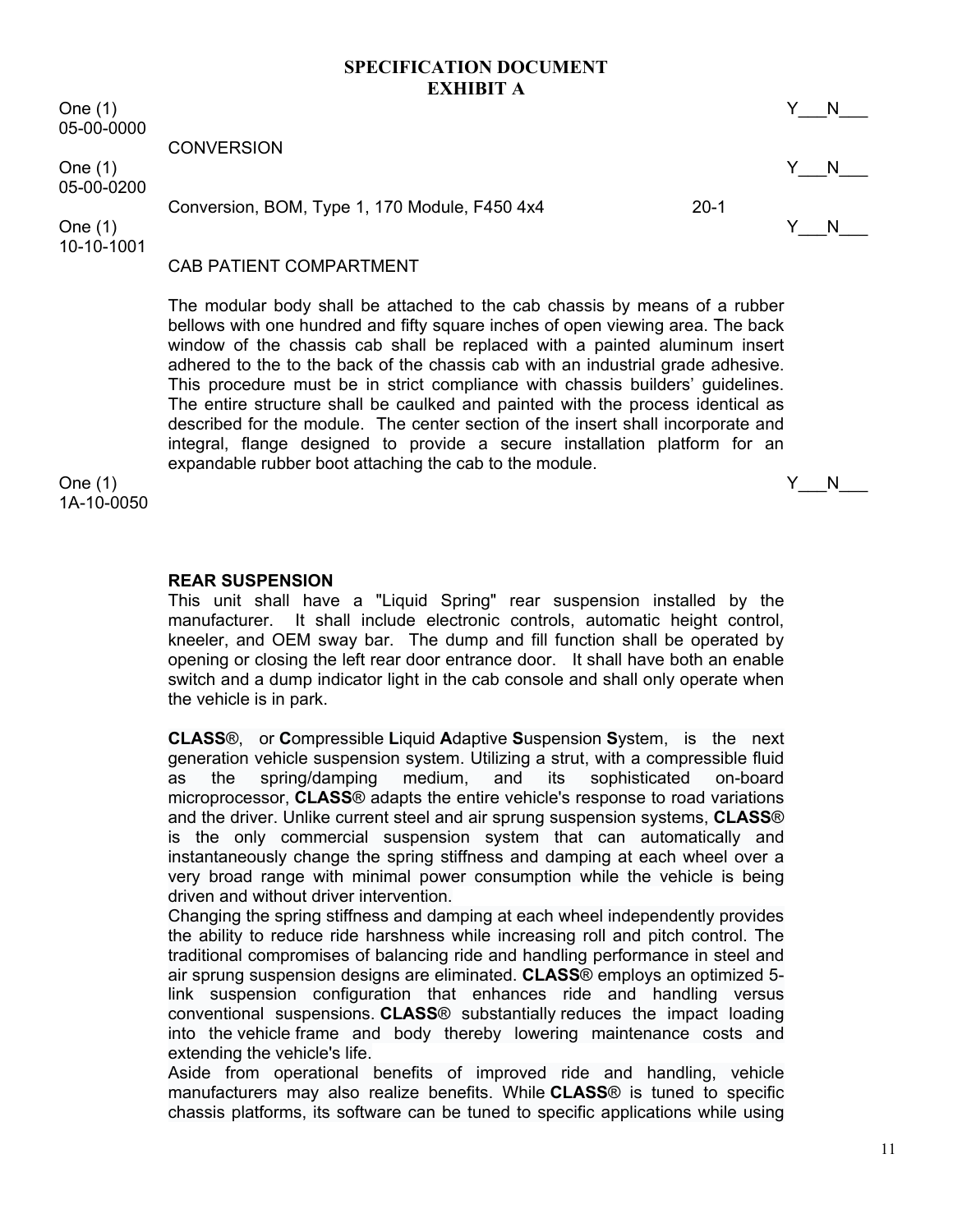## SPECIFICATION DOCUMENT
## EXHIBIT A

One (1) Y___N___
05-00-0000

CONVERSION

One (1) Y___N___
05-00-0200

Conversion, BOM, Type 1, 170 Module, F450 4x4 20-1

One (1) Y___N___
10-10-1001

CAB PATIENT COMPARTMENT

The modular body shall be attached to the cab chassis by means of a rubber bellows with one hundred and fifty square inches of open viewing area. The back window of the chassis cab shall be replaced with a painted aluminum insert adhered to the to the back of the chassis cab with an industrial grade adhesive. This procedure must be in strict compliance with chassis builders' guidelines. The entire structure shall be caulked and painted with the process identical as described for the module. The center section of the insert shall incorporate and integral, flange designed to provide a secure installation platform for an expandable rubber boot attaching the cab to the module.

One (1) Y___N___
1A-10-0050

**REAR SUSPENSION**

This unit shall have a "Liquid Spring" rear suspension installed by the manufacturer. It shall include electronic controls, automatic height control, kneeler, and OEM sway bar. The dump and fill function shall be operated by opening or closing the left rear door entrance door. It shall have both an enable switch and a dump indicator light in the cab console and shall only operate when the vehicle is in park.

**CLASS**®, or **C**ompressible **L**iquid **A**daptive **S**uspension **S**ystem, is the next generation vehicle suspension system. Utilizing a strut, with a compressible fluid as the spring/damping medium, and its sophisticated on-board microprocessor, **CLASS**® adapts the entire vehicle's response to road variations and the driver. Unlike current steel and air sprung suspension systems, **CLASS**® is the only commercial suspension system that can automatically and instantaneously change the spring stiffness and damping at each wheel over a very broad range with minimal power consumption while the vehicle is being driven and without driver intervention.

Changing the spring stiffness and damping at each wheel independently provides the ability to reduce ride harshness while increasing roll and pitch control. The traditional compromises of balancing ride and handling performance in steel and air sprung suspension designs are eliminated. **CLASS**® employs an optimized 5-link suspension configuration that enhances ride and handling versus conventional suspensions. **CLASS**® substantially reduces the impact loading into the vehicle frame and body thereby lowering maintenance costs and extending the vehicle's life.

Aside from operational benefits of improved ride and handling, vehicle manufacturers may also realize benefits. While **CLASS**® is tuned to specific chassis platforms, its software can be tuned to specific applications while using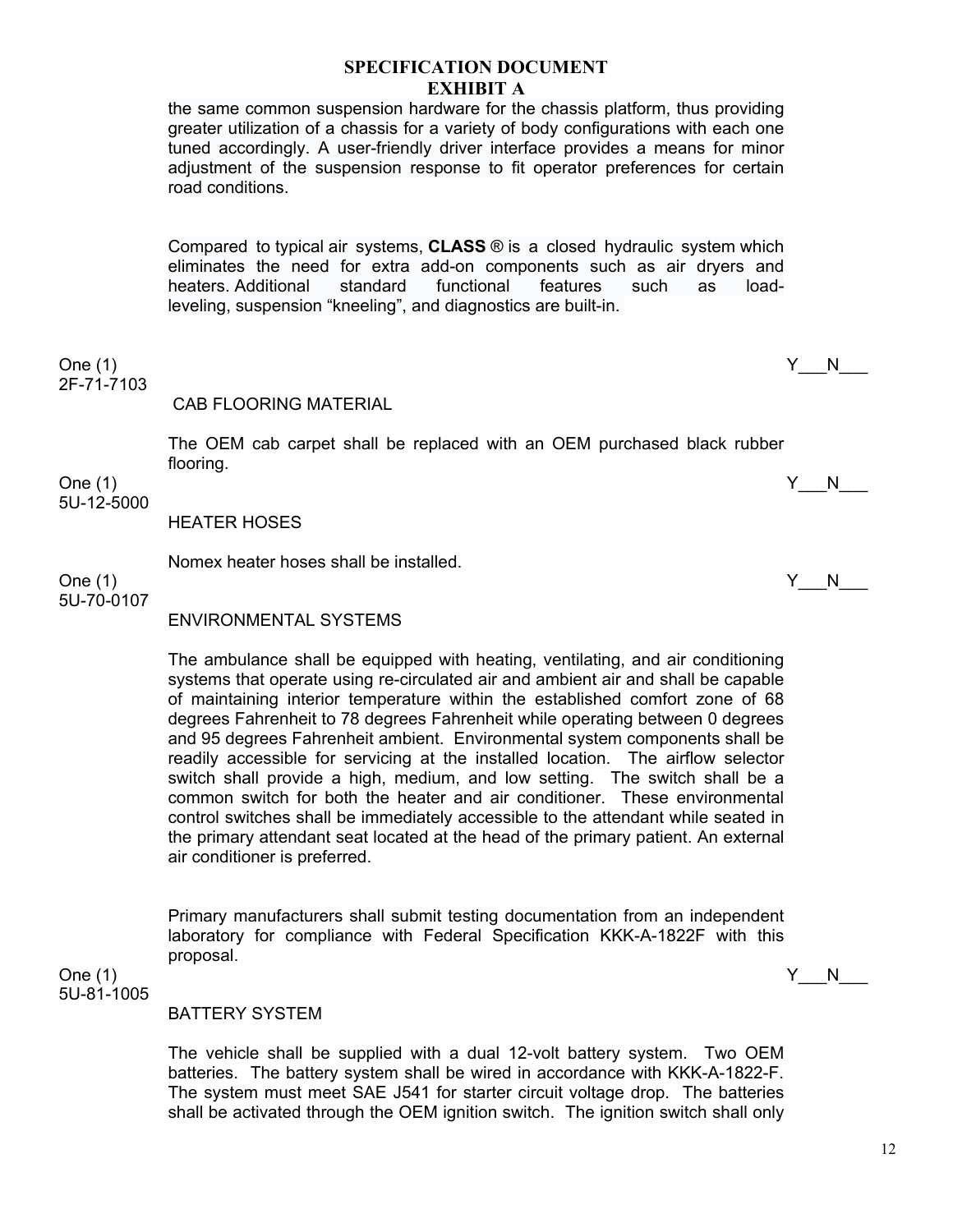## SPECIFICATION DOCUMENT
## EXHIBIT A

the same common suspension hardware for the chassis platform, thus providing greater utilization of a chassis for a variety of body configurations with each one tuned accordingly. A user-friendly driver interface provides a means for minor adjustment of the suspension response to fit operator preferences for certain road conditions.

Compared to typical air systems, **CLASS** ® is a closed hydraulic system which eliminates the need for extra add-on components such as air dryers and heaters. Additional standard functional features such as load-leveling, suspension "kneeling", and diagnostics are built-in.

One (1) Y___N___
2F-71-7103

CAB FLOORING MATERIAL

The OEM cab carpet shall be replaced with an OEM purchased black rubber flooring.

One (1) Y___N___
5U-12-5000

HEATER HOSES

Nomex heater hoses shall be installed.

One (1) Y___N___
5U-70-0107

ENVIRONMENTAL SYSTEMS

The ambulance shall be equipped with heating, ventilating, and air conditioning systems that operate using re-circulated air and ambient air and shall be capable of maintaining interior temperature within the established comfort zone of 68 degrees Fahrenheit to 78 degrees Fahrenheit while operating between 0 degrees and 95 degrees Fahrenheit ambient. Environmental system components shall be readily accessible for servicing at the installed location. The airflow selector switch shall provide a high, medium, and low setting. The switch shall be a common switch for both the heater and air conditioner. These environmental control switches shall be immediately accessible to the attendant while seated in the primary attendant seat located at the head of the primary patient. An external air conditioner is preferred.

Primary manufacturers shall submit testing documentation from an independent laboratory for compliance with Federal Specification KKK-A-1822F with this proposal.

One (1) Y___N___
5U-81-1005

BATTERY SYSTEM

The vehicle shall be supplied with a dual 12-volt battery system. Two OEM batteries. The battery system shall be wired in accordance with KKK-A-1822-F. The system must meet SAE J541 for starter circuit voltage drop. The batteries shall be activated through the OEM ignition switch. The ignition switch shall only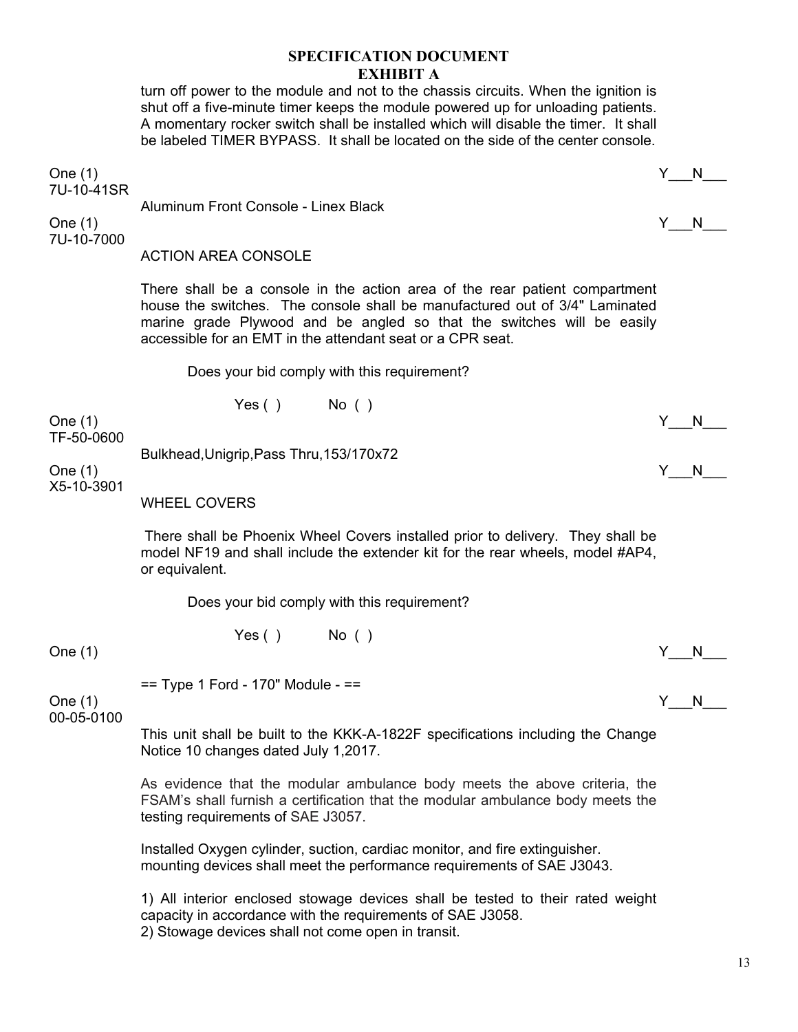## SPECIFICATION DOCUMENT
## EXHIBIT A

turn off power to the module and not to the chassis circuits. When the ignition is shut off a five-minute timer keeps the module powered up for unloading patients. A momentary rocker switch shall be installed which will disable the timer. It shall be labeled TIMER BYPASS. It shall be located on the side of the center console.

One (1) Y___N___
7U-10-41SR

Aluminum Front Console - Linex Black

One (1) Y___N___
7U-10-7000

ACTION AREA CONSOLE

There shall be a console in the action area of the rear patient compartment house the switches. The console shall be manufactured out of 3/4" Laminated marine grade Plywood and be angled so that the switches will be easily accessible for an EMT in the attendant seat or a CPR seat.

Does your bid comply with this requirement?

Yes ( ) No ( )

One (1) Y___N___
TF-50-0600

Bulkhead,Unigrip,Pass Thru,153/170x72

One (1) Y___N___
X5-10-3901

WHEEL COVERS

There shall be Phoenix Wheel Covers installed prior to delivery. They shall be model NF19 and shall include the extender kit for the rear wheels, model #AP4, or equivalent.

Does your bid comply with this requirement?

Yes ( ) No ( )

One (1) Y___N___

== Type 1 Ford - 170" Module - ==

One (1) Y___N___
00-05-0100

This unit shall be built to the KKK-A-1822F specifications including the Change Notice 10 changes dated July 1,2017.

As evidence that the modular ambulance body meets the above criteria, the FSAM's shall furnish a certification that the modular ambulance body meets the testing requirements of SAE J3057.

Installed Oxygen cylinder, suction, cardiac monitor, and fire extinguisher. mounting devices shall meet the performance requirements of SAE J3043.

1) All interior enclosed stowage devices shall be tested to their rated weight capacity in accordance with the requirements of SAE J3058.
2) Stowage devices shall not come open in transit.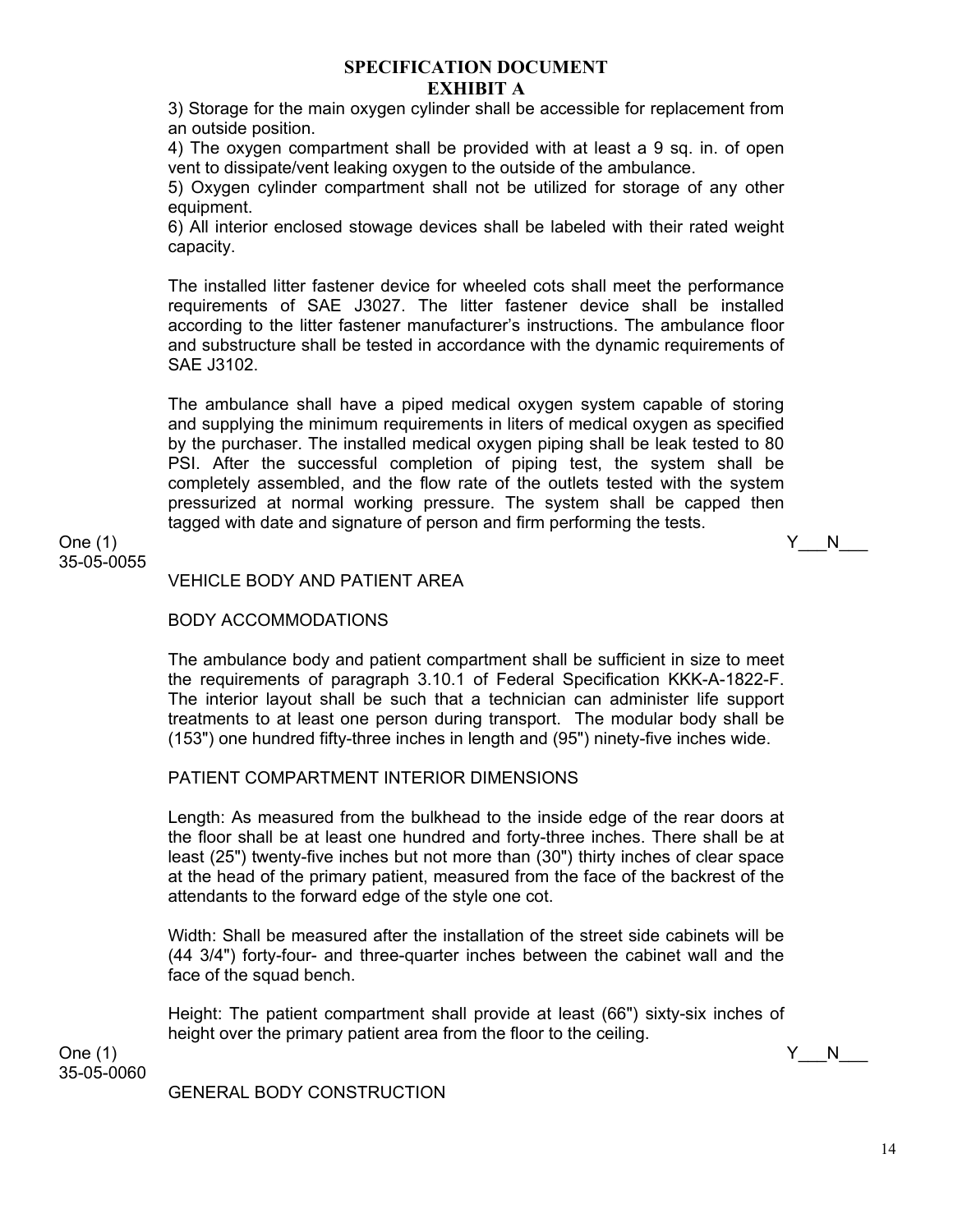## SPECIFICATION DOCUMENT
## EXHIBIT A

3) Storage for the main oxygen cylinder shall be accessible for replacement from an outside position.
4) The oxygen compartment shall be provided with at least a 9 sq. in. of open vent to dissipate/vent leaking oxygen to the outside of the ambulance.
5) Oxygen cylinder compartment shall not be utilized for storage of any other equipment.
6) All interior enclosed stowage devices shall be labeled with their rated weight capacity.

The installed litter fastener device for wheeled cots shall meet the performance requirements of SAE J3027. The litter fastener device shall be installed according to the litter fastener manufacturer's instructions. The ambulance floor and substructure shall be tested in accordance with the dynamic requirements of SAE J3102.

The ambulance shall have a piped medical oxygen system capable of storing and supplying the minimum requirements in liters of medical oxygen as specified by the purchaser. The installed medical oxygen piping shall be leak tested to 80 PSI. After the successful completion of piping test, the system shall be completely assembled, and the flow rate of the outlets tested with the system pressurized at normal working pressure. The system shall be capped then tagged with date and signature of person and firm performing the tests.

One (1) Y___N___
35-05-0055

VEHICLE BODY AND PATIENT AREA

BODY ACCOMMODATIONS

The ambulance body and patient compartment shall be sufficient in size to meet the requirements of paragraph 3.10.1 of Federal Specification KKK-A-1822-F. The interior layout shall be such that a technician can administer life support treatments to at least one person during transport. The modular body shall be (153") one hundred fifty-three inches in length and (95") ninety-five inches wide.

PATIENT COMPARTMENT INTERIOR DIMENSIONS

Length: As measured from the bulkhead to the inside edge of the rear doors at the floor shall be at least one hundred and forty-three inches. There shall be at least (25") twenty-five inches but not more than (30") thirty inches of clear space at the head of the primary patient, measured from the face of the backrest of the attendants to the forward edge of the style one cot.

Width: Shall be measured after the installation of the street side cabinets will be (44 3/4") forty-four- and three-quarter inches between the cabinet wall and the face of the squad bench.

Height: The patient compartment shall provide at least (66") sixty-six inches of height over the primary patient area from the floor to the ceiling.

One (1) Y___N___
35-05-0060

GENERAL BODY CONSTRUCTION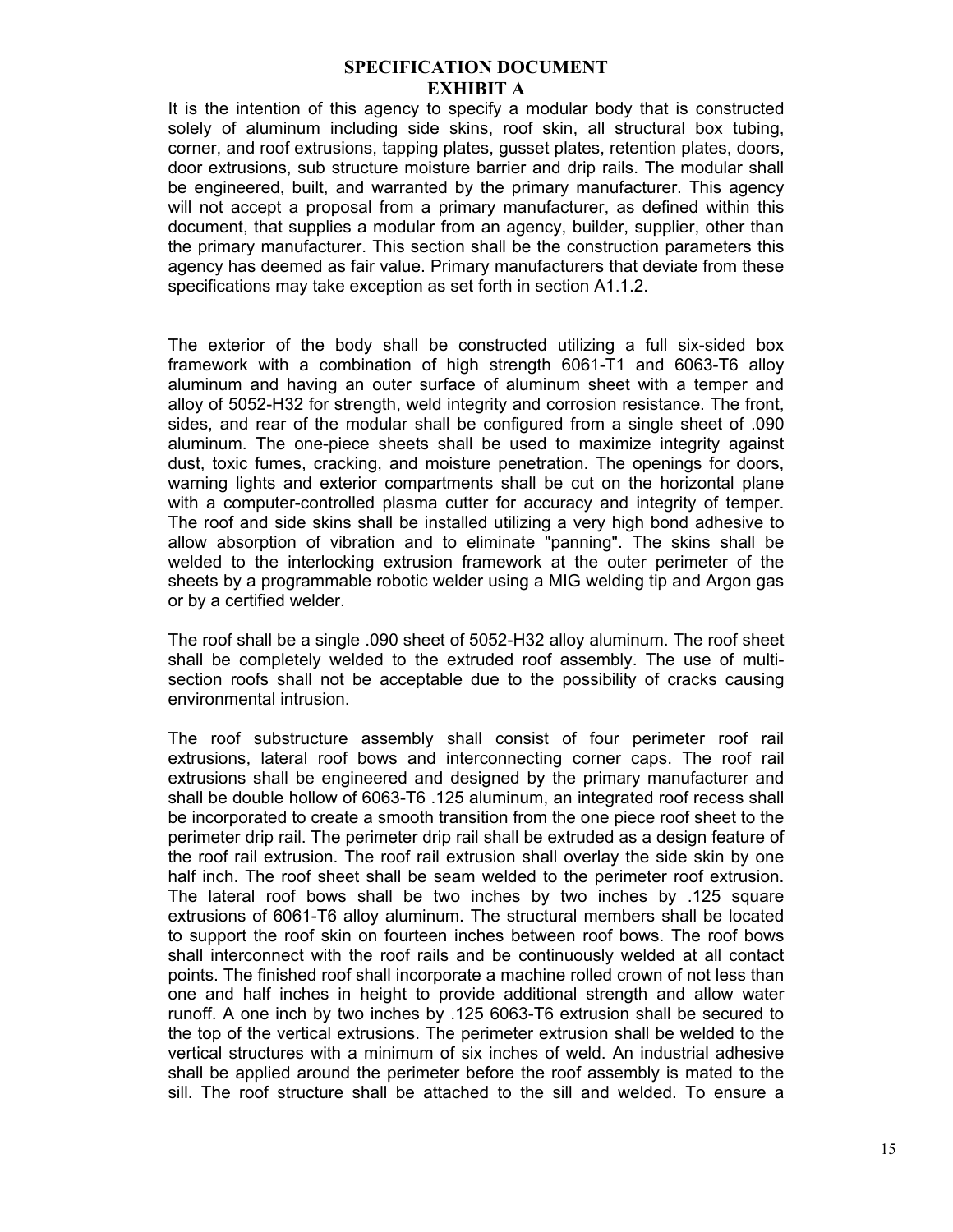# SPECIFICATION DOCUMENT
## EXHIBIT A

It is the intention of this agency to specify a modular body that is constructed solely of aluminum including side skins, roof skin, all structural box tubing, corner, and roof extrusions, tapping plates, gusset plates, retention plates, doors, door extrusions, sub structure moisture barrier and drip rails. The modular shall be engineered, built, and warranted by the primary manufacturer. This agency will not accept a proposal from a primary manufacturer, as defined within this document, that supplies a modular from an agency, builder, supplier, other than the primary manufacturer. This section shall be the construction parameters this agency has deemed as fair value. Primary manufacturers that deviate from these specifications may take exception as set forth in section A1.1.2.

The exterior of the body shall be constructed utilizing a full six-sided box framework with a combination of high strength 6061-T1 and 6063-T6 alloy aluminum and having an outer surface of aluminum sheet with a temper and alloy of 5052-H32 for strength, weld integrity and corrosion resistance. The front, sides, and rear of the modular shall be configured from a single sheet of .090 aluminum. The one-piece sheets shall be used to maximize integrity against dust, toxic fumes, cracking, and moisture penetration. The openings for doors, warning lights and exterior compartments shall be cut on the horizontal plane with a computer-controlled plasma cutter for accuracy and integrity of temper. The roof and side skins shall be installed utilizing a very high bond adhesive to allow absorption of vibration and to eliminate "panning". The skins shall be welded to the interlocking extrusion framework at the outer perimeter of the sheets by a programmable robotic welder using a MIG welding tip and Argon gas or by a certified welder.

The roof shall be a single .090 sheet of 5052-H32 alloy aluminum. The roof sheet shall be completely welded to the extruded roof assembly. The use of multi-section roofs shall not be acceptable due to the possibility of cracks causing environmental intrusion.

The roof substructure assembly shall consist of four perimeter roof rail extrusions, lateral roof bows and interconnecting corner caps. The roof rail extrusions shall be engineered and designed by the primary manufacturer and shall be double hollow of 6063-T6 .125 aluminum, an integrated roof recess shall be incorporated to create a smooth transition from the one piece roof sheet to the perimeter drip rail. The perimeter drip rail shall be extruded as a design feature of the roof rail extrusion. The roof rail extrusion shall overlay the side skin by one half inch. The roof sheet shall be seam welded to the perimeter roof extrusion. The lateral roof bows shall be two inches by two inches by .125 square extrusions of 6061-T6 alloy aluminum. The structural members shall be located to support the roof skin on fourteen inches between roof bows. The roof bows shall interconnect with the roof rails and be continuously welded at all contact points. The finished roof shall incorporate a machine rolled crown of not less than one and half inches in height to provide additional strength and allow water runoff. A one inch by two inches by .125 6063-T6 extrusion shall be secured to the top of the vertical extrusions. The perimeter extrusion shall be welded to the vertical structures with a minimum of six inches of weld. An industrial adhesive shall be applied around the perimeter before the roof assembly is mated to the sill. The roof structure shall be attached to the sill and welded. To ensure a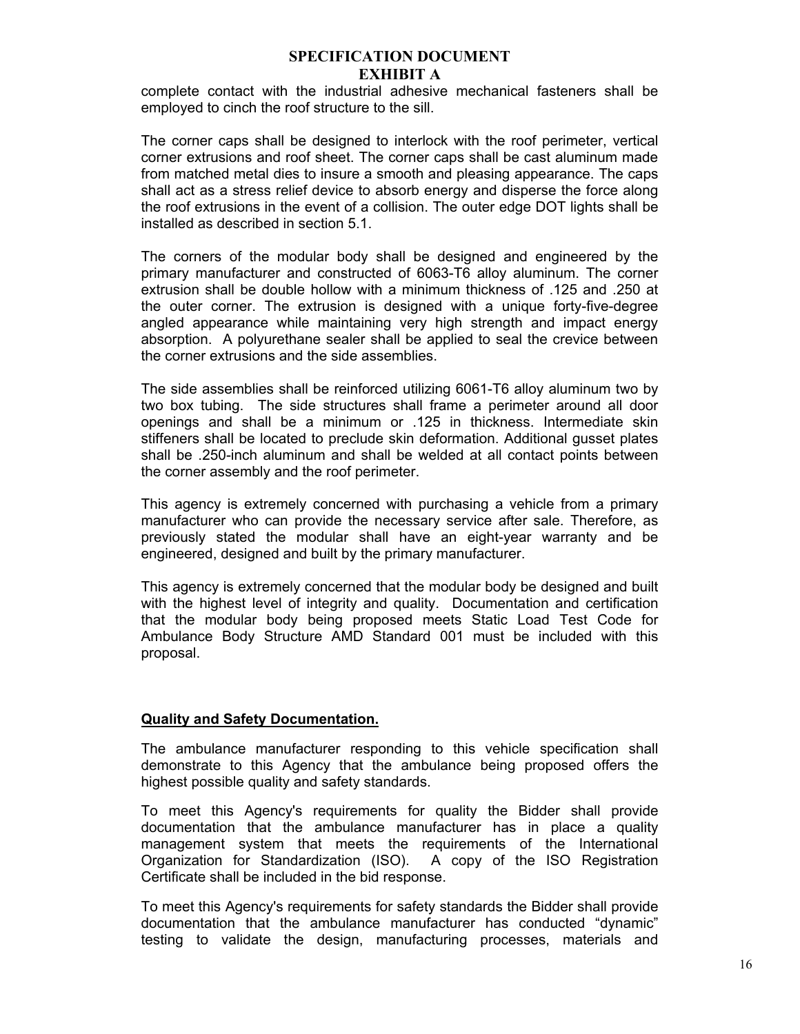complete contact with the industrial adhesive mechanical fasteners shall be employed to cinch the roof structure to the sill.

The corner caps shall be designed to interlock with the roof perimeter, vertical corner extrusions and roof sheet. The corner caps shall be cast aluminum made from matched metal dies to insure a smooth and pleasing appearance. The caps shall act as a stress relief device to absorb energy and disperse the force along the roof extrusions in the event of a collision. The outer edge DOT lights shall be installed as described in section 5.1.

The corners of the modular body shall be designed and engineered by the primary manufacturer and constructed of 6063-T6 alloy aluminum. The corner extrusion shall be double hollow with a minimum thickness of .125 and .250 at the outer corner. The extrusion is designed with a unique forty-five-degree angled appearance while maintaining very high strength and impact energy absorption. A polyurethane sealer shall be applied to seal the crevice between the corner extrusions and the side assemblies.

The side assemblies shall be reinforced utilizing 6061-T6 alloy aluminum two by two box tubing. The side structures shall frame a perimeter around all door openings and shall be a minimum or .125 in thickness. Intermediate skin stiffeners shall be located to preclude skin deformation. Additional gusset plates shall be .250-inch aluminum and shall be welded at all contact points between the corner assembly and the roof perimeter.

This agency is extremely concerned with purchasing a vehicle from a primary manufacturer who can provide the necessary service after sale. Therefore, as previously stated the modular shall have an eight-year warranty and be engineered, designed and built by the primary manufacturer.

This agency is extremely concerned that the modular body be designed and built with the highest level of integrity and quality. Documentation and certification that the modular body being proposed meets Static Load Test Code for Ambulance Body Structure AMD Standard 001 must be included with this proposal.

**Quality and Safety Documentation.**

The ambulance manufacturer responding to this vehicle specification shall demonstrate to this Agency that the ambulance being proposed offers the highest possible quality and safety standards.

To meet this Agency's requirements for quality the Bidder shall provide documentation that the ambulance manufacturer has in place a quality management system that meets the requirements of the International Organization for Standardization (ISO). A copy of the ISO Registration Certificate shall be included in the bid response.

To meet this Agency's requirements for safety standards the Bidder shall provide documentation that the ambulance manufacturer has conducted "dynamic" testing to validate the design, manufacturing processes, materials and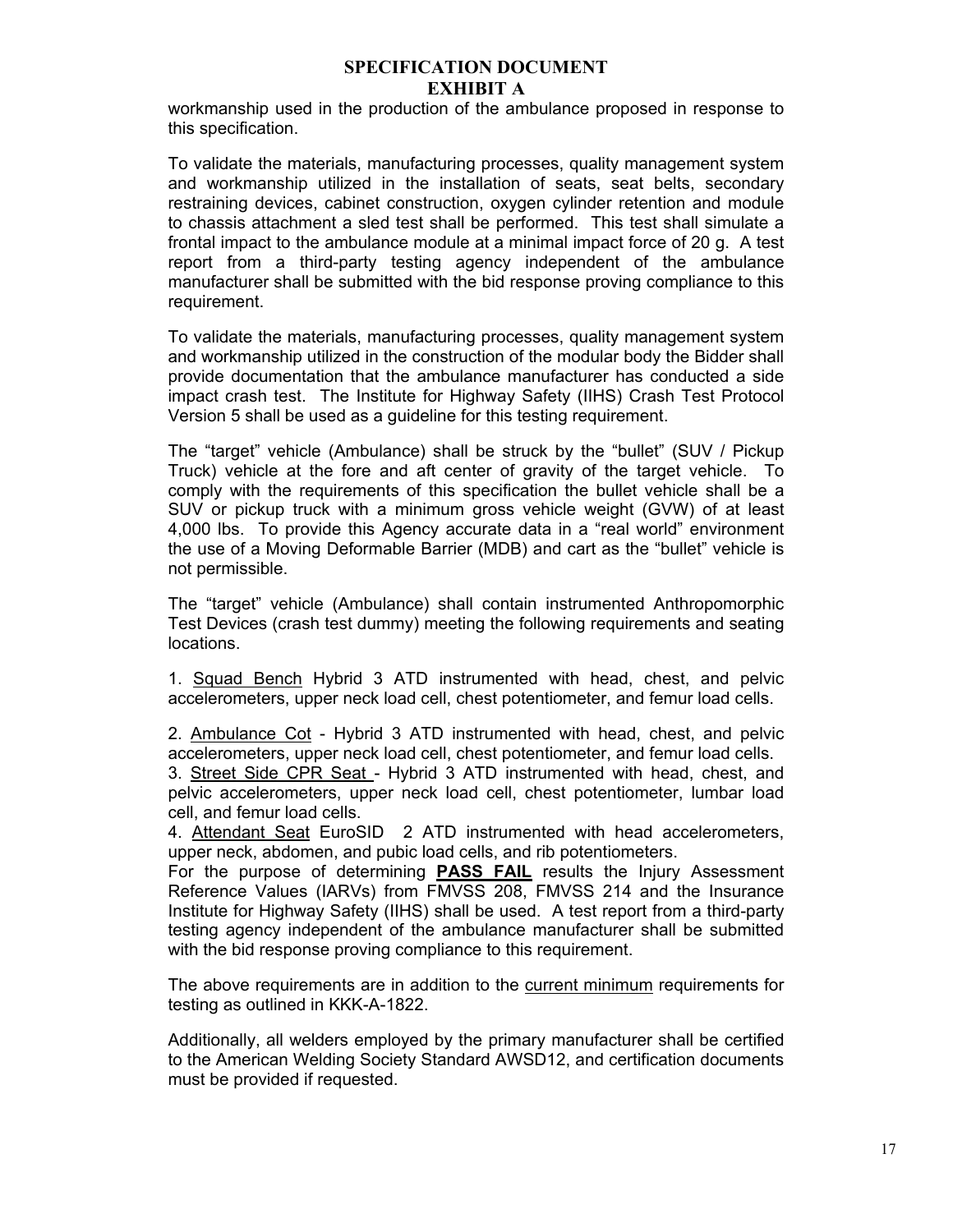workmanship used in the production of the ambulance proposed in response to this specification.

To validate the materials, manufacturing processes, quality management system and workmanship utilized in the installation of seats, seat belts, secondary restraining devices, cabinet construction, oxygen cylinder retention and module to chassis attachment a sled test shall be performed. This test shall simulate a frontal impact to the ambulance module at a minimal impact force of 20 g. A test report from a third-party testing agency independent of the ambulance manufacturer shall be submitted with the bid response proving compliance to this requirement.

To validate the materials, manufacturing processes, quality management system and workmanship utilized in the construction of the modular body the Bidder shall provide documentation that the ambulance manufacturer has conducted a side impact crash test. The Institute for Highway Safety (IIHS) Crash Test Protocol Version 5 shall be used as a guideline for this testing requirement.

The "target" vehicle (Ambulance) shall be struck by the "bullet" (SUV / Pickup Truck) vehicle at the fore and aft center of gravity of the target vehicle. To comply with the requirements of this specification the bullet vehicle shall be a SUV or pickup truck with a minimum gross vehicle weight (GVW) of at least 4,000 lbs. To provide this Agency accurate data in a "real world" environment the use of a Moving Deformable Barrier (MDB) and cart as the "bullet" vehicle is not permissible.

The "target" vehicle (Ambulance) shall contain instrumented Anthropomorphic Test Devices (crash test dummy) meeting the following requirements and seating locations.

1. <u>Squad Bench</u> Hybrid 3 ATD instrumented with head, chest, and pelvic accelerometers, upper neck load cell, chest potentiometer, and femur load cells.

2. <u>Ambulance Cot</u> - Hybrid 3 ATD instrumented with head, chest, and pelvic accelerometers, upper neck load cell, chest potentiometer, and femur load cells.
3. <u>Street Side CPR Seat</u> - Hybrid 3 ATD instrumented with head, chest, and pelvic accelerometers, upper neck load cell, chest potentiometer, lumbar load cell, and femur load cells.
4. <u>Attendant Seat</u> EuroSID 2 ATD instrumented with head accelerometers, upper neck, abdomen, and pubic load cells, and rib potentiometers.

For the purpose of determining **<u>PASS FAIL</u>** results the Injury Assessment Reference Values (IARVs) from FMVSS 208, FMVSS 214 and the Insurance Institute for Highway Safety (IIHS) shall be used. A test report from a third-party testing agency independent of the ambulance manufacturer shall be submitted with the bid response proving compliance to this requirement.

The above requirements are in addition to the <u>current minimum</u> requirements for testing as outlined in KKK-A-1822.

Additionally, all welders employed by the primary manufacturer shall be certified to the American Welding Society Standard AWSD12, and certification documents must be provided if requested.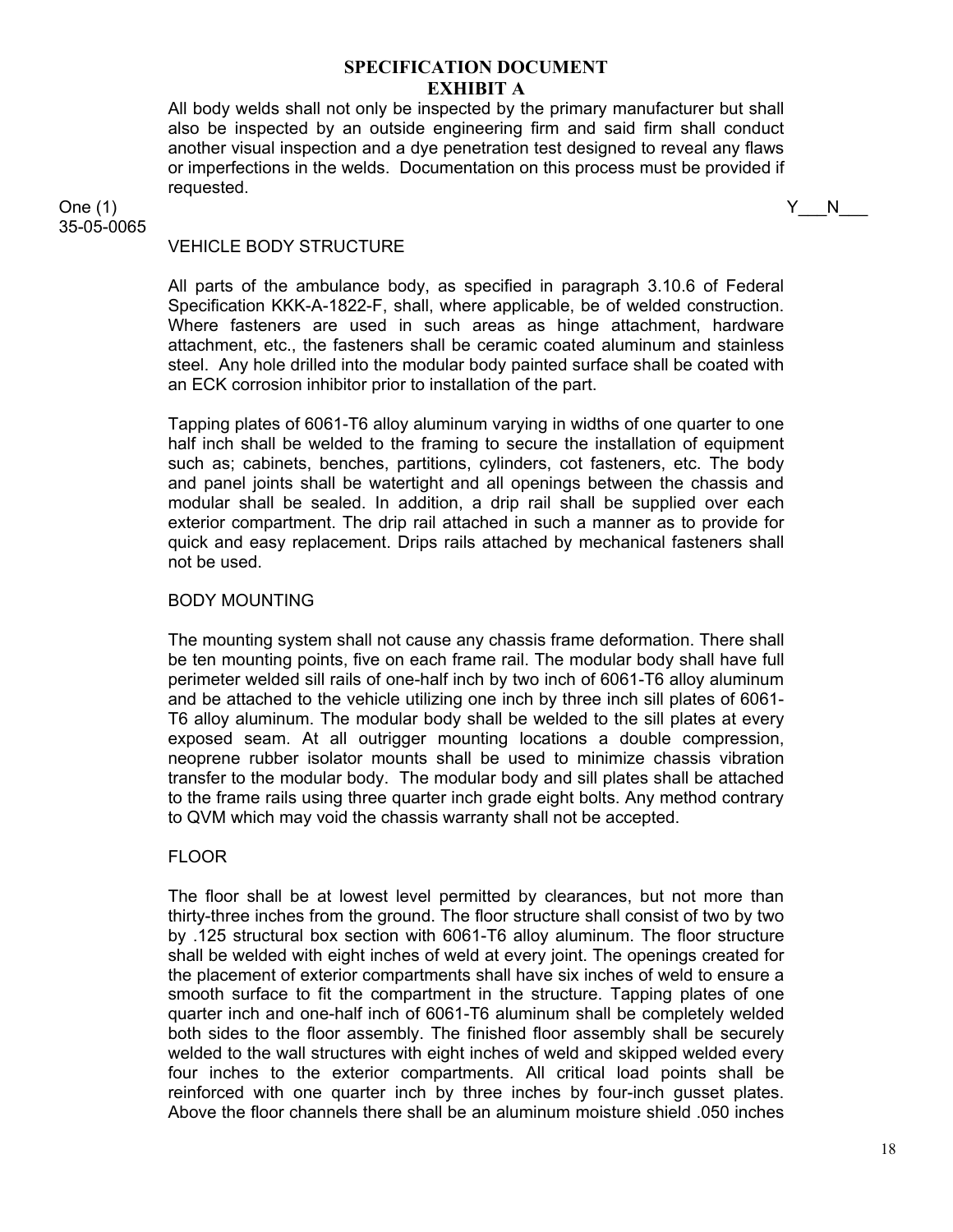## SPECIFICATION DOCUMENT
## EXHIBIT A

All body welds shall not only be inspected by the primary manufacturer but shall also be inspected by an outside engineering firm and said firm shall conduct another visual inspection and a dye penetration test designed to reveal any flaws or imperfections in the welds. Documentation on this process must be provided if requested.

One (1) Y___N___
35-05-0065

VEHICLE BODY STRUCTURE

All parts of the ambulance body, as specified in paragraph 3.10.6 of Federal Specification KKK-A-1822-F, shall, where applicable, be of welded construction. Where fasteners are used in such areas as hinge attachment, hardware attachment, etc., the fasteners shall be ceramic coated aluminum and stainless steel. Any hole drilled into the modular body painted surface shall be coated with an ECK corrosion inhibitor prior to installation of the part.

Tapping plates of 6061-T6 alloy aluminum varying in widths of one quarter to one half inch shall be welded to the framing to secure the installation of equipment such as; cabinets, benches, partitions, cylinders, cot fasteners, etc. The body and panel joints shall be watertight and all openings between the chassis and modular shall be sealed. In addition, a drip rail shall be supplied over each exterior compartment. The drip rail attached in such a manner as to provide for quick and easy replacement. Drips rails attached by mechanical fasteners shall not be used.

BODY MOUNTING

The mounting system shall not cause any chassis frame deformation. There shall be ten mounting points, five on each frame rail. The modular body shall have full perimeter welded sill rails of one-half inch by two inch of 6061-T6 alloy aluminum and be attached to the vehicle utilizing one inch by three inch sill plates of 6061-T6 alloy aluminum. The modular body shall be welded to the sill plates at every exposed seam. At all outrigger mounting locations a double compression, neoprene rubber isolator mounts shall be used to minimize chassis vibration transfer to the modular body. The modular body and sill plates shall be attached to the frame rails using three quarter inch grade eight bolts. Any method contrary to QVM which may void the chassis warranty shall not be accepted.

FLOOR

The floor shall be at lowest level permitted by clearances, but not more than thirty-three inches from the ground. The floor structure shall consist of two by two by .125 structural box section with 6061-T6 alloy aluminum. The floor structure shall be welded with eight inches of weld at every joint. The openings created for the placement of exterior compartments shall have six inches of weld to ensure a smooth surface to fit the compartment in the structure. Tapping plates of one quarter inch and one-half inch of 6061-T6 aluminum shall be completely welded both sides to the floor assembly. The finished floor assembly shall be securely welded to the wall structures with eight inches of weld and skipped welded every four inches to the exterior compartments. All critical load points shall be reinforced with one quarter inch by three inches by four-inch gusset plates. Above the floor channels there shall be an aluminum moisture shield .050 inches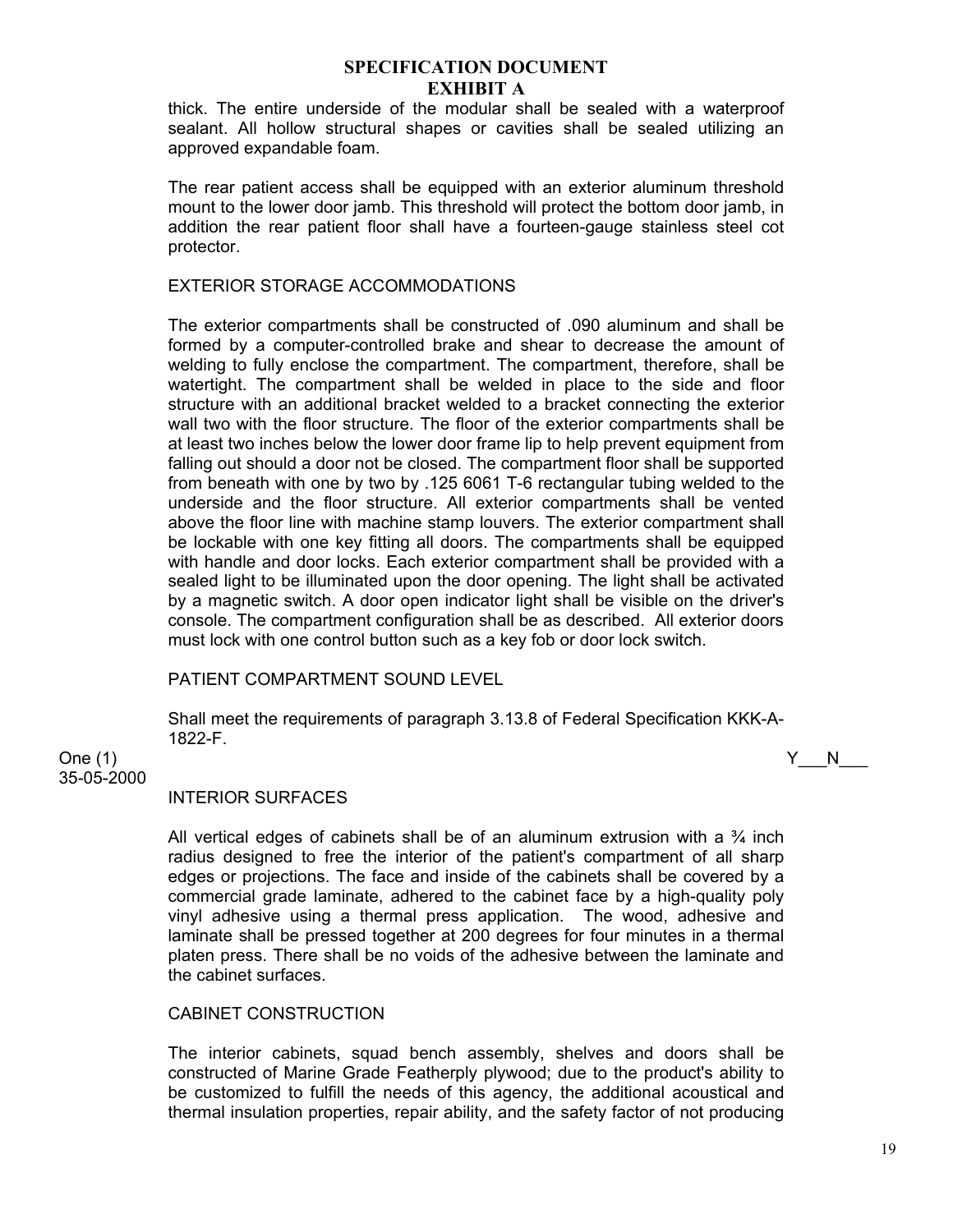thick. The entire underside of the modular shall be sealed with a waterproof sealant. All hollow structural shapes or cavities shall be sealed utilizing an approved expandable foam.

The rear patient access shall be equipped with an exterior aluminum threshold mount to the lower door jamb. This threshold will protect the bottom door jamb, in addition the rear patient floor shall have a fourteen-gauge stainless steel cot protector.

EXTERIOR STORAGE ACCOMMODATIONS

The exterior compartments shall be constructed of .090 aluminum and shall be formed by a computer-controlled brake and shear to decrease the amount of welding to fully enclose the compartment. The compartment, therefore, shall be watertight. The compartment shall be welded in place to the side and floor structure with an additional bracket welded to a bracket connecting the exterior wall two with the floor structure. The floor of the exterior compartments shall be at least two inches below the lower door frame lip to help prevent equipment from falling out should a door not be closed. The compartment floor shall be supported from beneath with one by two by .125 6061 T-6 rectangular tubing welded to the underside and the floor structure. All exterior compartments shall be vented above the floor line with machine stamp louvers. The exterior compartment shall be lockable with one key fitting all doors. The compartments shall be equipped with handle and door locks. Each exterior compartment shall be provided with a sealed light to be illuminated upon the door opening. The light shall be activated by a magnetic switch. A door open indicator light shall be visible on the driver's console. The compartment configuration shall be as described. All exterior doors must lock with one control button such as a key fob or door lock switch.

PATIENT COMPARTMENT SOUND LEVEL

Shall meet the requirements of paragraph 3.13.8 of Federal Specification KKK-A-1822-F.

One (1) Y___N___
35-05-2000

INTERIOR SURFACES

All vertical edges of cabinets shall be of an aluminum extrusion with a ¾ inch radius designed to free the interior of the patient's compartment of all sharp edges or projections. The face and inside of the cabinets shall be covered by a commercial grade laminate, adhered to the cabinet face by a high-quality poly vinyl adhesive using a thermal press application. The wood, adhesive and laminate shall be pressed together at 200 degrees for four minutes in a thermal platen press. There shall be no voids of the adhesive between the laminate and the cabinet surfaces.

CABINET CONSTRUCTION

The interior cabinets, squad bench assembly, shelves and doors shall be constructed of Marine Grade Featherply plywood; due to the product's ability to be customized to fulfill the needs of this agency, the additional acoustical and thermal insulation properties, repair ability, and the safety factor of not producing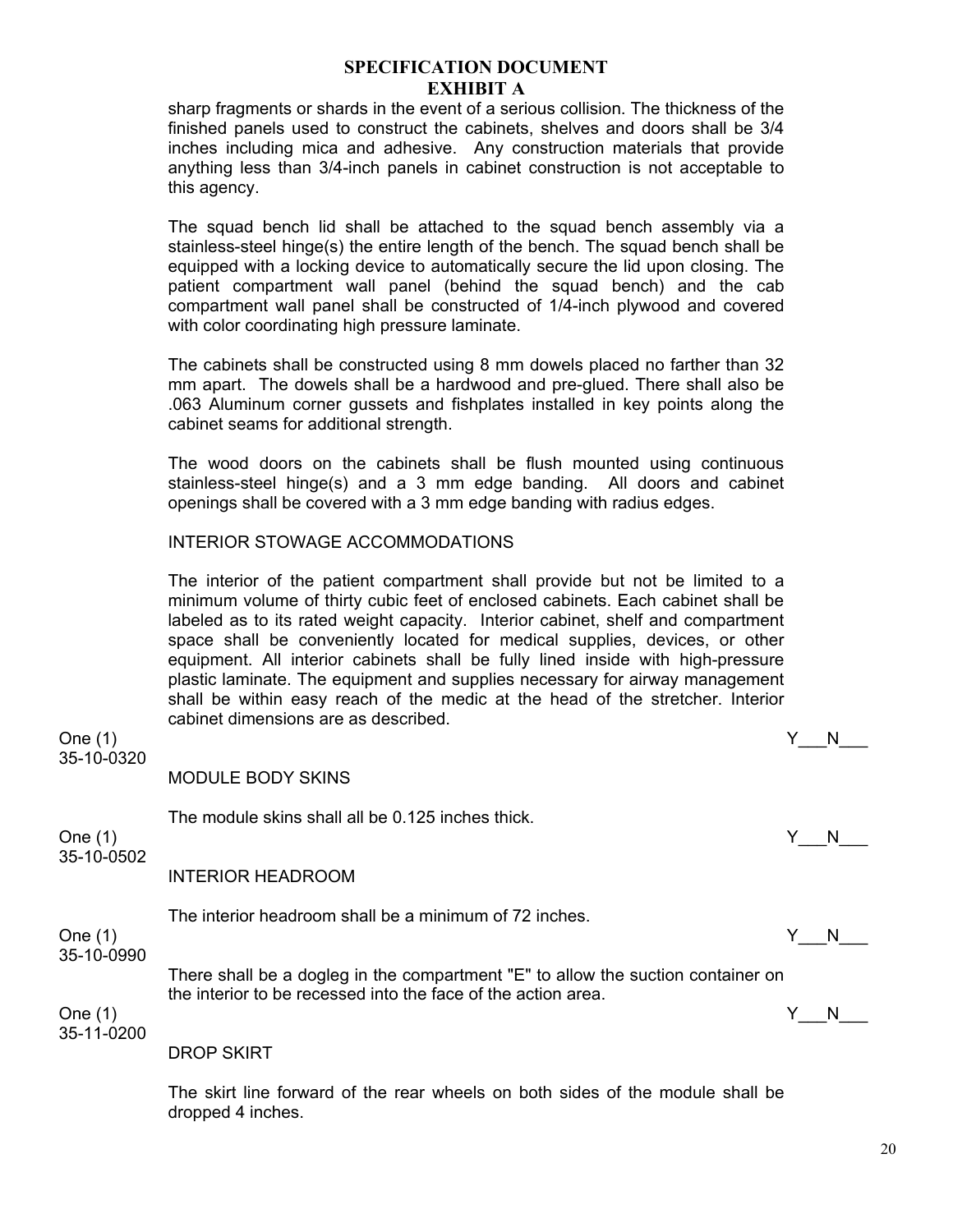## SPECIFICATION DOCUMENT
## EXHIBIT A

sharp fragments or shards in the event of a serious collision. The thickness of the finished panels used to construct the cabinets, shelves and doors shall be 3/4 inches including mica and adhesive. Any construction materials that provide anything less than 3/4-inch panels in cabinet construction is not acceptable to this agency.

The squad bench lid shall be attached to the squad bench assembly via a stainless-steel hinge(s) the entire length of the bench. The squad bench shall be equipped with a locking device to automatically secure the lid upon closing. The patient compartment wall panel (behind the squad bench) and the cab compartment wall panel shall be constructed of 1/4-inch plywood and covered with color coordinating high pressure laminate.

The cabinets shall be constructed using 8 mm dowels placed no farther than 32 mm apart. The dowels shall be a hardwood and pre-glued. There shall also be .063 Aluminum corner gussets and fishplates installed in key points along the cabinet seams for additional strength.

The wood doors on the cabinets shall be flush mounted using continuous stainless-steel hinge(s) and a 3 mm edge banding. All doors and cabinet openings shall be covered with a 3 mm edge banding with radius edges.

INTERIOR STOWAGE ACCOMMODATIONS

The interior of the patient compartment shall provide but not be limited to a minimum volume of thirty cubic feet of enclosed cabinets. Each cabinet shall be labeled as to its rated weight capacity. Interior cabinet, shelf and compartment space shall be conveniently located for medical supplies, devices, or other equipment. All interior cabinets shall be fully lined inside with high-pressure plastic laminate. The equipment and supplies necessary for airway management shall be within easy reach of the medic at the head of the stretcher. Interior cabinet dimensions are as described.

Y___N___

One (1)
35-10-0320

MODULE BODY SKINS

The module skins shall all be 0.125 inches thick.

Y___N___

One (1)
35-10-0502

INTERIOR HEADROOM

The interior headroom shall be a minimum of 72 inches.

Y___N___

One (1)
35-10-0990

There shall be a dogleg in the compartment "E" to allow the suction container on the interior to be recessed into the face of the action area.

Y___N___

One (1)
35-11-0200

DROP SKIRT

The skirt line forward of the rear wheels on both sides of the module shall be dropped 4 inches.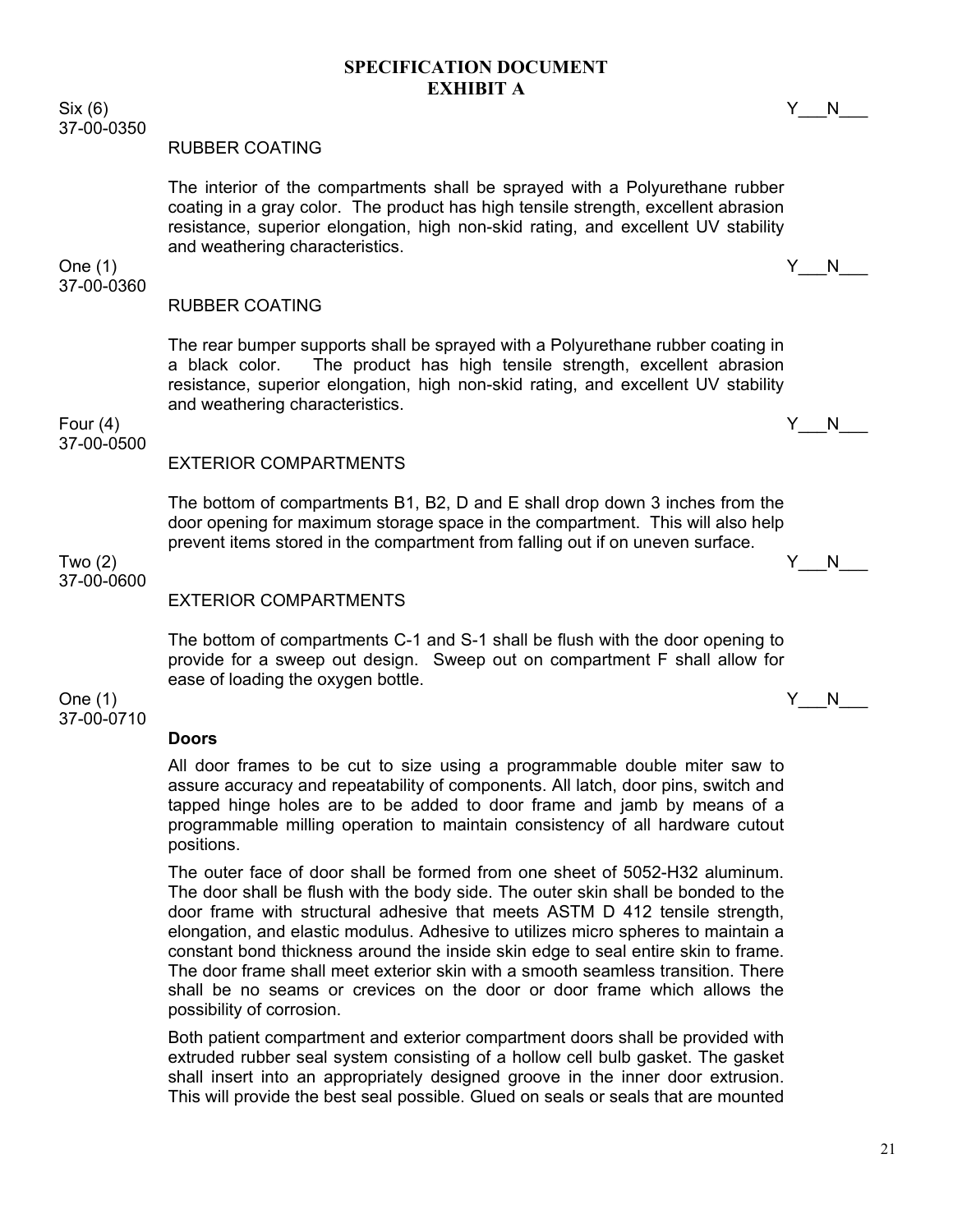## SPECIFICATION DOCUMENT
## EXHIBIT A

Six (6) Y___N___
37-00-0350

RUBBER COATING

The interior of the compartments shall be sprayed with a Polyurethane rubber coating in a gray color. The product has high tensile strength, excellent abrasion resistance, superior elongation, high non-skid rating, and excellent UV stability and weathering characteristics.

One (1) Y___N___
37-00-0360

RUBBER COATING

The rear bumper supports shall be sprayed with a Polyurethane rubber coating in a black color. The product has high tensile strength, excellent abrasion resistance, superior elongation, high non-skid rating, and excellent UV stability and weathering characteristics.

Four (4) Y___N___
37-00-0500

EXTERIOR COMPARTMENTS

The bottom of compartments B1, B2, D and E shall drop down 3 inches from the door opening for maximum storage space in the compartment. This will also help prevent items stored in the compartment from falling out if on uneven surface.

Two (2) Y___N___
37-00-0600

EXTERIOR COMPARTMENTS

The bottom of compartments C-1 and S-1 shall be flush with the door opening to provide for a sweep out design. Sweep out on compartment F shall allow for ease of loading the oxygen bottle.

One (1) Y___N___
37-00-0710

**Doors**

All door frames to be cut to size using a programmable double miter saw to assure accuracy and repeatability of components. All latch, door pins, switch and tapped hinge holes are to be added to door frame and jamb by means of a programmable milling operation to maintain consistency of all hardware cutout positions.

The outer face of door shall be formed from one sheet of 5052-H32 aluminum. The door shall be flush with the body side. The outer skin shall be bonded to the door frame with structural adhesive that meets ASTM D 412 tensile strength, elongation, and elastic modulus. Adhesive to utilizes micro spheres to maintain a constant bond thickness around the inside skin edge to seal entire skin to frame. The door frame shall meet exterior skin with a smooth seamless transition. There shall be no seams or crevices on the door or door frame which allows the possibility of corrosion.

Both patient compartment and exterior compartment doors shall be provided with extruded rubber seal system consisting of a hollow cell bulb gasket. The gasket shall insert into an appropriately designed groove in the inner door extrusion. This will provide the best seal possible. Glued on seals or seals that are mounted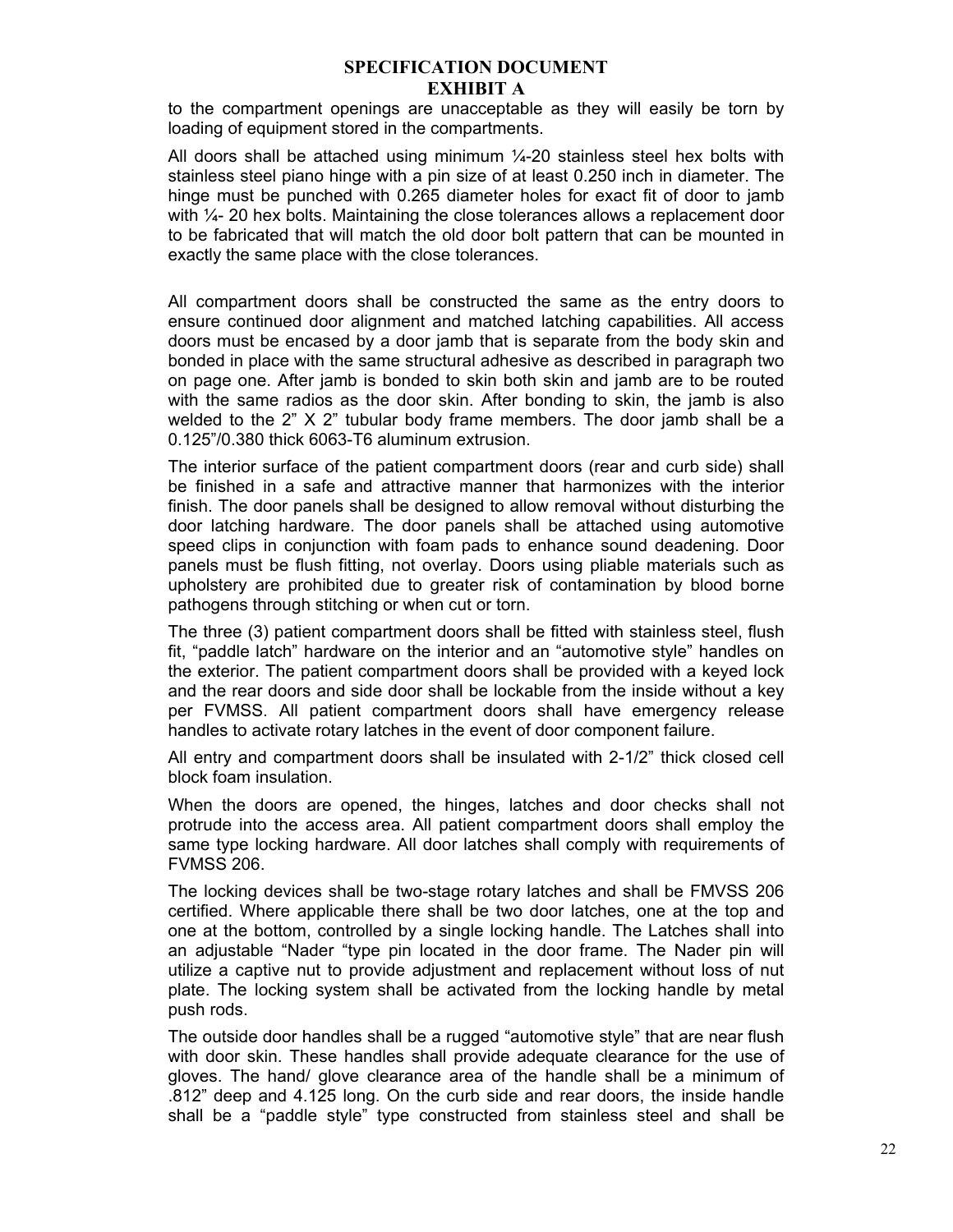# SPECIFICATION DOCUMENT
# EXHIBIT A

to the compartment openings are unacceptable as they will easily be torn by loading of equipment stored in the compartments.

All doors shall be attached using minimum ¼-20 stainless steel hex bolts with stainless steel piano hinge with a pin size of at least 0.250 inch in diameter. The hinge must be punched with 0.265 diameter holes for exact fit of door to jamb with ¼- 20 hex bolts. Maintaining the close tolerances allows a replacement door to be fabricated that will match the old door bolt pattern that can be mounted in exactly the same place with the close tolerances.

All compartment doors shall be constructed the same as the entry doors to ensure continued door alignment and matched latching capabilities. All access doors must be encased by a door jamb that is separate from the body skin and bonded in place with the same structural adhesive as described in paragraph two on page one. After jamb is bonded to skin both skin and jamb are to be routed with the same radios as the door skin. After bonding to skin, the jamb is also welded to the 2" X 2" tubular body frame members. The door jamb shall be a 0.125"/0.380 thick 6063-T6 aluminum extrusion.

The interior surface of the patient compartment doors (rear and curb side) shall be finished in a safe and attractive manner that harmonizes with the interior finish. The door panels shall be designed to allow removal without disturbing the door latching hardware. The door panels shall be attached using automotive speed clips in conjunction with foam pads to enhance sound deadening. Door panels must be flush fitting, not overlay. Doors using pliable materials such as upholstery are prohibited due to greater risk of contamination by blood borne pathogens through stitching or when cut or torn.

The three (3) patient compartment doors shall be fitted with stainless steel, flush fit, "paddle latch" hardware on the interior and an "automotive style" handles on the exterior. The patient compartment doors shall be provided with a keyed lock and the rear doors and side door shall be lockable from the inside without a key per FVMSS. All patient compartment doors shall have emergency release handles to activate rotary latches in the event of door component failure.

All entry and compartment doors shall be insulated with 2-1/2" thick closed cell block foam insulation.

When the doors are opened, the hinges, latches and door checks shall not protrude into the access area. All patient compartment doors shall employ the same type locking hardware. All door latches shall comply with requirements of FVMSS 206.

The locking devices shall be two-stage rotary latches and shall be FMVSS 206 certified. Where applicable there shall be two door latches, one at the top and one at the bottom, controlled by a single locking handle. The Latches shall into an adjustable "Nader "type pin located in the door frame. The Nader pin will utilize a captive nut to provide adjustment and replacement without loss of nut plate. The locking system shall be activated from the locking handle by metal push rods.

The outside door handles shall be a rugged "automotive style" that are near flush with door skin. These handles shall provide adequate clearance for the use of gloves. The hand/ glove clearance area of the handle shall be a minimum of .812" deep and 4.125 long. On the curb side and rear doors, the inside handle shall be a "paddle style" type constructed from stainless steel and shall be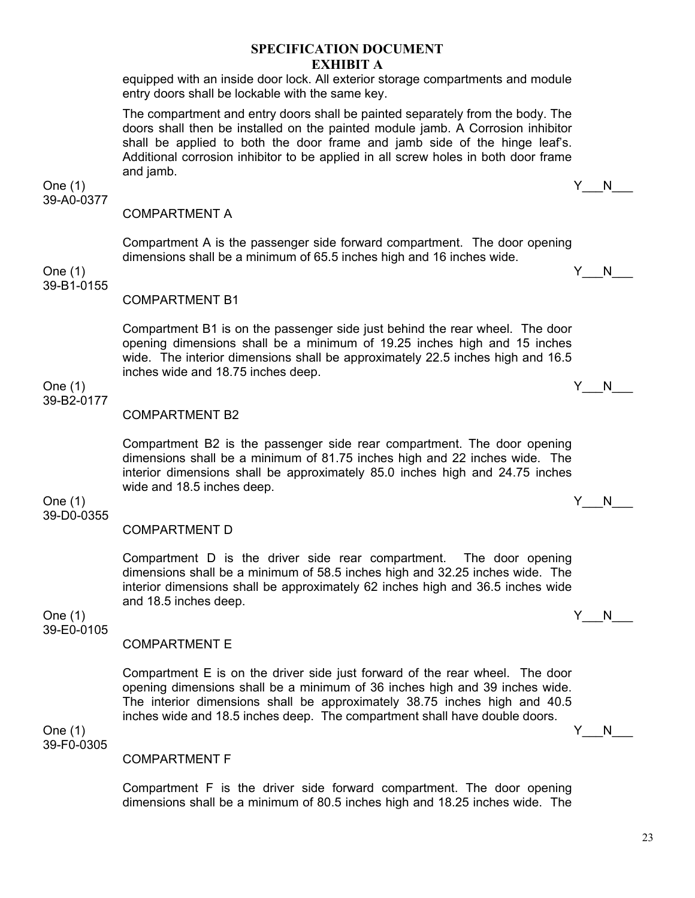**SPECIFICATION DOCUMENT**
**EXHIBIT A**

equipped with an inside door lock. All exterior storage compartments and module entry doors shall be lockable with the same key.

The compartment and entry doors shall be painted separately from the body. The doors shall then be installed on the painted module jamb. A Corrosion inhibitor shall be applied to both the door frame and jamb side of the hinge leaf's. Additional corrosion inhibitor to be applied in all screw holes in both door frame and jamb.

One (1) Y___N___
39-A0-0377

COMPARTMENT A

Compartment A is the passenger side forward compartment. The door opening dimensions shall be a minimum of 65.5 inches high and 16 inches wide.

One (1) Y___N___
39-B1-0155

COMPARTMENT B1

Compartment B1 is on the passenger side just behind the rear wheel. The door opening dimensions shall be a minimum of 19.25 inches high and 15 inches wide. The interior dimensions shall be approximately 22.5 inches high and 16.5 inches wide and 18.75 inches deep.

One (1) Y___N___
39-B2-0177

COMPARTMENT B2

Compartment B2 is the passenger side rear compartment. The door opening dimensions shall be a minimum of 81.75 inches high and 22 inches wide. The interior dimensions shall be approximately 85.0 inches high and 24.75 inches wide and 18.5 inches deep.

One (1) Y___N___
39-D0-0355

COMPARTMENT D

Compartment D is the driver side rear compartment. The door opening dimensions shall be a minimum of 58.5 inches high and 32.25 inches wide. The interior dimensions shall be approximately 62 inches high and 36.5 inches wide and 18.5 inches deep.

One (1) Y___N___
39-E0-0105

COMPARTMENT E

Compartment E is on the driver side just forward of the rear wheel. The door opening dimensions shall be a minimum of 36 inches high and 39 inches wide. The interior dimensions shall be approximately 38.75 inches high and 40.5 inches wide and 18.5 inches deep. The compartment shall have double doors.

One (1) Y___N___
39-F0-0305

COMPARTMENT F

Compartment F is the driver side forward compartment. The door opening dimensions shall be a minimum of 80.5 inches high and 18.25 inches wide. The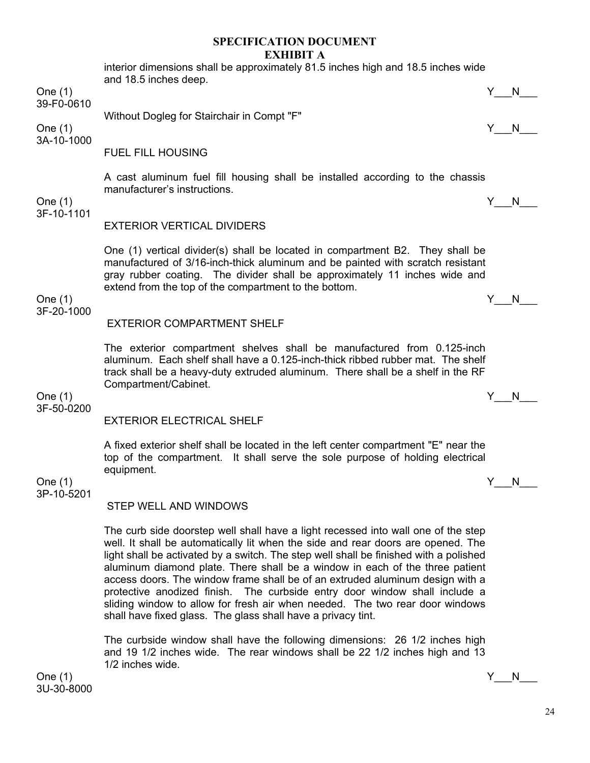## SPECIFICATION DOCUMENT
## EXHIBIT A

interior dimensions shall be approximately 81.5 inches high and 18.5 inches wide and 18.5 inches deep.

One (1) Y___N___
39-F0-0610

Without Dogleg for Stairchair in Compt "F"

One (1) Y___N___
3A-10-1000

FUEL FILL HOUSING

A cast aluminum fuel fill housing shall be installed according to the chassis manufacturer's instructions.

One (1) Y___N___
3F-10-1101

EXTERIOR VERTICAL DIVIDERS

One (1) vertical divider(s) shall be located in compartment B2. They shall be manufactured of 3/16-inch-thick aluminum and be painted with scratch resistant gray rubber coating. The divider shall be approximately 11 inches wide and extend from the top of the compartment to the bottom.

One (1) Y___N___
3F-20-1000

EXTERIOR COMPARTMENT SHELF

The exterior compartment shelves shall be manufactured from 0.125-inch aluminum. Each shelf shall have a 0.125-inch-thick ribbed rubber mat. The shelf track shall be a heavy-duty extruded aluminum. There shall be a shelf in the RF Compartment/Cabinet.

One (1) Y___N___
3F-50-0200

EXTERIOR ELECTRICAL SHELF

A fixed exterior shelf shall be located in the left center compartment "E" near the top of the compartment. It shall serve the sole purpose of holding electrical equipment.

One (1) Y___N___
3P-10-5201

STEP WELL AND WINDOWS

The curb side doorstep well shall have a light recessed into wall one of the step well. It shall be automatically lit when the side and rear doors are opened. The light shall be activated by a switch. The step well shall be finished with a polished aluminum diamond plate. There shall be a window in each of the three patient access doors. The window frame shall be of an extruded aluminum design with a protective anodized finish. The curbside entry door window shall include a sliding window to allow for fresh air when needed. The two rear door windows shall have fixed glass. The glass shall have a privacy tint.

The curbside window shall have the following dimensions: 26 1/2 inches high and 19 1/2 inches wide. The rear windows shall be 22 1/2 inches high and 13 1/2 inches wide.

One (1) Y___N___
3U-30-8000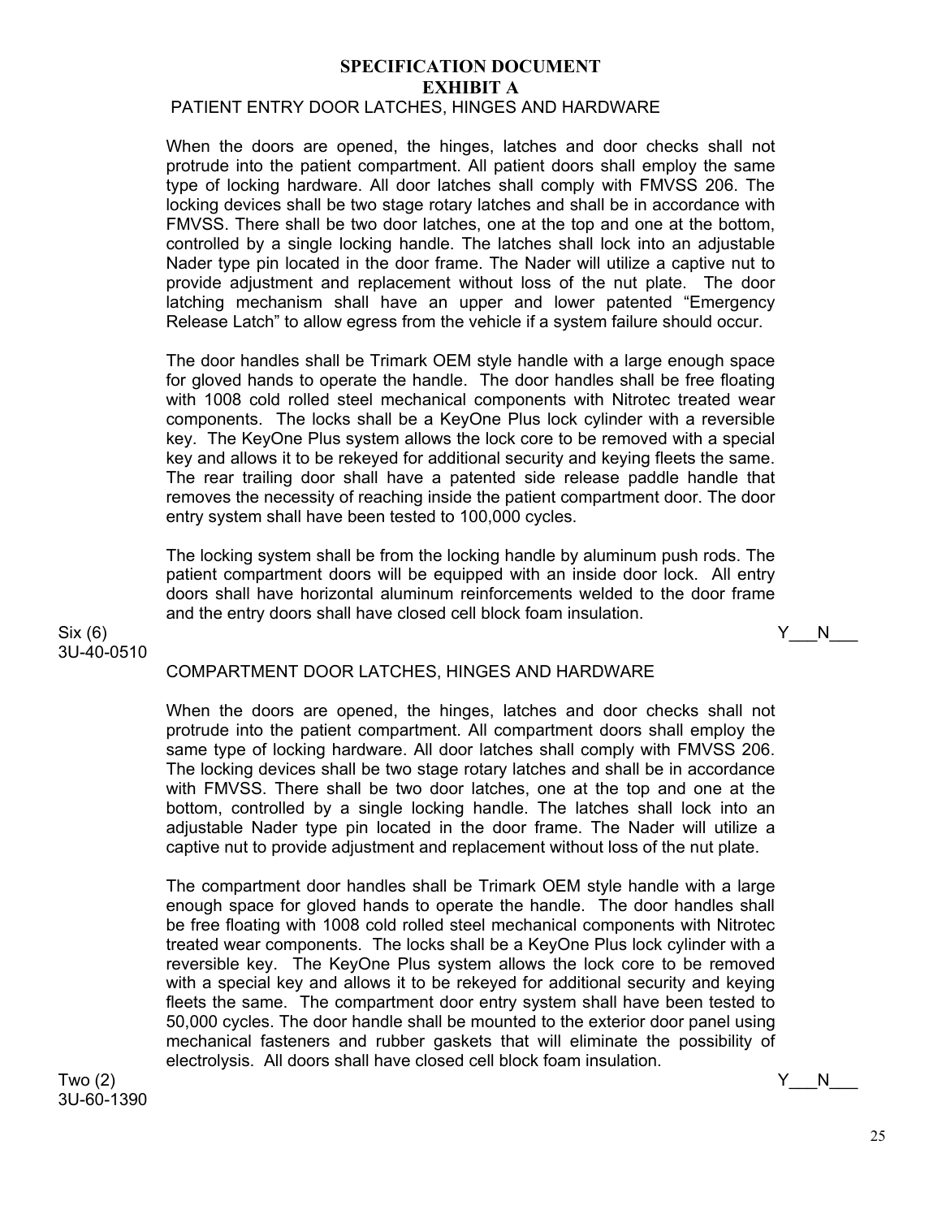**SPECIFICATION DOCUMENT**
**EXHIBIT A**

PATIENT ENTRY DOOR LATCHES, HINGES AND HARDWARE

When the doors are opened, the hinges, latches and door checks shall not protrude into the patient compartment. All patient doors shall employ the same type of locking hardware. All door latches shall comply with FMVSS 206. The locking devices shall be two stage rotary latches and shall be in accordance with FMVSS. There shall be two door latches, one at the top and one at the bottom, controlled by a single locking handle. The latches shall lock into an adjustable Nader type pin located in the door frame. The Nader will utilize a captive nut to provide adjustment and replacement without loss of the nut plate. The door latching mechanism shall have an upper and lower patented "Emergency Release Latch" to allow egress from the vehicle if a system failure should occur.

The door handles shall be Trimark OEM style handle with a large enough space for gloved hands to operate the handle. The door handles shall be free floating with 1008 cold rolled steel mechanical components with Nitrotec treated wear components. The locks shall be a KeyOne Plus lock cylinder with a reversible key. The KeyOne Plus system allows the lock core to be removed with a special key and allows it to be rekeyed for additional security and keying fleets the same. The rear trailing door shall have a patented side release paddle handle that removes the necessity of reaching inside the patient compartment door. The door entry system shall have been tested to 100,000 cycles.

The locking system shall be from the locking handle by aluminum push rods. The patient compartment doors will be equipped with an inside door lock. All entry doors shall have horizontal aluminum reinforcements welded to the door frame and the entry doors shall have closed cell block foam insulation.

Six (6)
3U-40-0510

Y___N___

COMPARTMENT DOOR LATCHES, HINGES AND HARDWARE

When the doors are opened, the hinges, latches and door checks shall not protrude into the patient compartment. All compartment doors shall employ the same type of locking hardware. All door latches shall comply with FMVSS 206. The locking devices shall be two stage rotary latches and shall be in accordance with FMVSS. There shall be two door latches, one at the top and one at the bottom, controlled by a single locking handle. The latches shall lock into an adjustable Nader type pin located in the door frame. The Nader will utilize a captive nut to provide adjustment and replacement without loss of the nut plate.

The compartment door handles shall be Trimark OEM style handle with a large enough space for gloved hands to operate the handle. The door handles shall be free floating with 1008 cold rolled steel mechanical components with Nitrotec treated wear components. The locks shall be a KeyOne Plus lock cylinder with a reversible key. The KeyOne Plus system allows the lock core to be removed with a special key and allows it to be rekeyed for additional security and keying fleets the same. The compartment door entry system shall have been tested to 50,000 cycles. The door handle shall be mounted to the exterior door panel using mechanical fasteners and rubber gaskets that will eliminate the possibility of electrolysis. All doors shall have closed cell block foam insulation.

Two (2)
3U-60-1390

Y___N___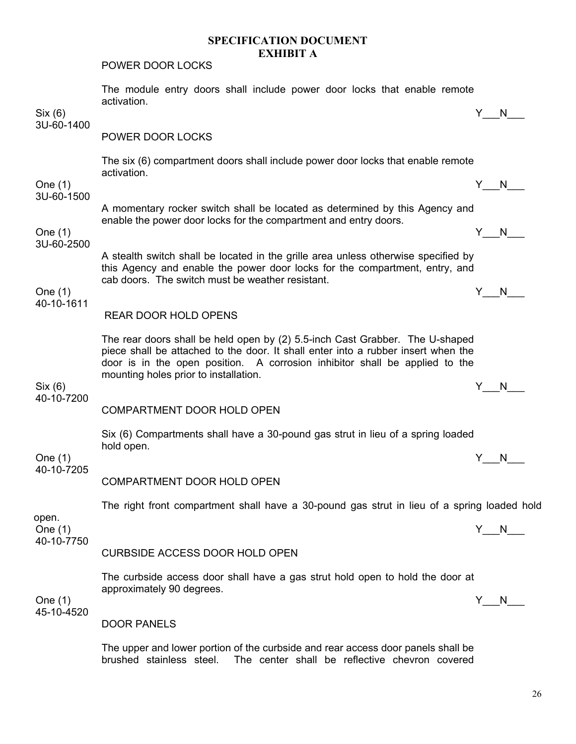## SPECIFICATION DOCUMENT
## EXHIBIT A

POWER DOOR LOCKS

The module entry doors shall include power door locks that enable remote activation.

Six (6) Y___N___
3U-60-1400

POWER DOOR LOCKS

The six (6) compartment doors shall include power door locks that enable remote activation.

One (1) Y___N___
3U-60-1500

A momentary rocker switch shall be located as determined by this Agency and enable the power door locks for the compartment and entry doors.

One (1) Y___N___
3U-60-2500

A stealth switch shall be located in the grille area unless otherwise specified by this Agency and enable the power door locks for the compartment, entry, and cab doors. The switch must be weather resistant.

One (1) Y___N___
40-10-1611

REAR DOOR HOLD OPENS

The rear doors shall be held open by (2) 5.5-inch Cast Grabber. The U-shaped piece shall be attached to the door. It shall enter into a rubber insert when the door is in the open position. A corrosion inhibitor shall be applied to the mounting holes prior to installation.

Six (6) Y___N___
40-10-7200

COMPARTMENT DOOR HOLD OPEN

Six (6) Compartments shall have a 30-pound gas strut in lieu of a spring loaded hold open.

One (1) Y___N___
40-10-7205

COMPARTMENT DOOR HOLD OPEN

The right front compartment shall have a 30-pound gas strut in lieu of a spring loaded hold open.

One (1) Y___N___
40-10-7750

CURBSIDE ACCESS DOOR HOLD OPEN

The curbside access door shall have a gas strut hold open to hold the door at approximately 90 degrees.

One (1) Y___N___
45-10-4520

DOOR PANELS

The upper and lower portion of the curbside and rear access door panels shall be brushed stainless steel. The center shall be reflective chevron covered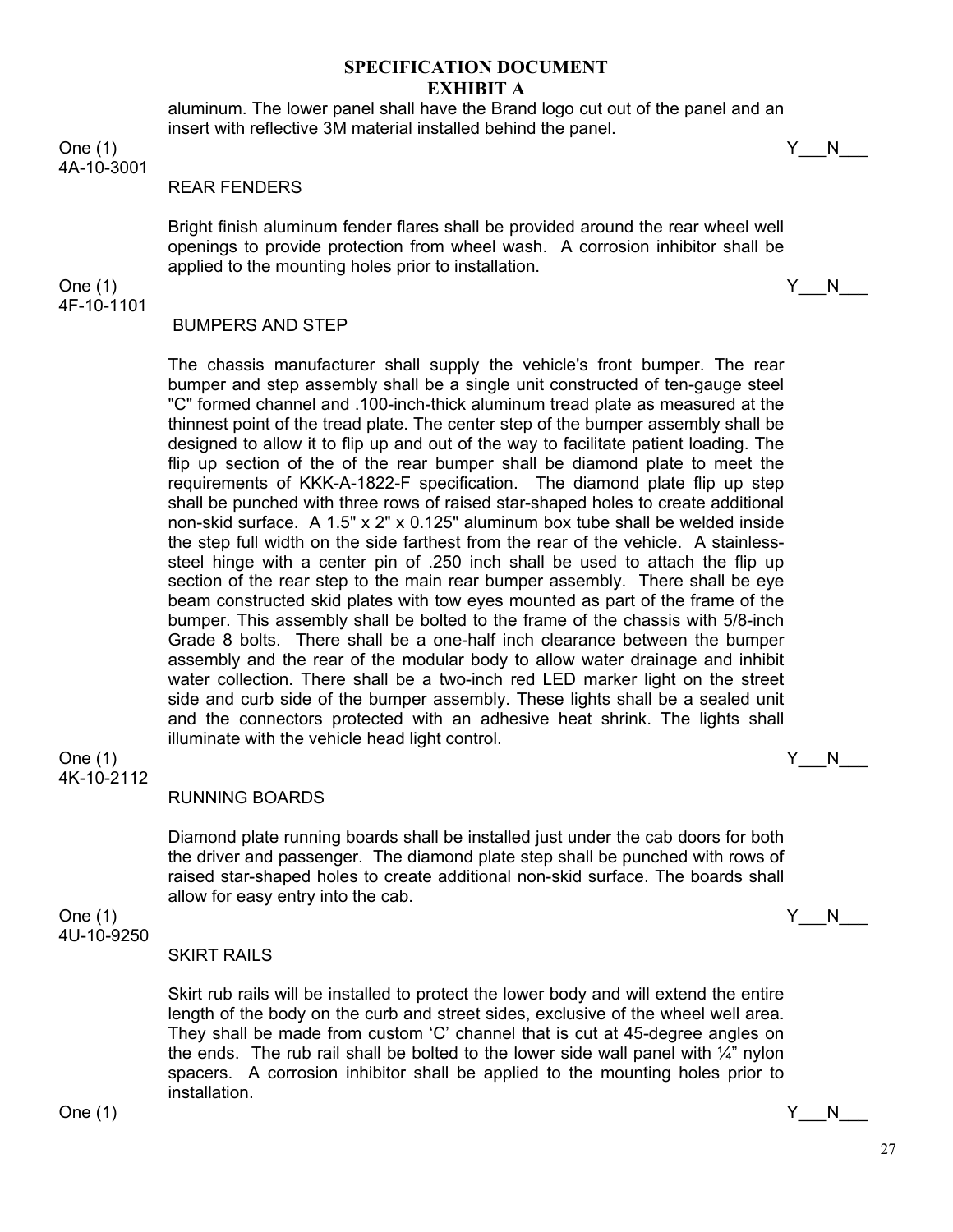**SPECIFICATION DOCUMENT**
**EXHIBIT A**

aluminum. The lower panel shall have the Brand logo cut out of the panel and an insert with reflective 3M material installed behind the panel.

One (1) Y___N___

4A-10-3001

REAR FENDERS

Bright finish aluminum fender flares shall be provided around the rear wheel well openings to provide protection from wheel wash. A corrosion inhibitor shall be applied to the mounting holes prior to installation.

One (1) Y___N___

4F-10-1101

BUMPERS AND STEP

The chassis manufacturer shall supply the vehicle's front bumper. The rear bumper and step assembly shall be a single unit constructed of ten-gauge steel "C" formed channel and .100-inch-thick aluminum tread plate as measured at the thinnest point of the tread plate. The center step of the bumper assembly shall be designed to allow it to flip up and out of the way to facilitate patient loading. The flip up section of the of the rear bumper shall be diamond plate to meet the requirements of KKK-A-1822-F specification. The diamond plate flip up step shall be punched with three rows of raised star-shaped holes to create additional non-skid surface. A 1.5" x 2" x 0.125" aluminum box tube shall be welded inside the step full width on the side farthest from the rear of the vehicle. A stainless-steel hinge with a center pin of .250 inch shall be used to attach the flip up section of the rear step to the main rear bumper assembly. There shall be eye beam constructed skid plates with tow eyes mounted as part of the frame of the bumper. This assembly shall be bolted to the frame of the chassis with 5/8-inch Grade 8 bolts. There shall be a one-half inch clearance between the bumper assembly and the rear of the modular body to allow water drainage and inhibit water collection. There shall be a two-inch red LED marker light on the street side and curb side of the bumper assembly. These lights shall be a sealed unit and the connectors protected with an adhesive heat shrink. The lights shall illuminate with the vehicle head light control.

One (1) Y___N___

4K-10-2112

RUNNING BOARDS

Diamond plate running boards shall be installed just under the cab doors for both the driver and passenger. The diamond plate step shall be punched with rows of raised star-shaped holes to create additional non-skid surface. The boards shall allow for easy entry into the cab.

One (1) Y___N___

4U-10-9250

SKIRT RAILS

Skirt rub rails will be installed to protect the lower body and will extend the entire length of the body on the curb and street sides, exclusive of the wheel well area. They shall be made from custom 'C' channel that is cut at 45-degree angles on the ends. The rub rail shall be bolted to the lower side wall panel with ¼" nylon spacers. A corrosion inhibitor shall be applied to the mounting holes prior to installation.

One (1) Y___N___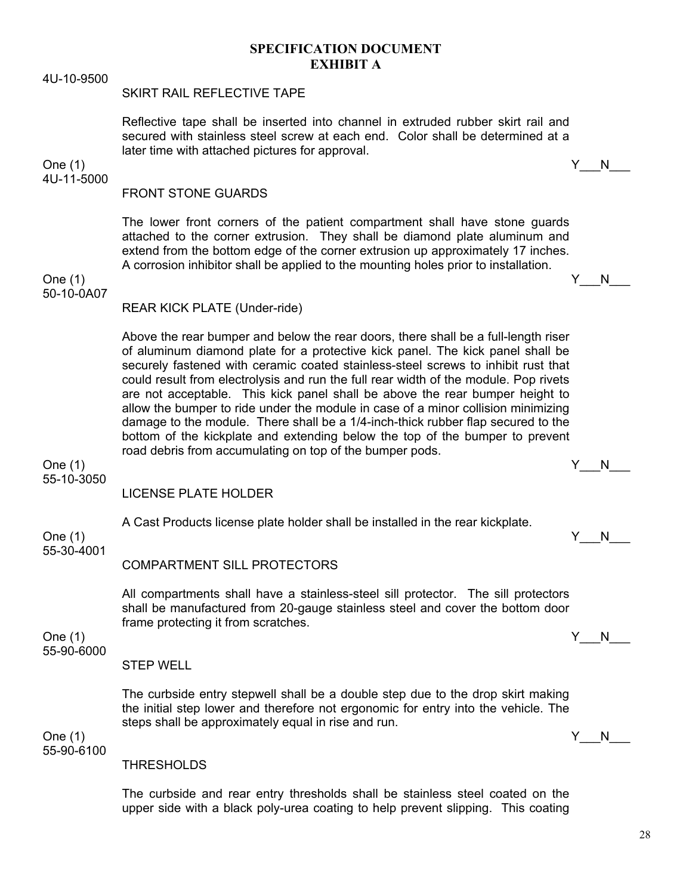## SPECIFICATION DOCUMENT
## EXHIBIT A

4U-10-9500

SKIRT RAIL REFLECTIVE TAPE

Reflective tape shall be inserted into channel in extruded rubber skirt rail and secured with stainless steel screw at each end. Color shall be determined at a later time with attached pictures for approval.

One (1) Y___N___

4U-11-5000

FRONT STONE GUARDS

The lower front corners of the patient compartment shall have stone guards attached to the corner extrusion. They shall be diamond plate aluminum and extend from the bottom edge of the corner extrusion up approximately 17 inches. A corrosion inhibitor shall be applied to the mounting holes prior to installation.

One (1) Y___N___

50-10-0A07

REAR KICK PLATE (Under-ride)

Above the rear bumper and below the rear doors, there shall be a full-length riser of aluminum diamond plate for a protective kick panel. The kick panel shall be securely fastened with ceramic coated stainless-steel screws to inhibit rust that could result from electrolysis and run the full rear width of the module. Pop rivets are not acceptable. This kick panel shall be above the rear bumper height to allow the bumper to ride under the module in case of a minor collision minimizing damage to the module. There shall be a 1/4-inch-thick rubber flap secured to the bottom of the kickplate and extending below the top of the bumper to prevent road debris from accumulating on top of the bumper pods.

One (1) Y___N___

55-10-3050

LICENSE PLATE HOLDER

A Cast Products license plate holder shall be installed in the rear kickplate.

One (1) Y___N___

55-30-4001

COMPARTMENT SILL PROTECTORS

All compartments shall have a stainless-steel sill protector. The sill protectors shall be manufactured from 20-gauge stainless steel and cover the bottom door frame protecting it from scratches.

One (1) Y___N___

55-90-6000

STEP WELL

The curbside entry stepwell shall be a double step due to the drop skirt making the initial step lower and therefore not ergonomic for entry into the vehicle. The steps shall be approximately equal in rise and run.

One (1) Y___N___

55-90-6100

THRESHOLDS

The curbside and rear entry thresholds shall be stainless steel coated on the upper side with a black poly-urea coating to help prevent slipping. This coating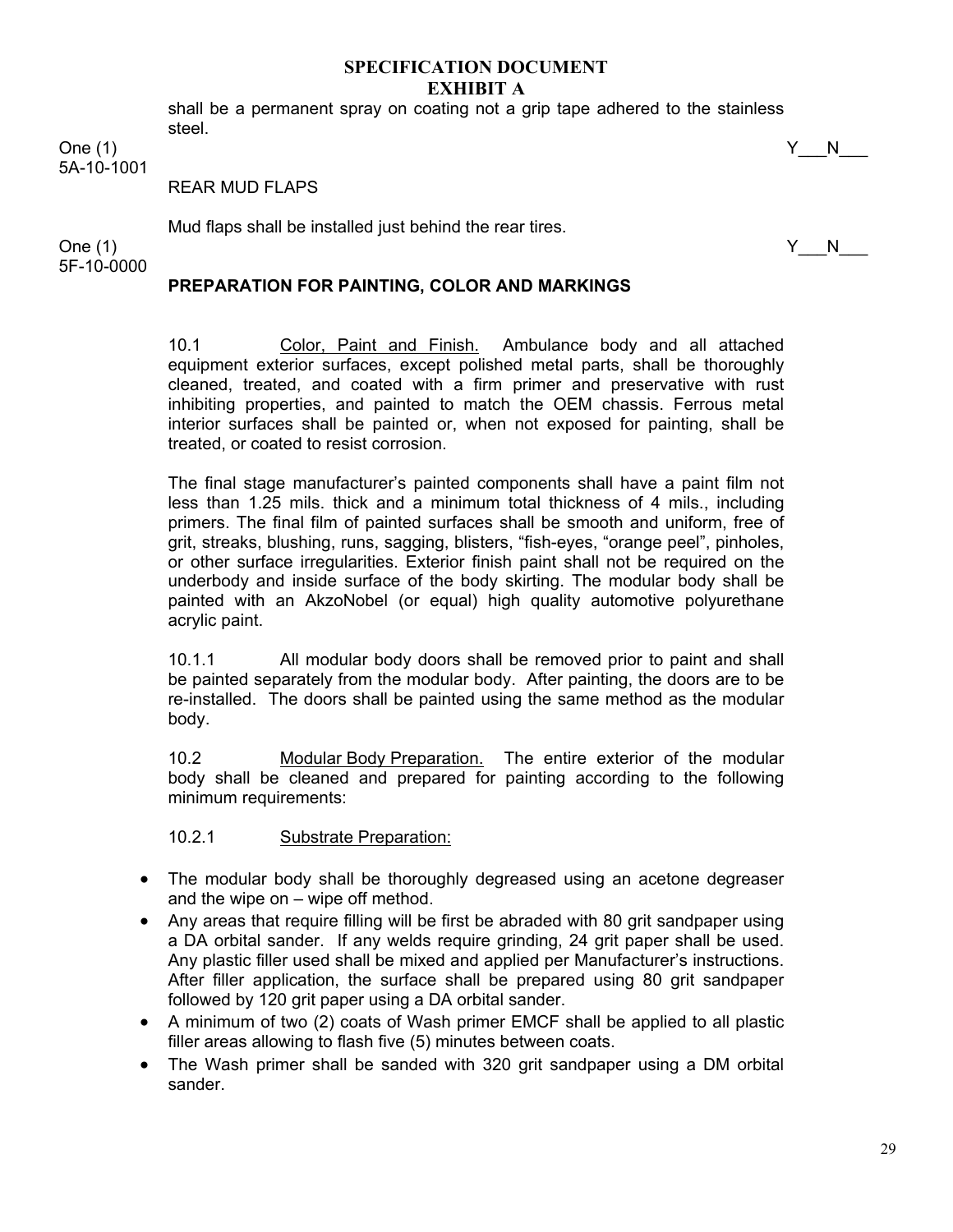shall be a permanent spray on coating not a grip tape adhered to the stainless steel.

One (1) Y___N___
5A-10-1001

REAR MUD FLAPS

Mud flaps shall be installed just behind the rear tires.

One (1) Y___N___
5F-10-0000

**PREPARATION FOR PAINTING, COLOR AND MARKINGS**

10.1 Color, Paint and Finish. Ambulance body and all attached equipment exterior surfaces, except polished metal parts, shall be thoroughly cleaned, treated, and coated with a firm primer and preservative with rust inhibiting properties, and painted to match the OEM chassis. Ferrous metal interior surfaces shall be painted or, when not exposed for painting, shall be treated, or coated to resist corrosion.

The final stage manufacturer's painted components shall have a paint film not less than 1.25 mils. thick and a minimum total thickness of 4 mils., including primers. The final film of painted surfaces shall be smooth and uniform, free of grit, streaks, blushing, runs, sagging, blisters, "fish-eyes, "orange peel", pinholes, or other surface irregularities. Exterior finish paint shall not be required on the underbody and inside surface of the body skirting. The modular body shall be painted with an AkzoNobel (or equal) high quality automotive polyurethane acrylic paint.

10.1.1 All modular body doors shall be removed prior to paint and shall be painted separately from the modular body. After painting, the doors are to be re-installed. The doors shall be painted using the same method as the modular body.

10.2 Modular Body Preparation. The entire exterior of the modular body shall be cleaned and prepared for painting according to the following minimum requirements:

10.2.1 Substrate Preparation:

- The modular body shall be thoroughly degreased using an acetone degreaser and the wipe on – wipe off method.
- Any areas that require filling will be first be abraded with 80 grit sandpaper using a DA orbital sander. If any welds require grinding, 24 grit paper shall be used. Any plastic filler used shall be mixed and applied per Manufacturer's instructions. After filler application, the surface shall be prepared using 80 grit sandpaper followed by 120 grit paper using a DA orbital sander.
- A minimum of two (2) coats of Wash primer EMCF shall be applied to all plastic filler areas allowing to flash five (5) minutes between coats.
- The Wash primer shall be sanded with 320 grit sandpaper using a DM orbital sander.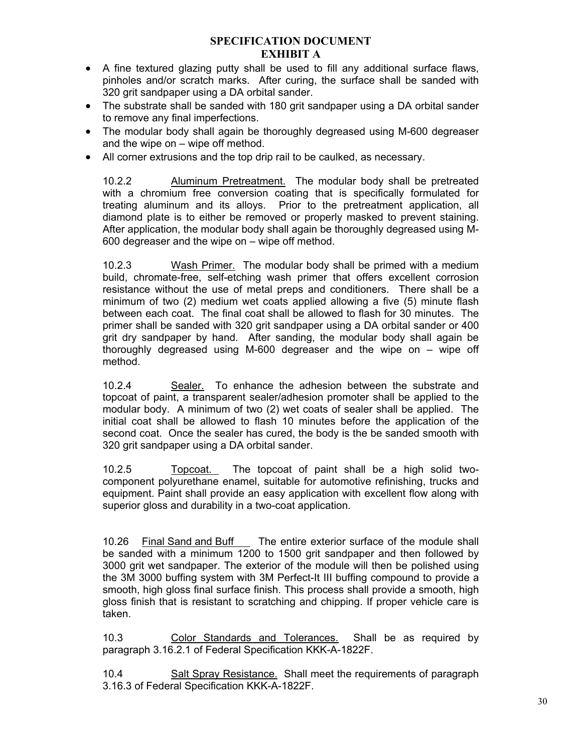## SPECIFICATION DOCUMENT
## EXHIBIT A

- A fine textured glazing putty shall be used to fill any additional surface flaws, pinholes and/or scratch marks. After curing, the surface shall be sanded with 320 grit sandpaper using a DA orbital sander.
- The substrate shall be sanded with 180 grit sandpaper using a DA orbital sander to remove any final imperfections.
- The modular body shall again be thoroughly degreased using M-600 degreaser and the wipe on – wipe off method.
- All corner extrusions and the top drip rail to be caulked, as necessary.

10.2.2 Aluminum Pretreatment. The modular body shall be pretreated with a chromium free conversion coating that is specifically formulated for treating aluminum and its alloys. Prior to the pretreatment application, all diamond plate is to either be removed or properly masked to prevent staining. After application, the modular body shall again be thoroughly degreased using M-600 degreaser and the wipe on – wipe off method.

10.2.3 Wash Primer. The modular body shall be primed with a medium build, chromate-free, self-etching wash primer that offers excellent corrosion resistance without the use of metal preps and conditioners. There shall be a minimum of two (2) medium wet coats applied allowing a five (5) minute flash between each coat. The final coat shall be allowed to flash for 30 minutes. The primer shall be sanded with 320 grit sandpaper using a DA orbital sander or 400 grit dry sandpaper by hand. After sanding, the modular body shall again be thoroughly degreased using M-600 degreaser and the wipe on – wipe off method.

10.2.4 Sealer. To enhance the adhesion between the substrate and topcoat of paint, a transparent sealer/adhesion promoter shall be applied to the modular body. A minimum of two (2) wet coats of sealer shall be applied. The initial coat shall be allowed to flash 10 minutes before the application of the second coat. Once the sealer has cured, the body is the be sanded smooth with 320 grit sandpaper using a DA orbital sander.

10.2.5 Topcoat. The topcoat of paint shall be a high solid two-component polyurethane enamel, suitable for automotive refinishing, trucks and equipment. Paint shall provide an easy application with excellent flow along with superior gloss and durability in a two-coat application.

10.26 Final Sand and Buff The entire exterior surface of the module shall be sanded with a minimum 1200 to 1500 grit sandpaper and then followed by 3000 grit wet sandpaper. The exterior of the module will then be polished using the 3M 3000 buffing system with 3M Perfect-It III buffing compound to provide a smooth, high gloss final surface finish. This process shall provide a smooth, high gloss finish that is resistant to scratching and chipping. If proper vehicle care is taken.

10.3 Color Standards and Tolerances. Shall be as required by paragraph 3.16.2.1 of Federal Specification KKK-A-1822F.

10.4 Salt Spray Resistance. Shall meet the requirements of paragraph 3.16.3 of Federal Specification KKK-A-1822F.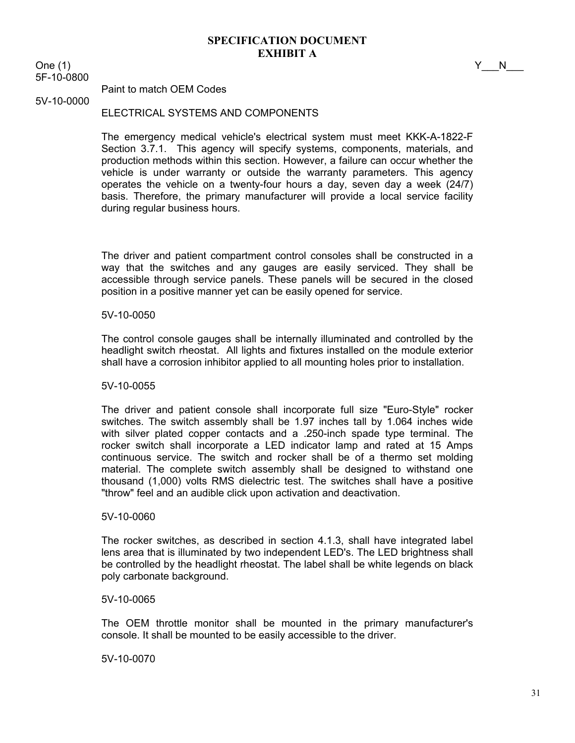# SPECIFICATION DOCUMENT
## EXHIBIT A

One (1) Y___N___

5F-10-0800

Paint to match OEM Codes

5V-10-0000

ELECTRICAL SYSTEMS AND COMPONENTS

The emergency medical vehicle's electrical system must meet KKK-A-1822-F Section 3.7.1. This agency will specify systems, components, materials, and production methods within this section. However, a failure can occur whether the vehicle is under warranty or outside the warranty parameters. This agency operates the vehicle on a twenty-four hours a day, seven day a week (24/7) basis. Therefore, the primary manufacturer will provide a local service facility during regular business hours.

The driver and patient compartment control consoles shall be constructed in a way that the switches and any gauges are easily serviced. They shall be accessible through service panels. These panels will be secured in the closed position in a positive manner yet can be easily opened for service.

5V-10-0050

The control console gauges shall be internally illuminated and controlled by the headlight switch rheostat. All lights and fixtures installed on the module exterior shall have a corrosion inhibitor applied to all mounting holes prior to installation.

5V-10-0055

The driver and patient console shall incorporate full size "Euro-Style" rocker switches. The switch assembly shall be 1.97 inches tall by 1.064 inches wide with silver plated copper contacts and a .250-inch spade type terminal. The rocker switch shall incorporate a LED indicator lamp and rated at 15 Amps continuous service. The switch and rocker shall be of a thermo set molding material. The complete switch assembly shall be designed to withstand one thousand (1,000) volts RMS dielectric test. The switches shall have a positive "throw" feel and an audible click upon activation and deactivation.

5V-10-0060

The rocker switches, as described in section 4.1.3, shall have integrated label lens area that is illuminated by two independent LED's. The LED brightness shall be controlled by the headlight rheostat. The label shall be white legends on black poly carbonate background.

5V-10-0065

The OEM throttle monitor shall be mounted in the primary manufacturer's console. It shall be mounted to be easily accessible to the driver.

5V-10-0070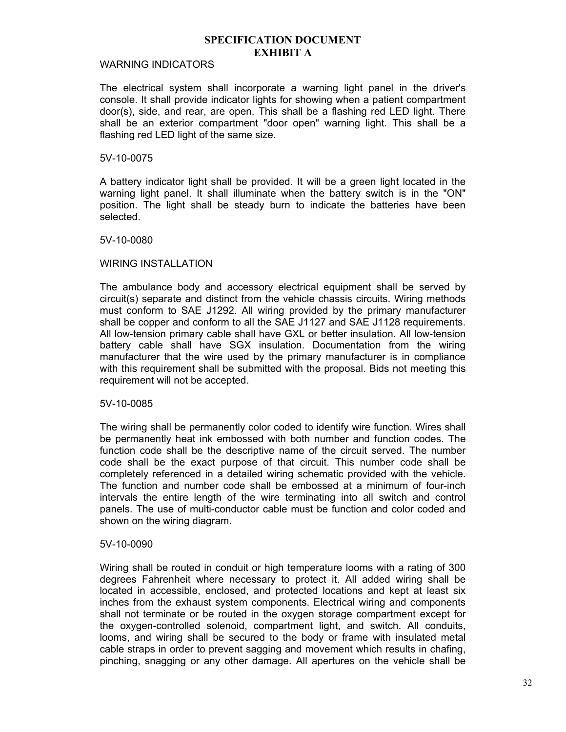# SPECIFICATION DOCUMENT
# EXHIBIT A

WARNING INDICATORS

The electrical system shall incorporate a warning light panel in the driver's console. It shall provide indicator lights for showing when a patient compartment door(s), side, and rear, are open. This shall be a flashing red LED light. There shall be an exterior compartment "door open" warning light. This shall be a flashing red LED light of the same size.

5V-10-0075

A battery indicator light shall be provided. It will be a green light located in the warning light panel. It shall illuminate when the battery switch is in the "ON" position. The light shall be steady burn to indicate the batteries have been selected.

5V-10-0080

WIRING INSTALLATION

The ambulance body and accessory electrical equipment shall be served by circuit(s) separate and distinct from the vehicle chassis circuits. Wiring methods must conform to SAE J1292. All wiring provided by the primary manufacturer shall be copper and conform to all the SAE J1127 and SAE J1128 requirements. All low-tension primary cable shall have GXL or better insulation. All low-tension battery cable shall have SGX insulation. Documentation from the wiring manufacturer that the wire used by the primary manufacturer is in compliance with this requirement shall be submitted with the proposal. Bids not meeting this requirement will not be accepted.

5V-10-0085

The wiring shall be permanently color coded to identify wire function. Wires shall be permanently heat ink embossed with both number and function codes. The function code shall be the descriptive name of the circuit served. The number code shall be the exact purpose of that circuit. This number code shall be completely referenced in a detailed wiring schematic provided with the vehicle. The function and number code shall be embossed at a minimum of four-inch intervals the entire length of the wire terminating into all switch and control panels. The use of multi-conductor cable must be function and color coded and shown on the wiring diagram.

5V-10-0090

Wiring shall be routed in conduit or high temperature looms with a rating of 300 degrees Fahrenheit where necessary to protect it. All added wiring shall be located in accessible, enclosed, and protected locations and kept at least six inches from the exhaust system components. Electrical wiring and components shall not terminate or be routed in the oxygen storage compartment except for the oxygen-controlled solenoid, compartment light, and switch. All conduits, looms, and wiring shall be secured to the body or frame with insulated metal cable straps in order to prevent sagging and movement which results in chafing, pinching, snagging or any other damage. All apertures on the vehicle shall be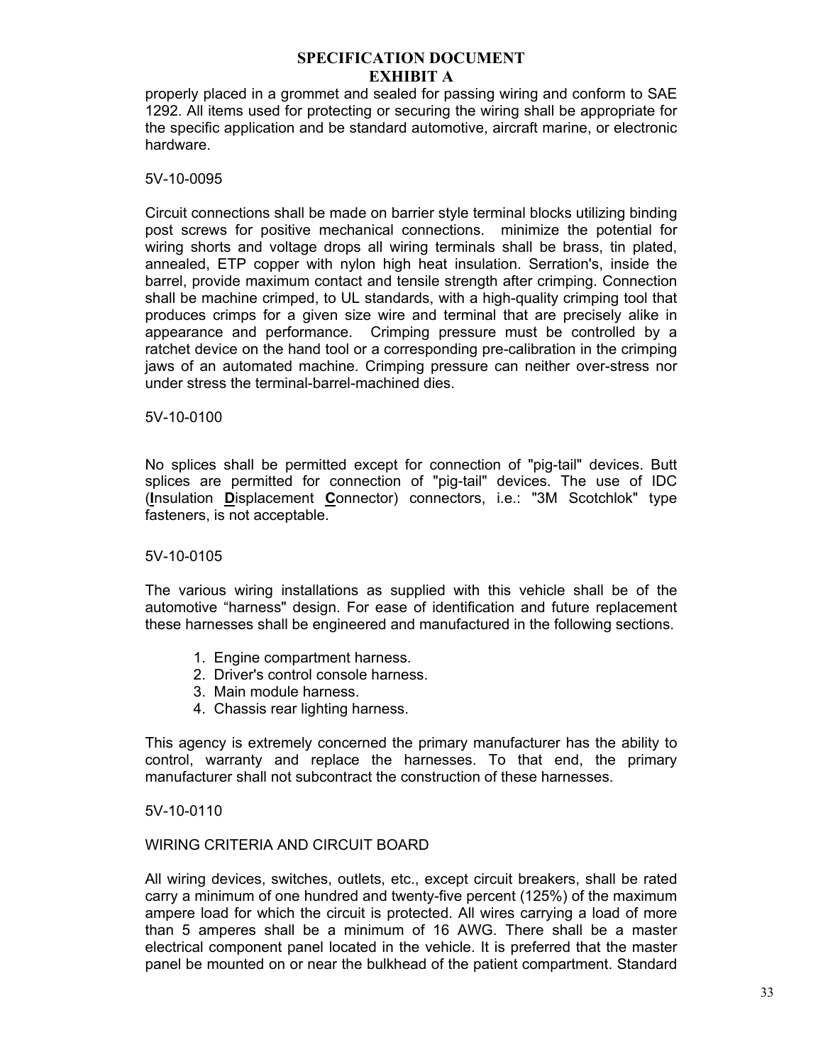## SPECIFICATION DOCUMENT
## EXHIBIT A

properly placed in a grommet and sealed for passing wiring and conform to SAE 1292. All items used for protecting or securing the wiring shall be appropriate for the specific application and be standard automotive, aircraft marine, or electronic hardware.

5V-10-0095

Circuit connections shall be made on barrier style terminal blocks utilizing binding post screws for positive mechanical connections. minimize the potential for wiring shorts and voltage drops all wiring terminals shall be brass, tin plated, annealed, ETP copper with nylon high heat insulation. Serration's, inside the barrel, provide maximum contact and tensile strength after crimping. Connection shall be machine crimped, to UL standards, with a high-quality crimping tool that produces crimps for a given size wire and terminal that are precisely alike in appearance and performance. Crimping pressure must be controlled by a ratchet device on the hand tool or a corresponding pre-calibration in the crimping jaws of an automated machine. Crimping pressure can neither over-stress nor under stress the terminal-barrel-machined dies.

5V-10-0100

No splices shall be permitted except for connection of "pig-tail" devices. Butt splices are permitted for connection of "pig-tail" devices. The use of IDC (**I**nsulation **D**isplacement **C**onnector) connectors, i.e.: "3M Scotchlok" type fasteners, is not acceptable.

5V-10-0105

The various wiring installations as supplied with this vehicle shall be of the automotive "harness" design. For ease of identification and future replacement these harnesses shall be engineered and manufactured in the following sections.

1. Engine compartment harness.
2. Driver's control console harness.
3. Main module harness.
4. Chassis rear lighting harness.

This agency is extremely concerned the primary manufacturer has the ability to control, warranty and replace the harnesses. To that end, the primary manufacturer shall not subcontract the construction of these harnesses.

5V-10-0110

WIRING CRITERIA AND CIRCUIT BOARD

All wiring devices, switches, outlets, etc., except circuit breakers, shall be rated carry a minimum of one hundred and twenty-five percent (125%) of the maximum ampere load for which the circuit is protected. All wires carrying a load of more than 5 amperes shall be a minimum of 16 AWG. There shall be a master electrical component panel located in the vehicle. It is preferred that the master panel be mounted on or near the bulkhead of the patient compartment. Standard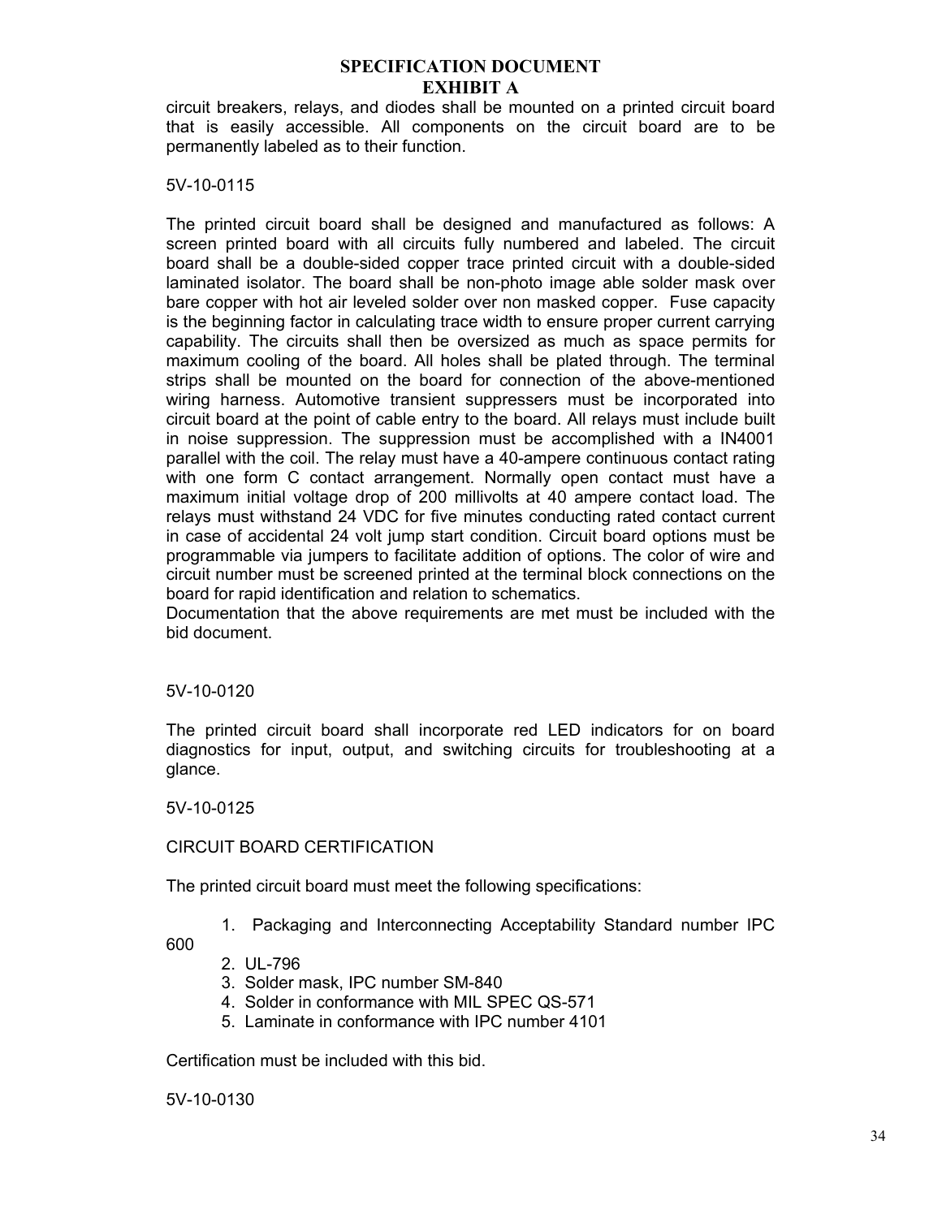## SPECIFICATION DOCUMENT
## EXHIBIT A

circuit breakers, relays, and diodes shall be mounted on a printed circuit board that is easily accessible. All components on the circuit board are to be permanently labeled as to their function.

5V-10-0115

The printed circuit board shall be designed and manufactured as follows: A screen printed board with all circuits fully numbered and labeled. The circuit board shall be a double-sided copper trace printed circuit with a double-sided laminated isolator. The board shall be non-photo image able solder mask over bare copper with hot air leveled solder over non masked copper. Fuse capacity is the beginning factor in calculating trace width to ensure proper current carrying capability. The circuits shall then be oversized as much as space permits for maximum cooling of the board. All holes shall be plated through. The terminal strips shall be mounted on the board for connection of the above-mentioned wiring harness. Automotive transient suppressers must be incorporated into circuit board at the point of cable entry to the board. All relays must include built in noise suppression. The suppression must be accomplished with a IN4001 parallel with the coil. The relay must have a 40-ampere continuous contact rating with one form C contact arrangement. Normally open contact must have a maximum initial voltage drop of 200 millivolts at 40 ampere contact load. The relays must withstand 24 VDC for five minutes conducting rated contact current in case of accidental 24 volt jump start condition. Circuit board options must be programmable via jumpers to facilitate addition of options. The color of wire and circuit number must be screened printed at the terminal block connections on the board for rapid identification and relation to schematics.
Documentation that the above requirements are met must be included with the bid document.

5V-10-0120

The printed circuit board shall incorporate red LED indicators for on board diagnostics for input, output, and switching circuits for troubleshooting at a glance.

5V-10-0125

CIRCUIT BOARD CERTIFICATION

The printed circuit board must meet the following specifications:

1. Packaging and Interconnecting Acceptability Standard number IPC 600
2. UL-796
3. Solder mask, IPC number SM-840
4. Solder in conformance with MIL SPEC QS-571
5. Laminate in conformance with IPC number 4101

Certification must be included with this bid.

5V-10-0130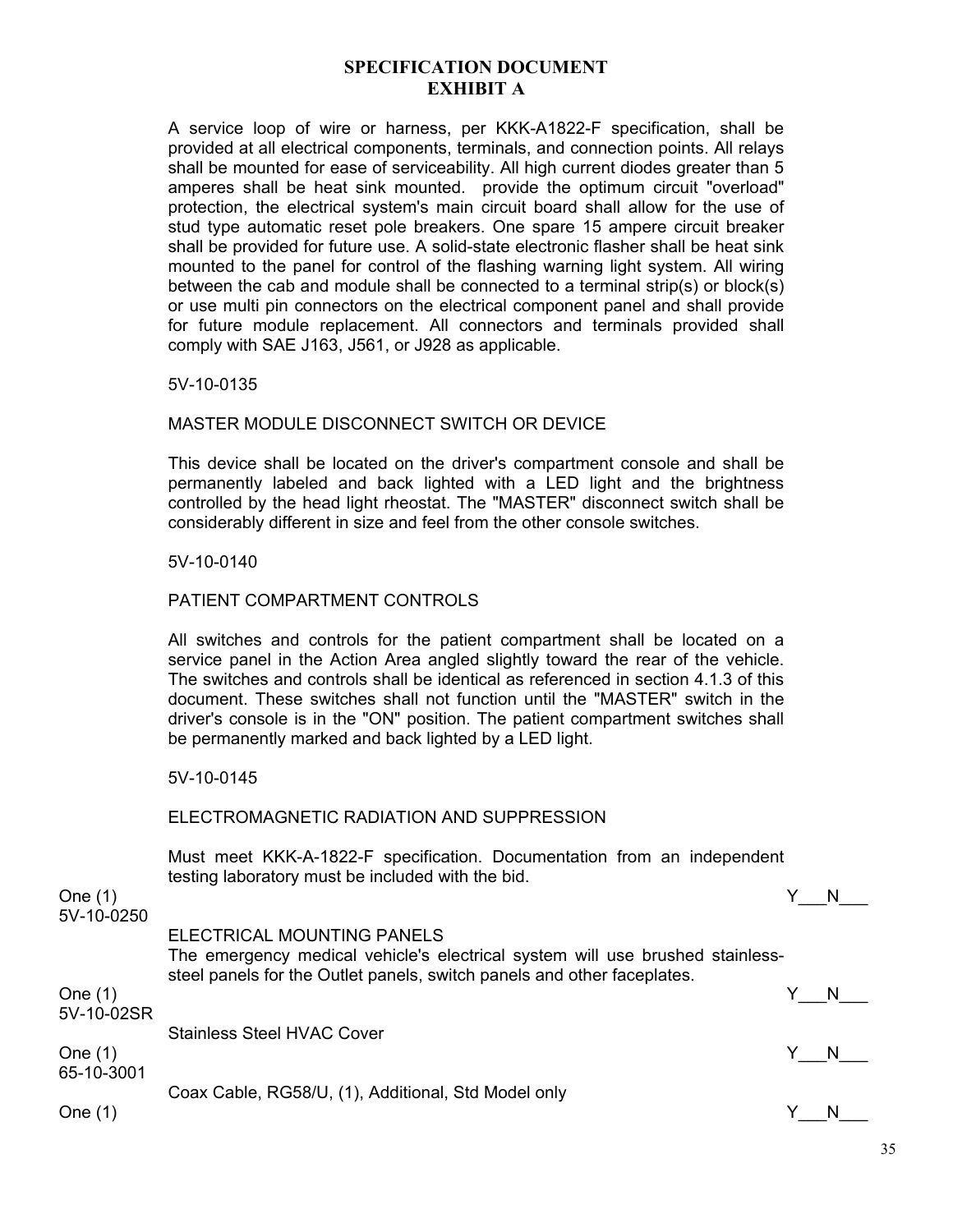## SPECIFICATION DOCUMENT
## EXHIBIT A

A service loop of wire or harness, per KKK-A1822-F specification, shall be provided at all electrical components, terminals, and connection points. All relays shall be mounted for ease of serviceability. All high current diodes greater than 5 amperes shall be heat sink mounted. provide the optimum circuit "overload" protection, the electrical system's main circuit board shall allow for the use of stud type automatic reset pole breakers. One spare 15 ampere circuit breaker shall be provided for future use. A solid-state electronic flasher shall be heat sink mounted to the panel for control of the flashing warning light system. All wiring between the cab and module shall be connected to a terminal strip(s) or block(s) or use multi pin connectors on the electrical component panel and shall provide for future module replacement. All connectors and terminals provided shall comply with SAE J163, J561, or J928 as applicable.

5V-10-0135

MASTER MODULE DISCONNECT SWITCH OR DEVICE

This device shall be located on the driver's compartment console and shall be permanently labeled and back lighted with a LED light and the brightness controlled by the head light rheostat. The "MASTER" disconnect switch shall be considerably different in size and feel from the other console switches.

5V-10-0140

PATIENT COMPARTMENT CONTROLS

All switches and controls for the patient compartment shall be located on a service panel in the Action Area angled slightly toward the rear of the vehicle. The switches and controls shall be identical as referenced in section 4.1.3 of this document. These switches shall not function until the "MASTER" switch in the driver's console is in the "ON" position. The patient compartment switches shall be permanently marked and back lighted by a LED light.

5V-10-0145

ELECTROMAGNETIC RADIATION AND SUPPRESSION

Must meet KKK-A-1822-F specification. Documentation from an independent testing laboratory must be included with the bid.

One (1) Y___N___

5V-10-0250

ELECTRICAL MOUNTING PANELS

The emergency medical vehicle's electrical system will use brushed stainless-steel panels for the Outlet panels, switch panels and other faceplates.

One (1) Y___N___

5V-10-02SR

Stainless Steel HVAC Cover

One (1) Y___N___

65-10-3001

Coax Cable, RG58/U, (1), Additional, Std Model only

One (1) Y___N___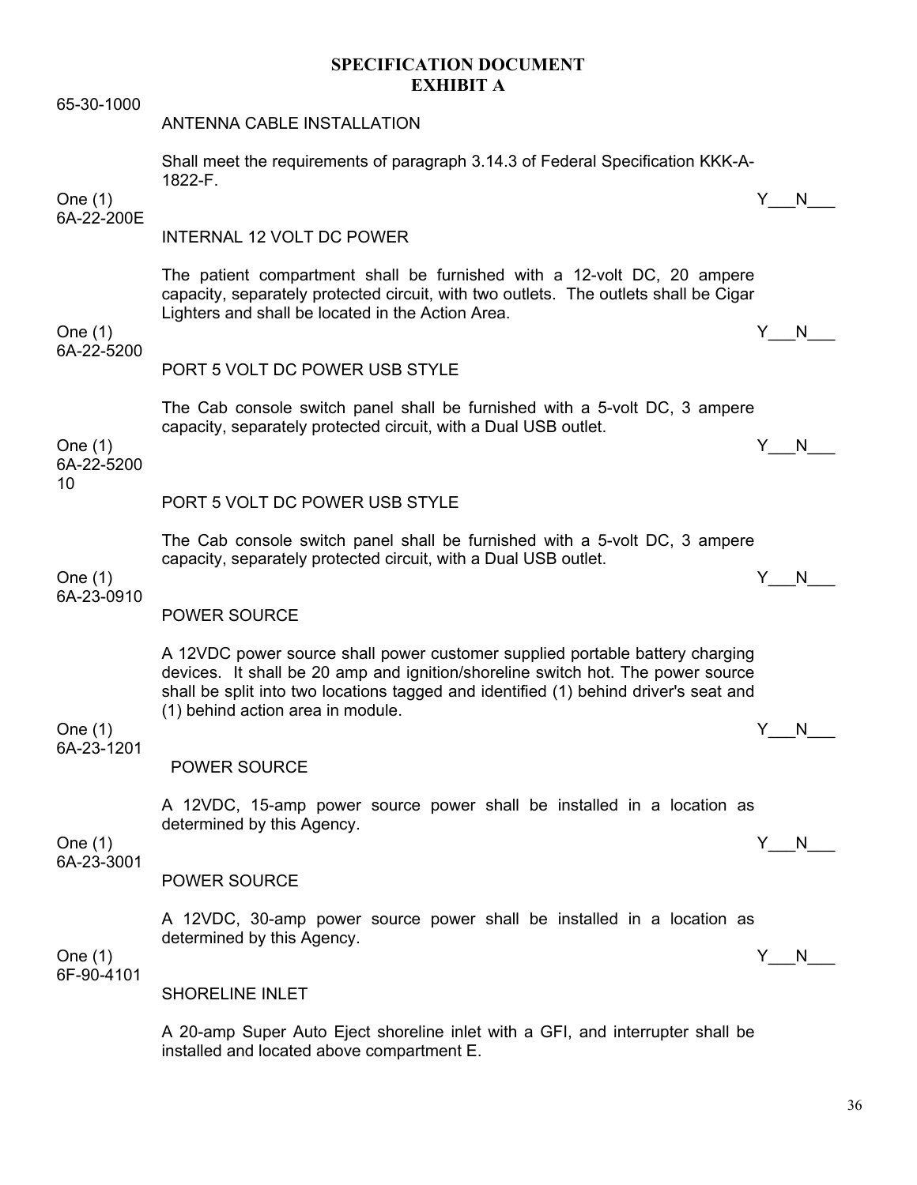# SPECIFICATION DOCUMENT
# EXHIBIT A

65-30-1000

ANTENNA CABLE INSTALLATION

Shall meet the requirements of paragraph 3.14.3 of Federal Specification KKK-A-1822-F.

One (1) Y___N___

6A-22-200E

INTERNAL 12 VOLT DC POWER

The patient compartment shall be furnished with a 12-volt DC, 20 ampere capacity, separately protected circuit, with two outlets. The outlets shall be Cigar Lighters and shall be located in the Action Area.

One (1) Y___N___

6A-22-5200

PORT 5 VOLT DC POWER USB STYLE

The Cab console switch panel shall be furnished with a 5-volt DC, 3 ampere capacity, separately protected circuit, with a Dual USB outlet.

One (1) Y___N___

6A-22-5200 10

PORT 5 VOLT DC POWER USB STYLE

The Cab console switch panel shall be furnished with a 5-volt DC, 3 ampere capacity, separately protected circuit, with a Dual USB outlet.

One (1) Y___N___

6A-23-0910

POWER SOURCE

A 12VDC power source shall power customer supplied portable battery charging devices. It shall be 20 amp and ignition/shoreline switch hot. The power source shall be split into two locations tagged and identified (1) behind driver's seat and (1) behind action area in module.

One (1) Y___N___

6A-23-1201

POWER SOURCE

A 12VDC, 15-amp power source power shall be installed in a location as determined by this Agency.

One (1) Y___N___

6A-23-3001

POWER SOURCE

A 12VDC, 30-amp power source power shall be installed in a location as determined by this Agency.

One (1) Y___N___

6F-90-4101

SHORELINE INLET

A 20-amp Super Auto Eject shoreline inlet with a GFI, and interrupter shall be installed and located above compartment E.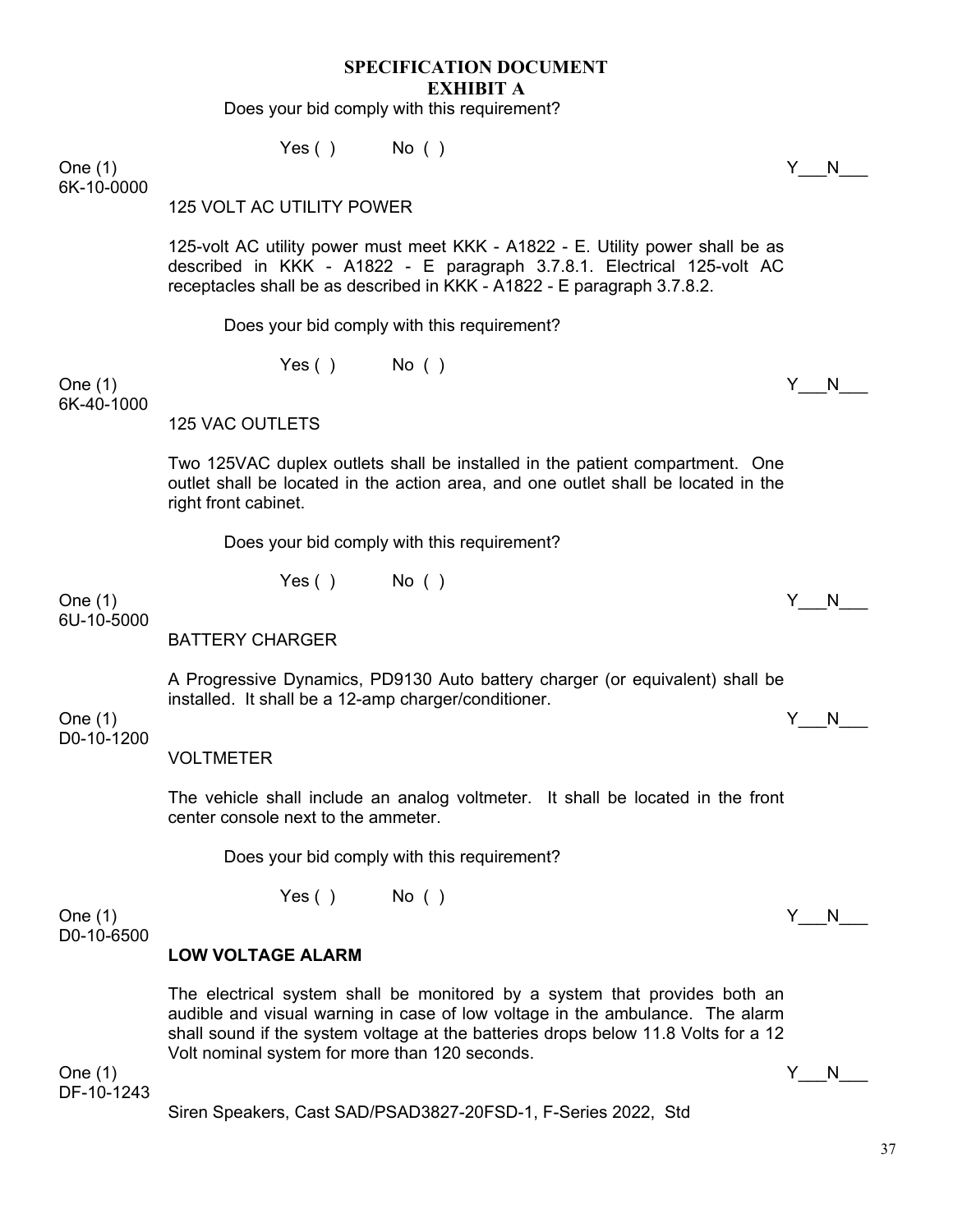**SPECIFICATION DOCUMENT**
**EXHIBIT A**

Does your bid comply with this requirement?

Yes ( )      No ( )

One (1)
6K-10-0000

Y___N___

125 VOLT AC UTILITY POWER

125-volt AC utility power must meet KKK - A1822 - E. Utility power shall be as described in KKK - A1822 - E paragraph 3.7.8.1. Electrical 125-volt AC receptacles shall be as described in KKK - A1822 - E paragraph 3.7.8.2.

Does your bid comply with this requirement?

Yes ( )      No ( )

One (1)
6K-40-1000

Y___N___

125 VAC OUTLETS

Two 125VAC duplex outlets shall be installed in the patient compartment. One outlet shall be located in the action area, and one outlet shall be located in the right front cabinet.

Does your bid comply with this requirement?

Yes ( )      No ( )

One (1)
6U-10-5000

Y___N___

BATTERY CHARGER

A Progressive Dynamics, PD9130 Auto battery charger (or equivalent) shall be installed. It shall be a 12-amp charger/conditioner.

One (1)
D0-10-1200

Y___N___

VOLTMETER

The vehicle shall include an analog voltmeter. It shall be located in the front center console next to the ammeter.

Does your bid comply with this requirement?

Yes ( )      No ( )

One (1)
D0-10-6500

Y___N___

**LOW VOLTAGE ALARM**

The electrical system shall be monitored by a system that provides both an audible and visual warning in case of low voltage in the ambulance. The alarm shall sound if the system voltage at the batteries drops below 11.8 Volts for a 12 Volt nominal system for more than 120 seconds.

One (1)
DF-10-1243

Y___N___

Siren Speakers, Cast SAD/PSAD3827-20FSD-1, F-Series 2022, Std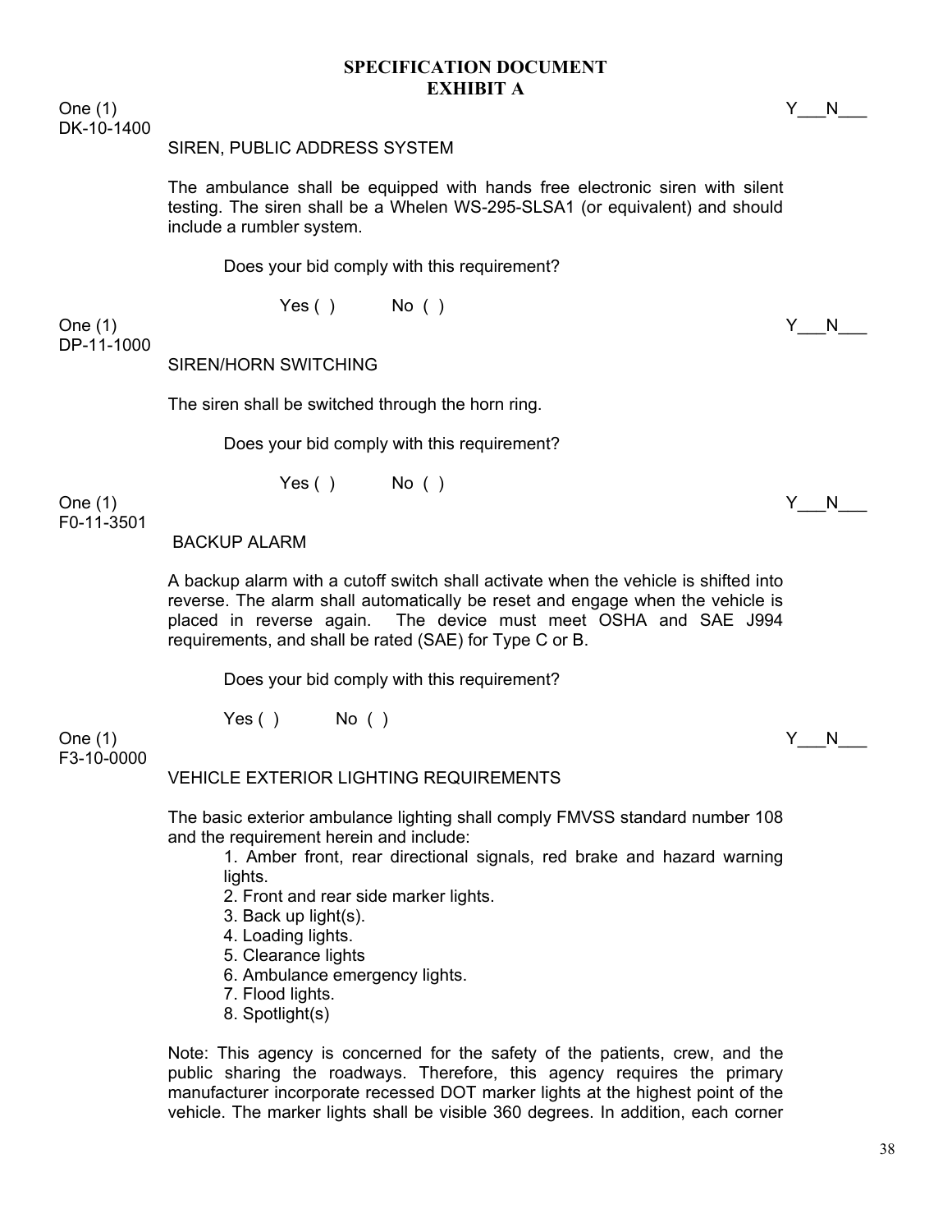## SPECIFICATION DOCUMENT
## EXHIBIT A

One (1) Y___N___
DK-10-1400

SIREN, PUBLIC ADDRESS SYSTEM

The ambulance shall be equipped with hands free electronic siren with silent testing. The siren shall be a Whelen WS-295-SLSA1 (or equivalent) and should include a rumbler system.

Does your bid comply with this requirement?

Yes ( ) No ( )

One (1) Y___N___
DP-11-1000

SIREN/HORN SWITCHING

The siren shall be switched through the horn ring.

Does your bid comply with this requirement?

Yes ( ) No ( )

One (1) Y___N___
F0-11-3501

BACKUP ALARM

A backup alarm with a cutoff switch shall activate when the vehicle is shifted into reverse. The alarm shall automatically be reset and engage when the vehicle is placed in reverse again. The device must meet OSHA and SAE J994 requirements, and shall be rated (SAE) for Type C or B.

Does your bid comply with this requirement?

Yes ( ) No ( )

One (1) Y___N___
F3-10-0000

VEHICLE EXTERIOR LIGHTING REQUIREMENTS

The basic exterior ambulance lighting shall comply FMVSS standard number 108 and the requirement herein and include:

1. Amber front, rear directional signals, red brake and hazard warning lights.
2. Front and rear side marker lights.
3. Back up light(s).
4. Loading lights.
5. Clearance lights
6. Ambulance emergency lights.
7. Flood lights.
8. Spotlight(s)

Note: This agency is concerned for the safety of the patients, crew, and the public sharing the roadways. Therefore, this agency requires the primary manufacturer incorporate recessed DOT marker lights at the highest point of the vehicle. The marker lights shall be visible 360 degrees. In addition, each corner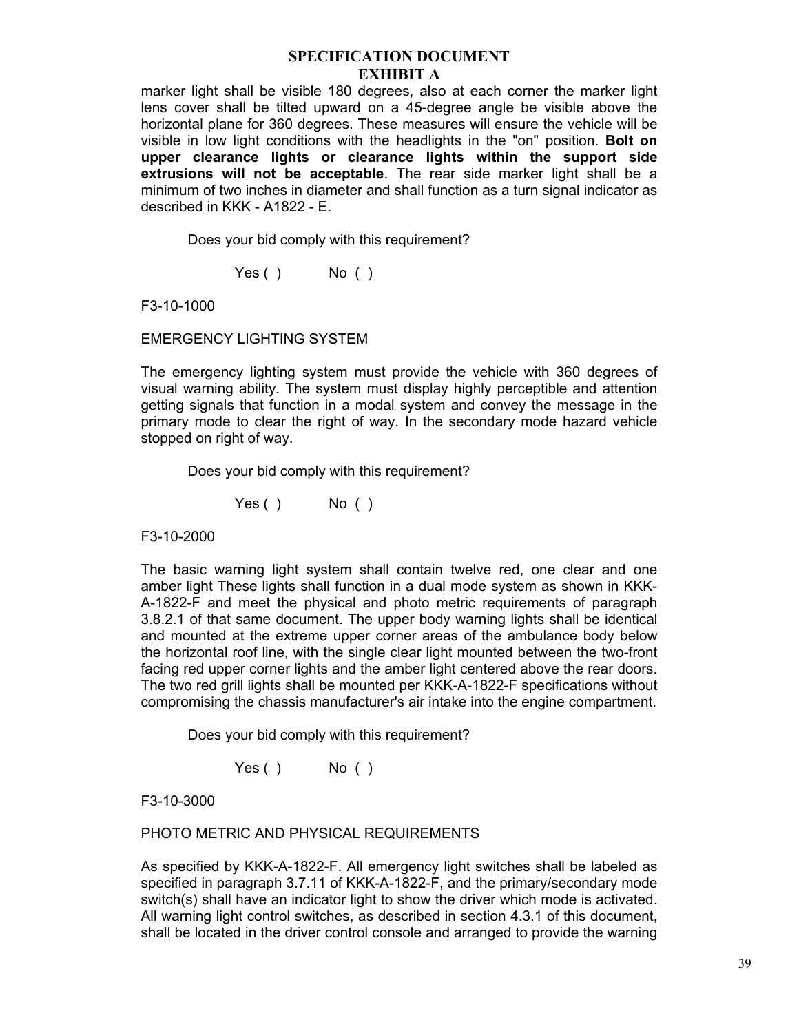## SPECIFICATION DOCUMENT
## EXHIBIT A

marker light shall be visible 180 degrees, also at each corner the marker light lens cover shall be tilted upward on a 45-degree angle be visible above the horizontal plane for 360 degrees. These measures will ensure the vehicle will be visible in low light conditions with the headlights in the "on" position. **Bolt on upper clearance lights or clearance lights within the support side extrusions will not be acceptable**. The rear side marker light shall be a minimum of two inches in diameter and shall function as a turn signal indicator as described in KKK - A1822 - E.

Does your bid comply with this requirement?

Yes ( ) No ( )

F3-10-1000

EMERGENCY LIGHTING SYSTEM

The emergency lighting system must provide the vehicle with 360 degrees of visual warning ability. The system must display highly perceptible and attention getting signals that function in a modal system and convey the message in the primary mode to clear the right of way. In the secondary mode hazard vehicle stopped on right of way.

Does your bid comply with this requirement?

Yes ( ) No ( )

F3-10-2000

The basic warning light system shall contain twelve red, one clear and one amber light These lights shall function in a dual mode system as shown in KKK-A-1822-F and meet the physical and photo metric requirements of paragraph 3.8.2.1 of that same document. The upper body warning lights shall be identical and mounted at the extreme upper corner areas of the ambulance body below the horizontal roof line, with the single clear light mounted between the two-front facing red upper corner lights and the amber light centered above the rear doors. The two red grill lights shall be mounted per KKK-A-1822-F specifications without compromising the chassis manufacturer's air intake into the engine compartment.

Does your bid comply with this requirement?

Yes ( ) No ( )

F3-10-3000

PHOTO METRIC AND PHYSICAL REQUIREMENTS

As specified by KKK-A-1822-F. All emergency light switches shall be labeled as specified in paragraph 3.7.11 of KKK-A-1822-F, and the primary/secondary mode switch(s) shall have an indicator light to show the driver which mode is activated. All warning light control switches, as described in section 4.3.1 of this document, shall be located in the driver control console and arranged to provide the warning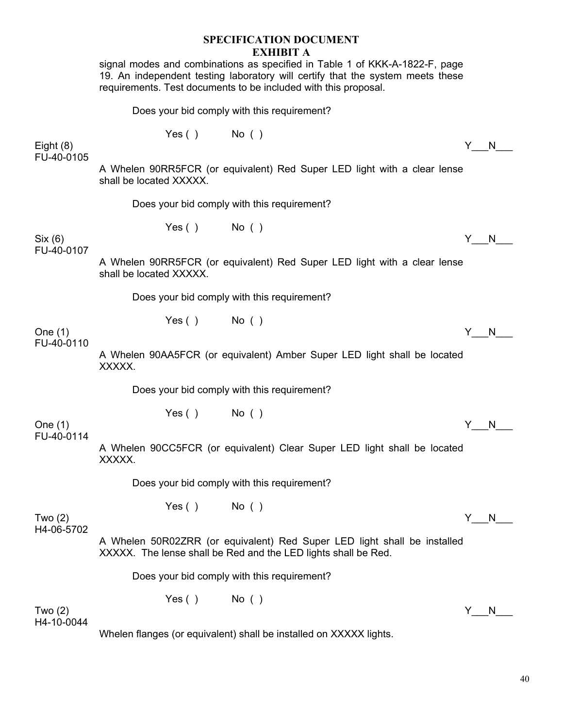**SPECIFICATION DOCUMENT**
**EXHIBIT A**

signal modes and combinations as specified in Table 1 of KKK-A-1822-F, page 19. An independent testing laboratory will certify that the system meets these requirements. Test documents to be included with this proposal.

Does your bid comply with this requirement?

Yes ( ) No ( )

Eight (8) Y___N___
FU-40-0105

A Whelen 90RR5FCR (or equivalent) Red Super LED light with a clear lense shall be located XXXXX.

Does your bid comply with this requirement?

Yes ( ) No ( )

Six (6) Y___N___
FU-40-0107

A Whelen 90RR5FCR (or equivalent) Red Super LED light with a clear lense shall be located XXXXX.

Does your bid comply with this requirement?

Yes ( ) No ( )

One (1) Y___N___
FU-40-0110

A Whelen 90AA5FCR (or equivalent) Amber Super LED light shall be located XXXXX.

Does your bid comply with this requirement?

Yes ( ) No ( )

One (1) Y___N___
FU-40-0114

A Whelen 90CC5FCR (or equivalent) Clear Super LED light shall be located XXXXX.

Does your bid comply with this requirement?

Yes ( ) No ( )

Two (2) Y___N___
H4-06-5702

A Whelen 50R02ZRR (or equivalent) Red Super LED light shall be installed XXXXX. The lense shall be Red and the LED lights shall be Red.

Does your bid comply with this requirement?

Yes ( ) No ( )

Two (2) Y___N___
H4-10-0044

Whelen flanges (or equivalent) shall be installed on XXXXX lights.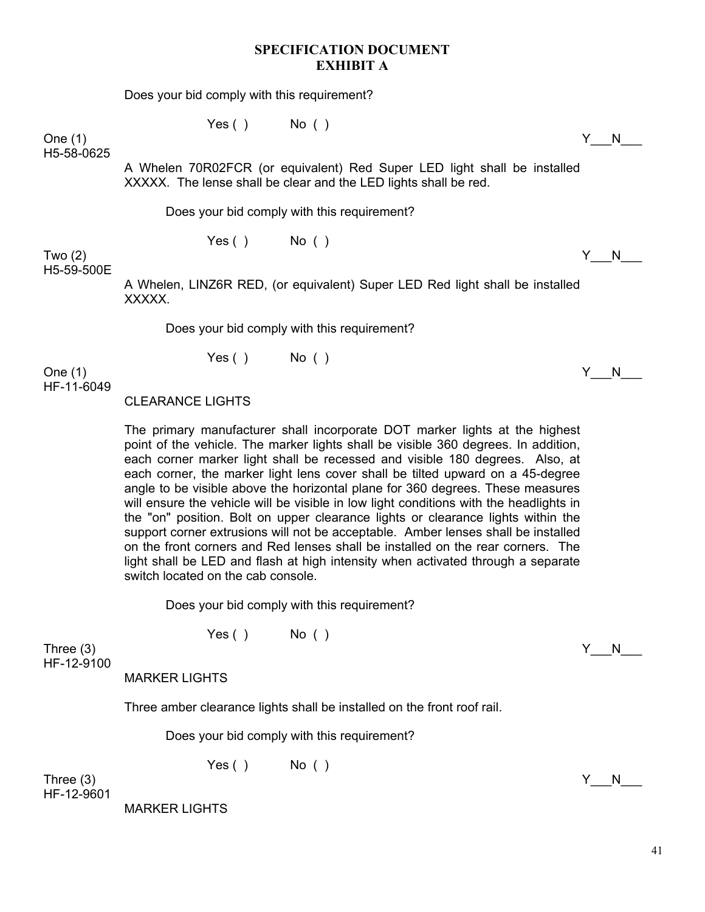## SPECIFICATION DOCUMENT
## EXHIBIT A

Does your bid comply with this requirement?

Yes ( ) No ( )

One (1) Y___N___
H5-58-0625

A Whelen 70R02FCR (or equivalent) Red Super LED light shall be installed XXXXX. The lense shall be clear and the LED lights shall be red.

Does your bid comply with this requirement?

Yes ( ) No ( )

Two (2) Y___N___
H5-59-500E

A Whelen, LINZ6R RED, (or equivalent) Super LED Red light shall be installed XXXXX.

Does your bid comply with this requirement?

Yes ( ) No ( )

One (1) Y___N___
HF-11-6049

CLEARANCE LIGHTS

The primary manufacturer shall incorporate DOT marker lights at the highest point of the vehicle. The marker lights shall be visible 360 degrees. In addition, each corner marker light shall be recessed and visible 180 degrees. Also, at each corner, the marker light lens cover shall be tilted upward on a 45-degree angle to be visible above the horizontal plane for 360 degrees. These measures will ensure the vehicle will be visible in low light conditions with the headlights in the "on" position. Bolt on upper clearance lights or clearance lights within the support corner extrusions will not be acceptable. Amber lenses shall be installed on the front corners and Red lenses shall be installed on the rear corners. The light shall be LED and flash at high intensity when activated through a separate switch located on the cab console.

Does your bid comply with this requirement?

Yes ( ) No ( )

Three (3) Y___N___
HF-12-9100

MARKER LIGHTS

Three amber clearance lights shall be installed on the front roof rail.

Does your bid comply with this requirement?

Yes ( ) No ( )

Three (3) Y___N___
HF-12-9601

MARKER LIGHTS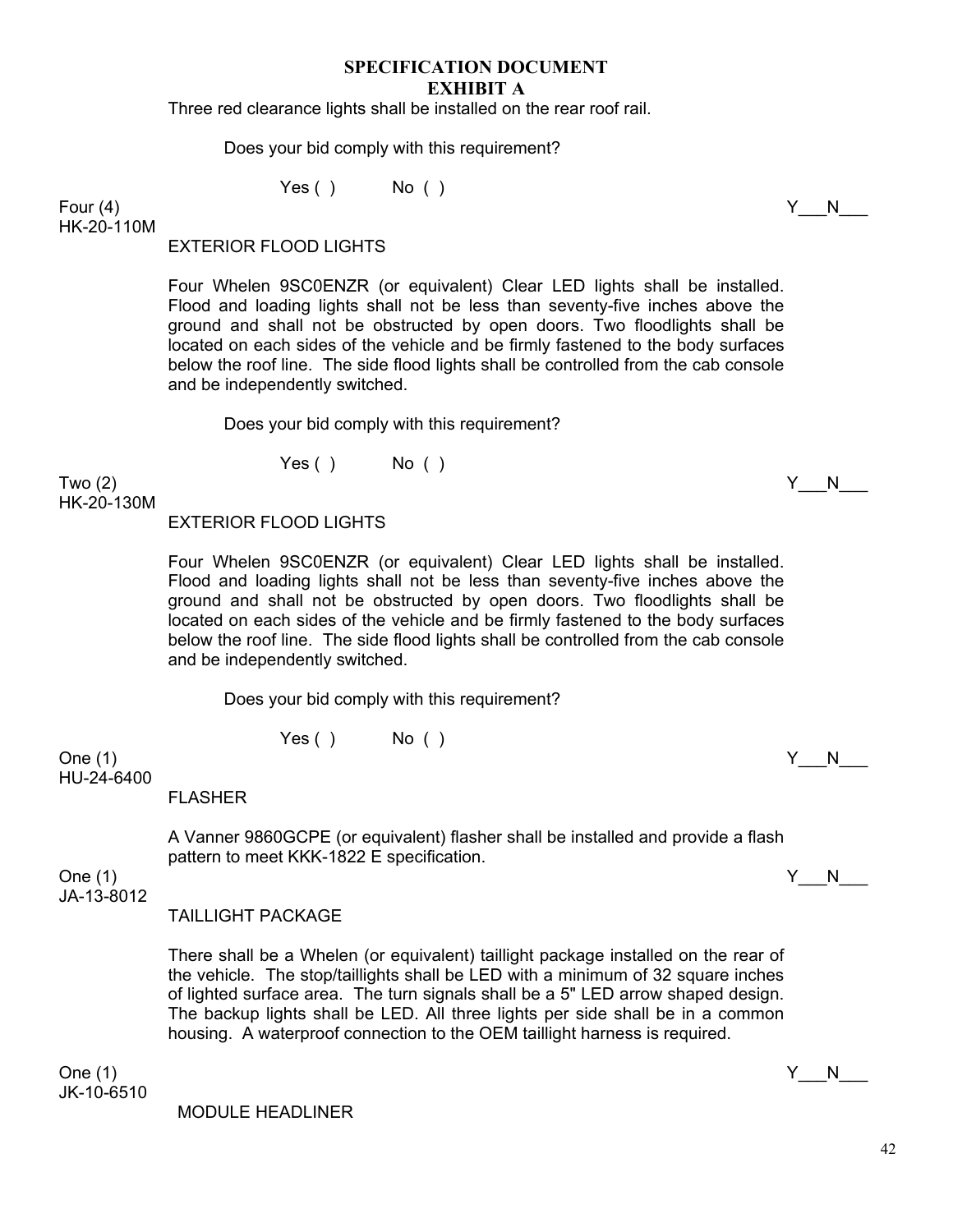## SPECIFICATION DOCUMENT
## EXHIBIT A

Three red clearance lights shall be installed on the rear roof rail.

Does your bid comply with this requirement?

Yes ( ) No ( )

Four (4) Y___N___
HK-20-110M

EXTERIOR FLOOD LIGHTS

Four Whelen 9SC0ENZR (or equivalent) Clear LED lights shall be installed. Flood and loading lights shall not be less than seventy-five inches above the ground and shall not be obstructed by open doors. Two floodlights shall be located on each sides of the vehicle and be firmly fastened to the body surfaces below the roof line. The side flood lights shall be controlled from the cab console and be independently switched.

Does your bid comply with this requirement?

Yes ( ) No ( )

Two (2) Y___N___
HK-20-130M

EXTERIOR FLOOD LIGHTS

Four Whelen 9SC0ENZR (or equivalent) Clear LED lights shall be installed. Flood and loading lights shall not be less than seventy-five inches above the ground and shall not be obstructed by open doors. Two floodlights shall be located on each sides of the vehicle and be firmly fastened to the body surfaces below the roof line. The side flood lights shall be controlled from the cab console and be independently switched.

Does your bid comply with this requirement?

Yes ( ) No ( )

One (1) Y___N___
HU-24-6400

FLASHER

A Vanner 9860GCPE (or equivalent) flasher shall be installed and provide a flash pattern to meet KKK-1822 E specification.

One (1) Y___N___
JA-13-8012

TAILLIGHT PACKAGE

There shall be a Whelen (or equivalent) taillight package installed on the rear of the vehicle. The stop/taillights shall be LED with a minimum of 32 square inches of lighted surface area. The turn signals shall be a 5" LED arrow shaped design. The backup lights shall be LED. All three lights per side shall be in a common housing. A waterproof connection to the OEM taillight harness is required.

One (1) Y___N___
JK-10-6510

MODULE HEADLINER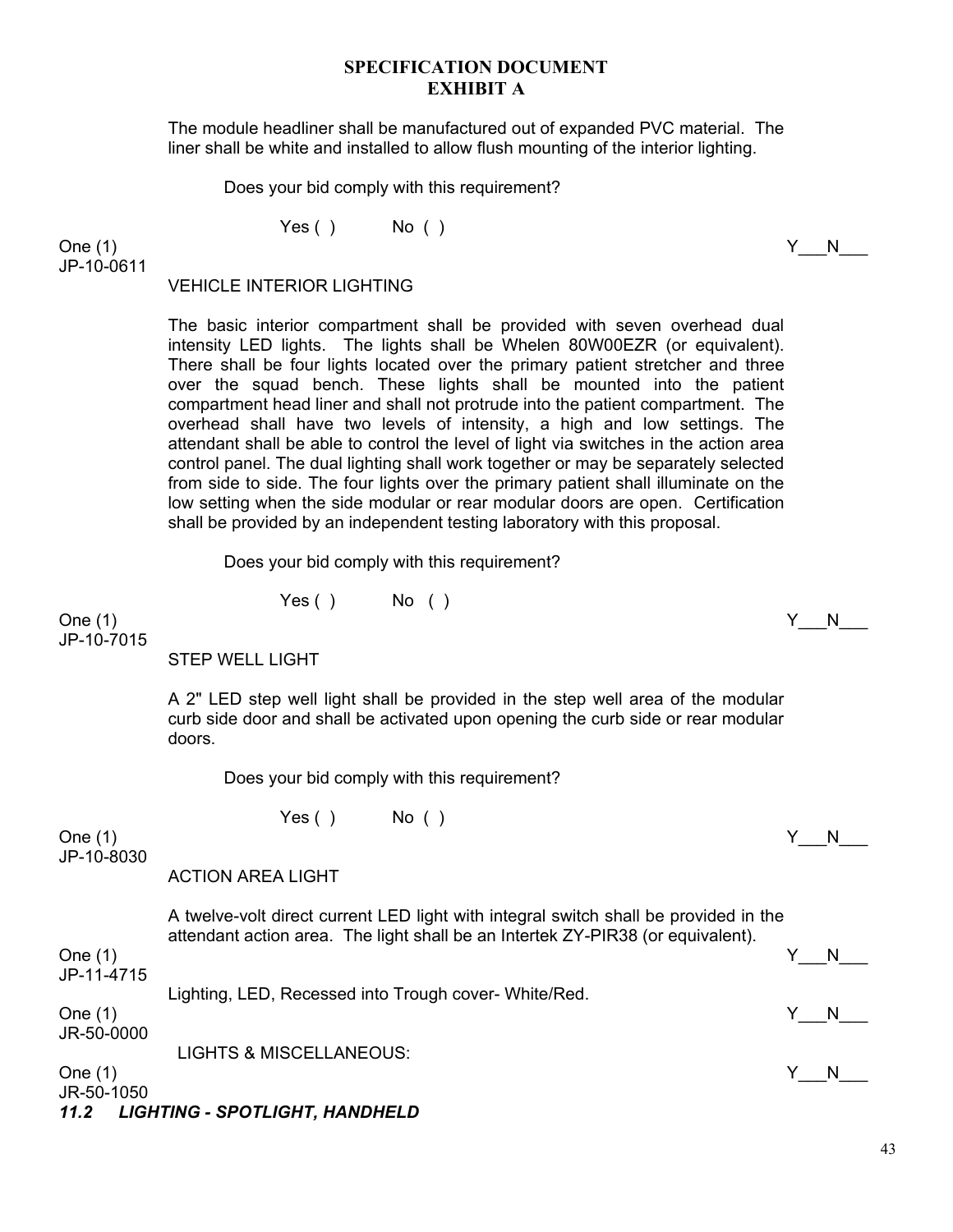## SPECIFICATION DOCUMENT
## EXHIBIT A

The module headliner shall be manufactured out of expanded PVC material. The liner shall be white and installed to allow flush mounting of the interior lighting.

Does your bid comply with this requirement?

Yes ( )  No ( )

One (1)  Y___N___
JP-10-0611

VEHICLE INTERIOR LIGHTING

The basic interior compartment shall be provided with seven overhead dual intensity LED lights. The lights shall be Whelen 80W00EZR (or equivalent). There shall be four lights located over the primary patient stretcher and three over the squad bench. These lights shall be mounted into the patient compartment head liner and shall not protrude into the patient compartment. The overhead shall have two levels of intensity, a high and low settings. The attendant shall be able to control the level of light via switches in the action area control panel. The dual lighting shall work together or may be separately selected from side to side. The four lights over the primary patient shall illuminate on the low setting when the side modular or rear modular doors are open. Certification shall be provided by an independent testing laboratory with this proposal.

Does your bid comply with this requirement?

Yes ( )  No ( )

One (1)  Y___N___
JP-10-7015

STEP WELL LIGHT

A 2" LED step well light shall be provided in the step well area of the modular curb side door and shall be activated upon opening the curb side or rear modular doors.

Does your bid comply with this requirement?

Yes ( )  No ( )

One (1)  Y___N___
JP-10-8030

ACTION AREA LIGHT

A twelve-volt direct current LED light with integral switch shall be provided in the attendant action area. The light shall be an Intertek ZY-PIR38 (or equivalent).

One (1)  Y___N___
JP-11-4715

Lighting, LED, Recessed into Trough cover- White/Red.

One (1)  Y___N___
JR-50-0000

LIGHTS & MISCELLANEOUS:

One (1)  Y___N___
JR-50-1050

### *11.2 LIGHTING - SPOTLIGHT, HANDHELD*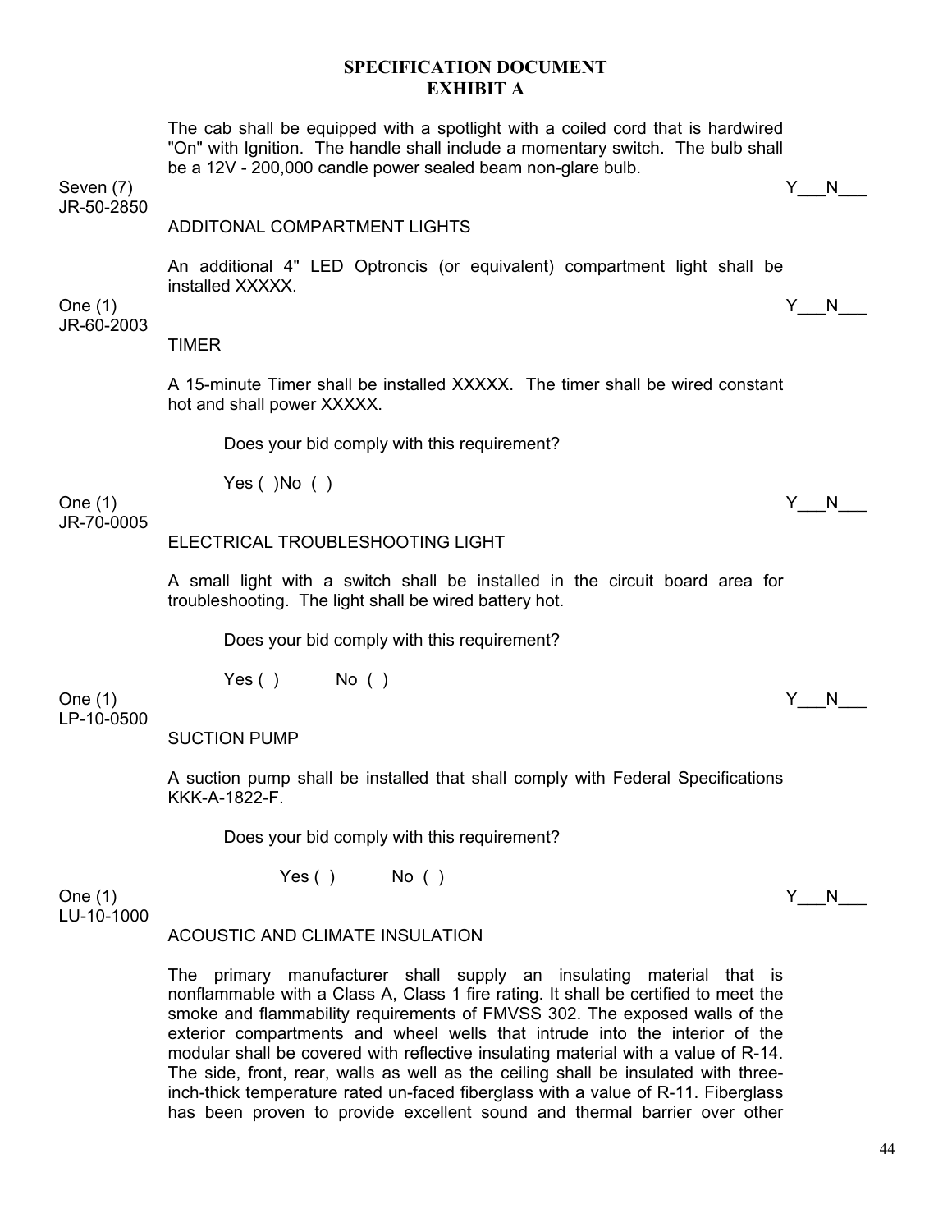**SPECIFICATION DOCUMENT**
**EXHIBIT A**

The cab shall be equipped with a spotlight with a coiled cord that is hardwired "On" with Ignition. The handle shall include a momentary switch. The bulb shall be a 12V - 200,000 candle power sealed beam non-glare bulb.

Seven (7) Y___N___

JR-50-2850

ADDITONAL COMPARTMENT LIGHTS

An additional 4" LED Optroncis (or equivalent) compartment light shall be installed XXXXX.

One (1) Y___N___

JR-60-2003

TIMER

A 15-minute Timer shall be installed XXXXX. The timer shall be wired constant hot and shall power XXXXX.

Does your bid comply with this requirement?

Yes ( )No ( )

One (1) Y___N___

JR-70-0005

ELECTRICAL TROUBLESHOOTING LIGHT

A small light with a switch shall be installed in the circuit board area for troubleshooting. The light shall be wired battery hot.

Does your bid comply with this requirement?

Yes ( ) No ( )

One (1) Y___N___

LP-10-0500

SUCTION PUMP

A suction pump shall be installed that shall comply with Federal Specifications KKK-A-1822-F.

Does your bid comply with this requirement?

Yes ( ) No ( )

One (1) Y___N___

LU-10-1000

ACOUSTIC AND CLIMATE INSULATION

The primary manufacturer shall supply an insulating material that is nonflammable with a Class A, Class 1 fire rating. It shall be certified to meet the smoke and flammability requirements of FMVSS 302. The exposed walls of the exterior compartments and wheel wells that intrude into the interior of the modular shall be covered with reflective insulating material with a value of R-14. The side, front, rear, walls as well as the ceiling shall be insulated with three-inch-thick temperature rated un-faced fiberglass with a value of R-11. Fiberglass has been proven to provide excellent sound and thermal barrier over other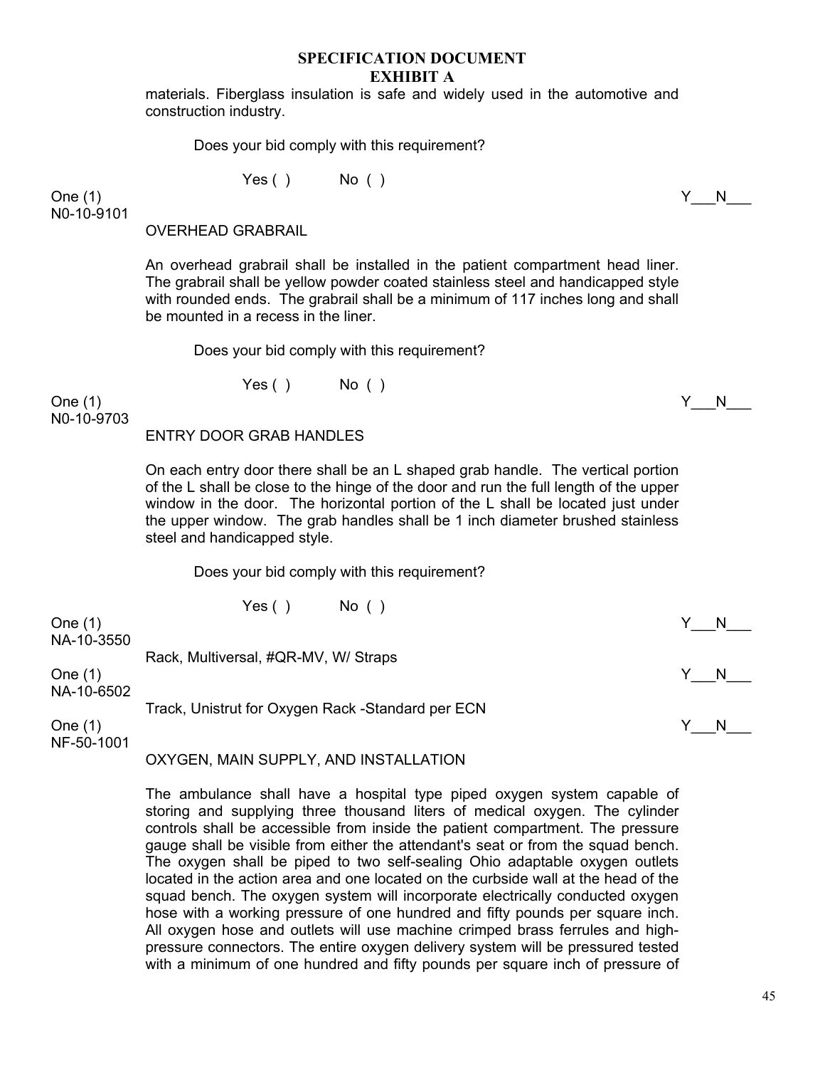## SPECIFICATION DOCUMENT
## EXHIBIT A

materials. Fiberglass insulation is safe and widely used in the automotive and construction industry.

Does your bid comply with this requirement?

Yes ( ) No ( )

One (1) Y___N___
N0-10-9101

OVERHEAD GRABRAIL

An overhead grabrail shall be installed in the patient compartment head liner. The grabrail shall be yellow powder coated stainless steel and handicapped style with rounded ends. The grabrail shall be a minimum of 117 inches long and shall be mounted in a recess in the liner.

Does your bid comply with this requirement?

Yes ( ) No ( )

One (1) Y___N___
N0-10-9703

ENTRY DOOR GRAB HANDLES

On each entry door there shall be an L shaped grab handle. The vertical portion of the L shall be close to the hinge of the door and run the full length of the upper window in the door. The horizontal portion of the L shall be located just under the upper window. The grab handles shall be 1 inch diameter brushed stainless steel and handicapped style.

Does your bid comply with this requirement?

Yes ( ) No ( )

One (1) Y___N___
NA-10-3550

Rack, Multiversal, #QR-MV, W/ Straps

One (1) Y___N___
NA-10-6502

Track, Unistrut for Oxygen Rack -Standard per ECN

One (1) Y___N___
NF-50-1001

OXYGEN, MAIN SUPPLY, AND INSTALLATION

The ambulance shall have a hospital type piped oxygen system capable of storing and supplying three thousand liters of medical oxygen. The cylinder controls shall be accessible from inside the patient compartment. The pressure gauge shall be visible from either the attendant's seat or from the squad bench. The oxygen shall be piped to two self-sealing Ohio adaptable oxygen outlets located in the action area and one located on the curbside wall at the head of the squad bench. The oxygen system will incorporate electrically conducted oxygen hose with a working pressure of one hundred and fifty pounds per square inch. All oxygen hose and outlets will use machine crimped brass ferrules and high-pressure connectors. The entire oxygen delivery system will be pressured tested with a minimum of one hundred and fifty pounds per square inch of pressure of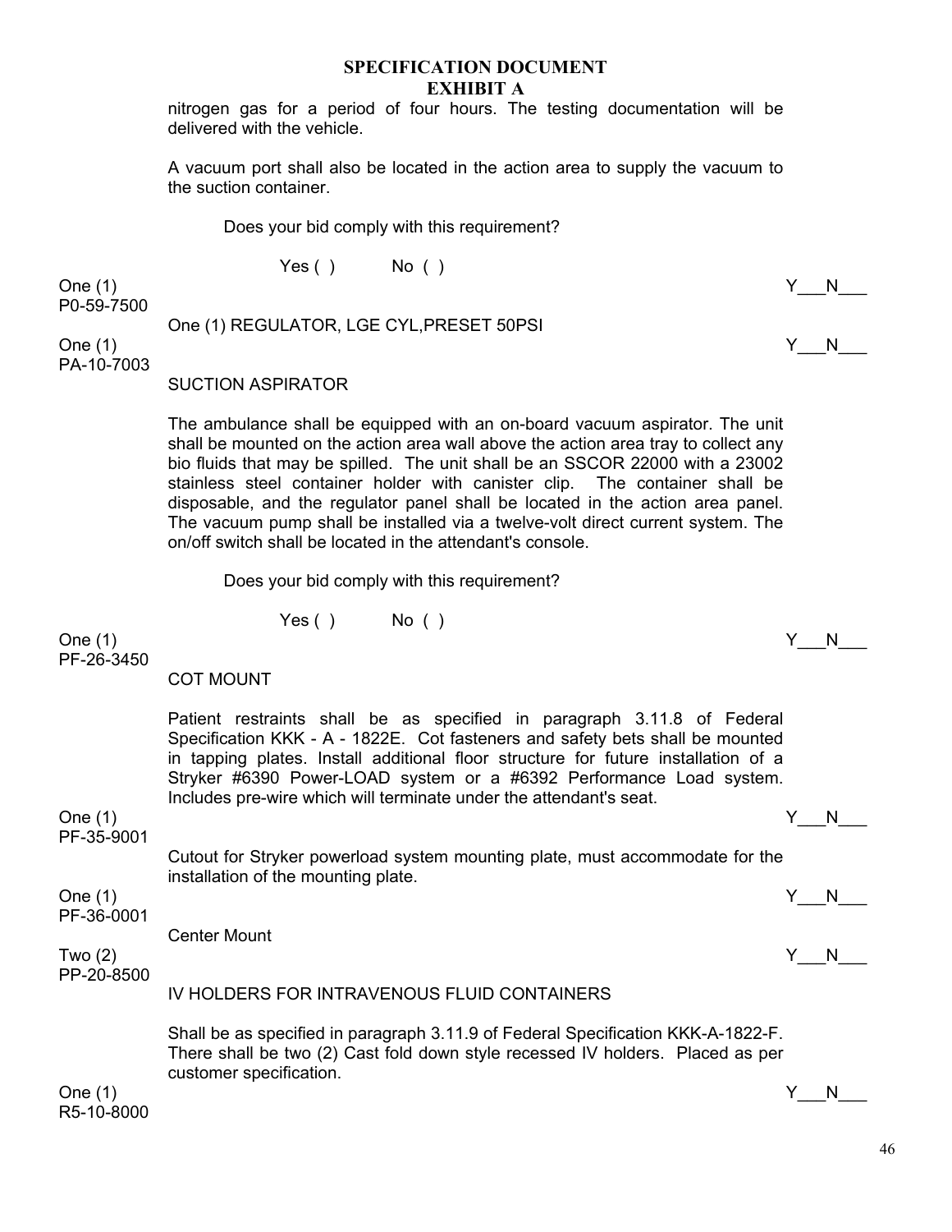## SPECIFICATION DOCUMENT
## EXHIBIT A

nitrogen gas for a period of four hours. The testing documentation will be delivered with the vehicle.

A vacuum port shall also be located in the action area to supply the vacuum to the suction container.

Does your bid comply with this requirement?

Yes ( ) No ( )

One (1) Y___N___
P0-59-7500

One (1) REGULATOR, LGE CYL,PRESET 50PSI

One (1) Y___N___
PA-10-7003

SUCTION ASPIRATOR

The ambulance shall be equipped with an on-board vacuum aspirator. The unit shall be mounted on the action area wall above the action area tray to collect any bio fluids that may be spilled. The unit shall be an SSCOR 22000 with a 23002 stainless steel container holder with canister clip. The container shall be disposable, and the regulator panel shall be located in the action area panel. The vacuum pump shall be installed via a twelve-volt direct current system. The on/off switch shall be located in the attendant's console.

Does your bid comply with this requirement?

Yes ( ) No ( )

One (1) Y___N___
PF-26-3450

COT MOUNT

Patient restraints shall be as specified in paragraph 3.11.8 of Federal Specification KKK - A - 1822E. Cot fasteners and safety bets shall be mounted in tapping plates. Install additional floor structure for future installation of a Stryker #6390 Power-LOAD system or a #6392 Performance Load system. Includes pre-wire which will terminate under the attendant's seat.

One (1) Y___N___
PF-35-9001

Cutout for Stryker powerload system mounting plate, must accommodate for the installation of the mounting plate.

One (1) Y___N___
PF-36-0001

Center Mount

Two (2) Y___N___
PP-20-8500

IV HOLDERS FOR INTRAVENOUS FLUID CONTAINERS

Shall be as specified in paragraph 3.11.9 of Federal Specification KKK-A-1822-F. There shall be two (2) Cast fold down style recessed IV holders. Placed as per customer specification.

One (1) Y___N___
R5-10-8000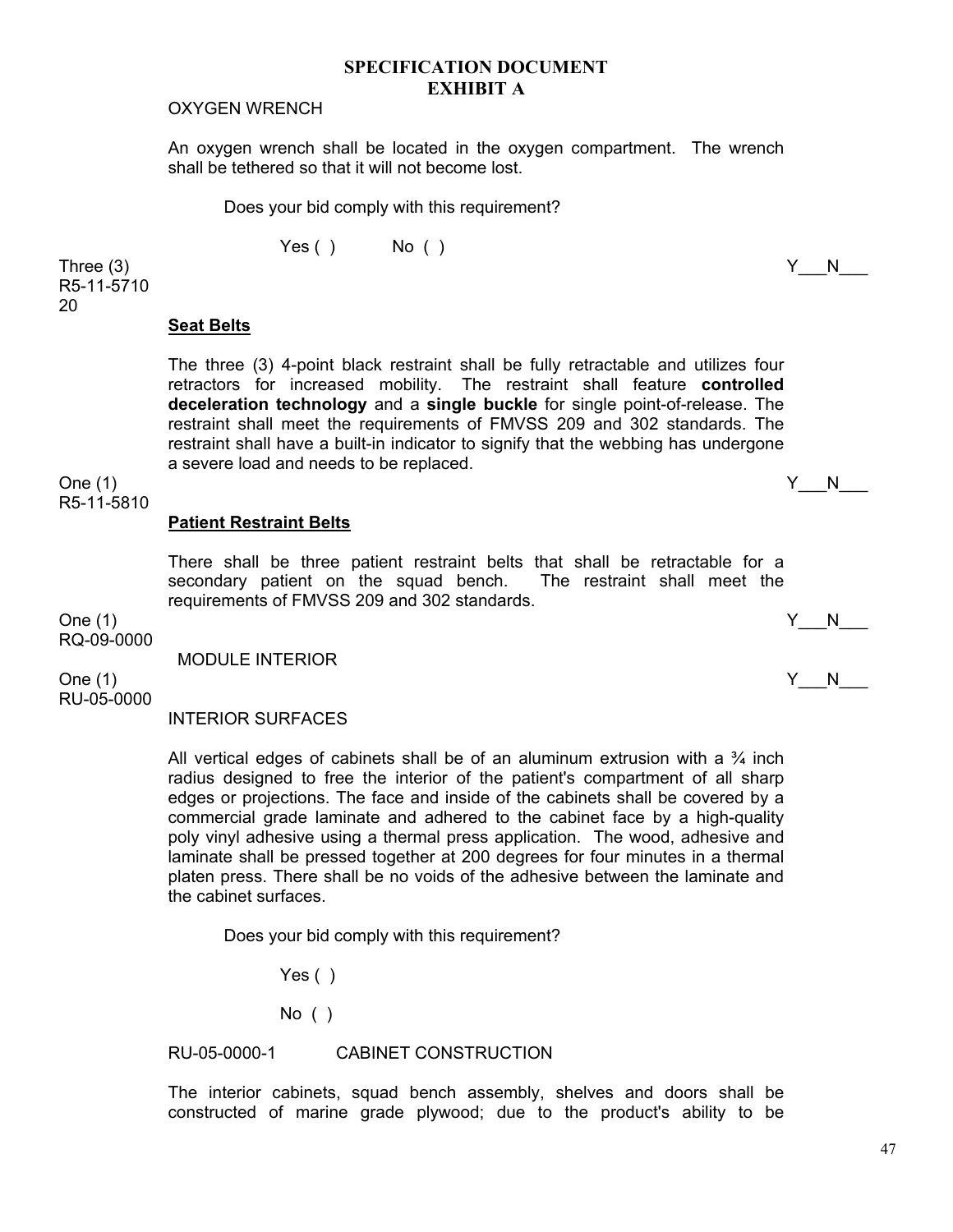## SPECIFICATION DOCUMENT
## EXHIBIT A

OXYGEN WRENCH

An oxygen wrench shall be located in the oxygen compartment. The wrench shall be tethered so that it will not become lost.

Does your bid comply with this requirement?

Yes ( ) No ( )

Three (3)
R5-11-5710
20

Y___N___

**Seat Belts**

The three (3) 4-point black restraint shall be fully retractable and utilizes four retractors for increased mobility. The restraint shall feature **controlled deceleration technology** and a **single buckle** for single point-of-release. The restraint shall meet the requirements of FMVSS 209 and 302 standards. The restraint shall have a built-in indicator to signify that the webbing has undergone a severe load and needs to be replaced.

One (1)
R5-11-5810

Y___N___

**Patient Restraint Belts**

There shall be three patient restraint belts that shall be retractable for a secondary patient on the squad bench. The restraint shall meet the requirements of FMVSS 209 and 302 standards.

One (1)
RQ-09-0000

Y___N___

MODULE INTERIOR

One (1)
RU-05-0000

Y___N___

INTERIOR SURFACES

All vertical edges of cabinets shall be of an aluminum extrusion with a ¾ inch radius designed to free the interior of the patient's compartment of all sharp edges or projections. The face and inside of the cabinets shall be covered by a commercial grade laminate and adhered to the cabinet face by a high-quality poly vinyl adhesive using a thermal press application. The wood, adhesive and laminate shall be pressed together at 200 degrees for four minutes in a thermal platen press. There shall be no voids of the adhesive between the laminate and the cabinet surfaces.

Does your bid comply with this requirement?

Yes ( )

No ( )

RU-05-0000-1 CABINET CONSTRUCTION

The interior cabinets, squad bench assembly, shelves and doors shall be constructed of marine grade plywood; due to the product's ability to be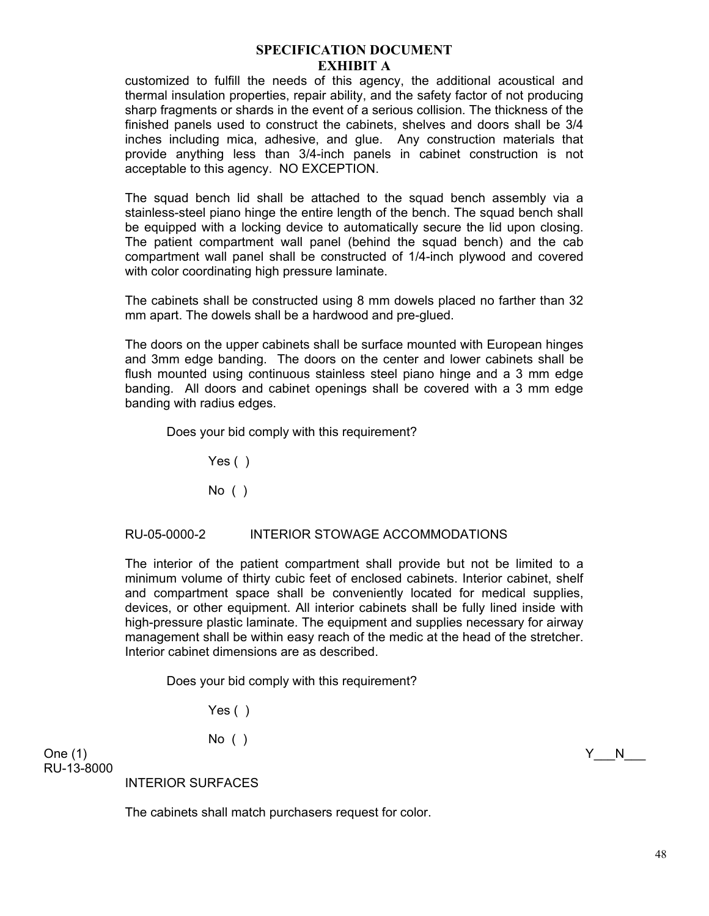## SPECIFICATION DOCUMENT
## EXHIBIT A

customized to fulfill the needs of this agency, the additional acoustical and thermal insulation properties, repair ability, and the safety factor of not producing sharp fragments or shards in the event of a serious collision. The thickness of the finished panels used to construct the cabinets, shelves and doors shall be 3/4 inches including mica, adhesive, and glue. Any construction materials that provide anything less than 3/4-inch panels in cabinet construction is not acceptable to this agency. NO EXCEPTION.

The squad bench lid shall be attached to the squad bench assembly via a stainless-steel piano hinge the entire length of the bench. The squad bench shall be equipped with a locking device to automatically secure the lid upon closing. The patient compartment wall panel (behind the squad bench) and the cab compartment wall panel shall be constructed of 1/4-inch plywood and covered with color coordinating high pressure laminate.

The cabinets shall be constructed using 8 mm dowels placed no farther than 32 mm apart. The dowels shall be a hardwood and pre-glued.

The doors on the upper cabinets shall be surface mounted with European hinges and 3mm edge banding. The doors on the center and lower cabinets shall be flush mounted using continuous stainless steel piano hinge and a 3 mm edge banding. All doors and cabinet openings shall be covered with a 3 mm edge banding with radius edges.

Does your bid comply with this requirement?

Yes ( )

No ( )

RU-05-0000-2 INTERIOR STOWAGE ACCOMMODATIONS

The interior of the patient compartment shall provide but not be limited to a minimum volume of thirty cubic feet of enclosed cabinets. Interior cabinet, shelf and compartment space shall be conveniently located for medical supplies, devices, or other equipment. All interior cabinets shall be fully lined inside with high-pressure plastic laminate. The equipment and supplies necessary for airway management shall be within easy reach of the medic at the head of the stretcher. Interior cabinet dimensions are as described.

Does your bid comply with this requirement?

Yes ( )

No ( )

One (1) Y___N___

RU-13-8000

INTERIOR SURFACES

The cabinets shall match purchasers request for color.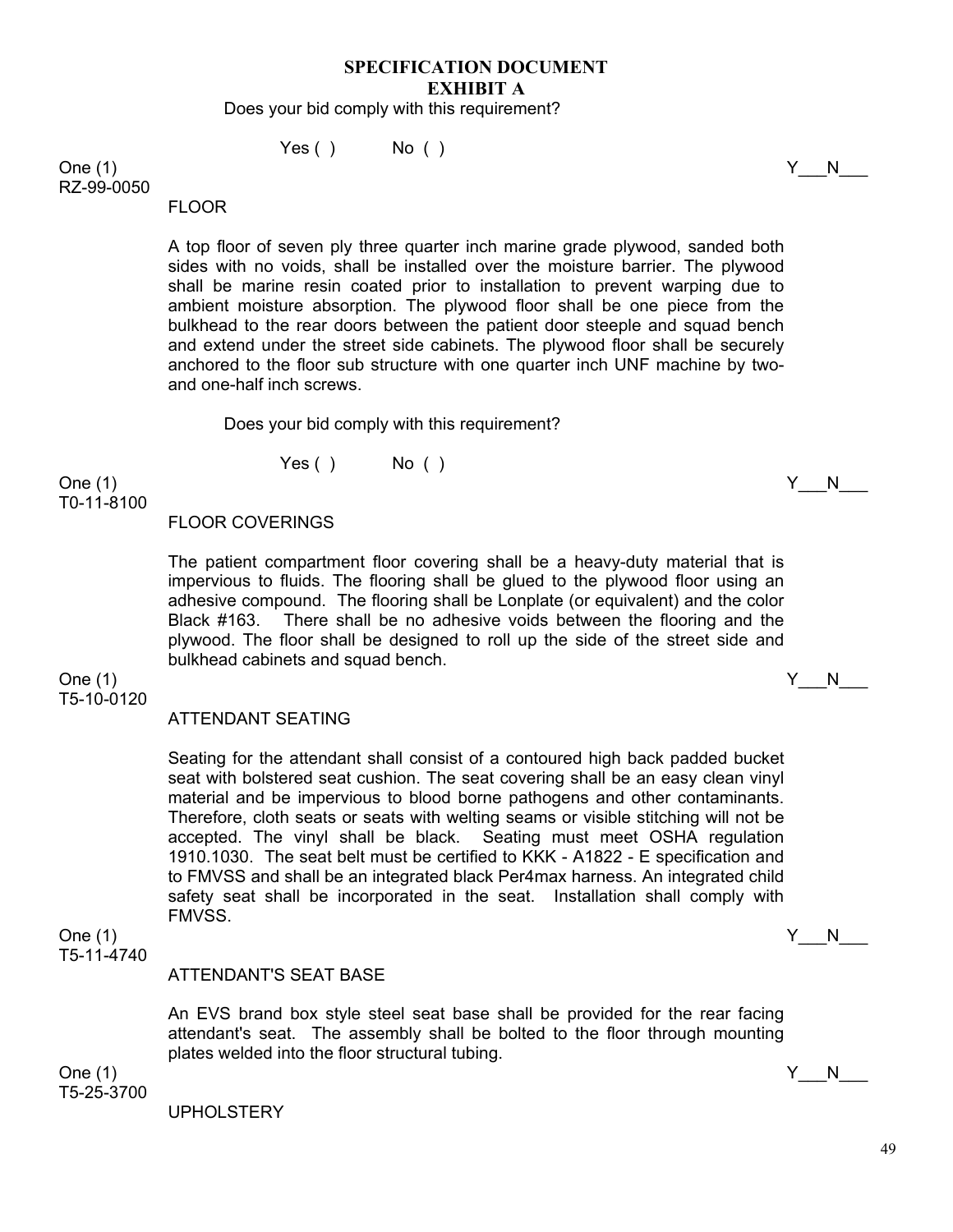**SPECIFICATION DOCUMENT**
**EXHIBIT A**

Does your bid comply with this requirement?

Yes ( ) No ( )

One (1) Y___N___
RZ-99-0050

FLOOR

A top floor of seven ply three quarter inch marine grade plywood, sanded both sides with no voids, shall be installed over the moisture barrier. The plywood shall be marine resin coated prior to installation to prevent warping due to ambient moisture absorption. The plywood floor shall be one piece from the bulkhead to the rear doors between the patient door steeple and squad bench and extend under the street side cabinets. The plywood floor shall be securely anchored to the floor sub structure with one quarter inch UNF machine by two-and one-half inch screws.

Does your bid comply with this requirement?

Yes ( ) No ( )

One (1) Y___N___
T0-11-8100

FLOOR COVERINGS

The patient compartment floor covering shall be a heavy-duty material that is impervious to fluids. The flooring shall be glued to the plywood floor using an adhesive compound. The flooring shall be Lonplate (or equivalent) and the color Black #163. There shall be no adhesive voids between the flooring and the plywood. The floor shall be designed to roll up the side of the street side and bulkhead cabinets and squad bench.

One (1) Y___N___
T5-10-0120

ATTENDANT SEATING

Seating for the attendant shall consist of a contoured high back padded bucket seat with bolstered seat cushion. The seat covering shall be an easy clean vinyl material and be impervious to blood borne pathogens and other contaminants. Therefore, cloth seats or seats with welting seams or visible stitching will not be accepted. The vinyl shall be black. Seating must meet OSHA regulation 1910.1030. The seat belt must be certified to KKK - A1822 - E specification and to FMVSS and shall be an integrated black Per4max harness. An integrated child safety seat shall be incorporated in the seat. Installation shall comply with FMVSS.

One (1) Y___N___
T5-11-4740

ATTENDANT'S SEAT BASE

An EVS brand box style steel seat base shall be provided for the rear facing attendant's seat. The assembly shall be bolted to the floor through mounting plates welded into the floor structural tubing.

One (1) Y___N___
T5-25-3700

UPHOLSTERY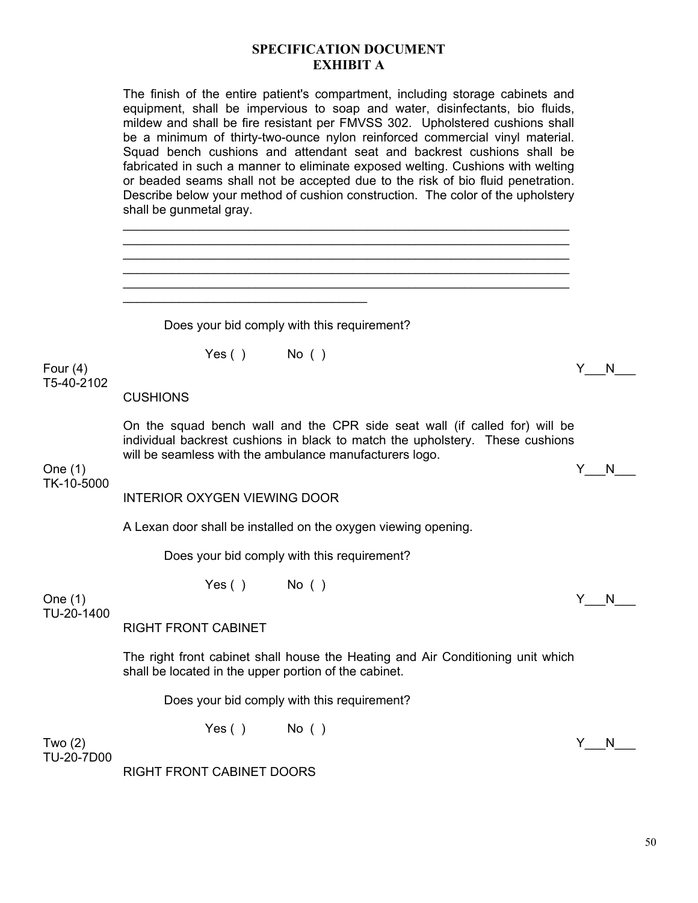## SPECIFICATION DOCUMENT
## EXHIBIT A

The finish of the entire patient's compartment, including storage cabinets and equipment, shall be impervious to soap and water, disinfectants, bio fluids, mildew and shall be fire resistant per FMVSS 302. Upholstered cushions shall be a minimum of thirty-two-ounce nylon reinforced commercial vinyl material. Squad bench cushions and attendant seat and backrest cushions shall be fabricated in such a manner to eliminate exposed welting. Cushions with welting or beaded seams shall not be accepted due to the risk of bio fluid penetration. Describe below your method of cushion construction. The color of the upholstery shall be gunmetal gray.

_________________________________________________________________
_________________________________________________________________
_________________________________________________________________
_________________________________________________________________
_________________________________________________________________
___________________________________

Does your bid comply with this requirement?

Yes ( )    No ( )

Four (4)    Y___N___
T5-40-2102

CUSHIONS

On the squad bench wall and the CPR side seat wall (if called for) will be individual backrest cushions in black to match the upholstery. These cushions will be seamless with the ambulance manufacturers logo.

One (1)    Y___N___
TK-10-5000

INTERIOR OXYGEN VIEWING DOOR

A Lexan door shall be installed on the oxygen viewing opening.

Does your bid comply with this requirement?

Yes ( )    No ( )

One (1)    Y___N___
TU-20-1400

RIGHT FRONT CABINET

The right front cabinet shall house the Heating and Air Conditioning unit which shall be located in the upper portion of the cabinet.

Does your bid comply with this requirement?

Yes ( )    No ( )

Two (2)    Y___N___
TU-20-7D00

RIGHT FRONT CABINET DOORS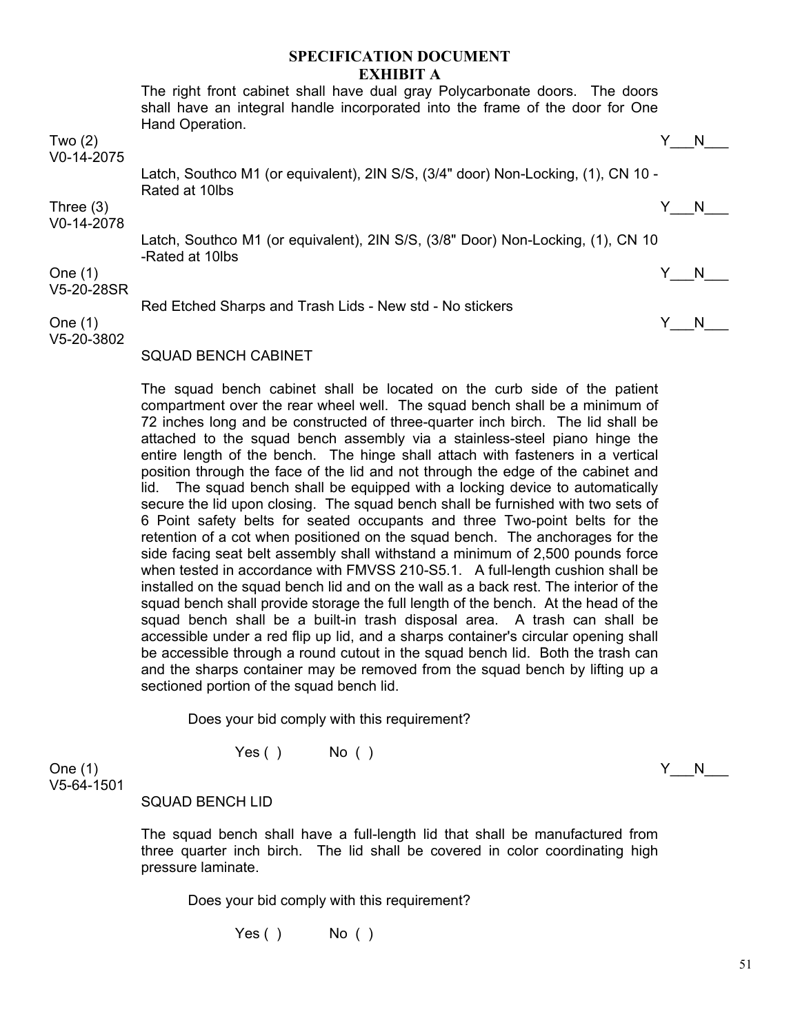## SPECIFICATION DOCUMENT
## EXHIBIT A

The right front cabinet shall have dual gray Polycarbonate doors. The doors shall have an integral handle incorporated into the frame of the door for One Hand Operation.

Two (2) Y___N___
V0-14-2075

Latch, Southco M1 (or equivalent), 2IN S/S, (3/4" door) Non-Locking, (1), CN 10 - Rated at 10lbs

Three (3) Y___N___
V0-14-2078

Latch, Southco M1 (or equivalent), 2IN S/S, (3/8" Door) Non-Locking, (1), CN 10 -Rated at 10lbs

One (1) Y___N___
V5-20-28SR

Red Etched Sharps and Trash Lids - New std - No stickers

One (1) Y___N___
V5-20-3802

SQUAD BENCH CABINET

The squad bench cabinet shall be located on the curb side of the patient compartment over the rear wheel well. The squad bench shall be a minimum of 72 inches long and be constructed of three-quarter inch birch. The lid shall be attached to the squad bench assembly via a stainless-steel piano hinge the entire length of the bench. The hinge shall attach with fasteners in a vertical position through the face of the lid and not through the edge of the cabinet and lid. The squad bench shall be equipped with a locking device to automatically secure the lid upon closing. The squad bench shall be furnished with two sets of 6 Point safety belts for seated occupants and three Two-point belts for the retention of a cot when positioned on the squad bench. The anchorages for the side facing seat belt assembly shall withstand a minimum of 2,500 pounds force when tested in accordance with FMVSS 210-S5.1. A full-length cushion shall be installed on the squad bench lid and on the wall as a back rest. The interior of the squad bench shall provide storage the full length of the bench. At the head of the squad bench shall be a built-in trash disposal area. A trash can shall be accessible under a red flip up lid, and a sharps container's circular opening shall be accessible through a round cutout in the squad bench lid. Both the trash can and the sharps container may be removed from the squad bench by lifting up a sectioned portion of the squad bench lid.

Does your bid comply with this requirement?

Yes ( ) No ( )

One (1) Y___N___
V5-64-1501

SQUAD BENCH LID

The squad bench shall have a full-length lid that shall be manufactured from three quarter inch birch. The lid shall be covered in color coordinating high pressure laminate.

Does your bid comply with this requirement?

Yes ( ) No ( )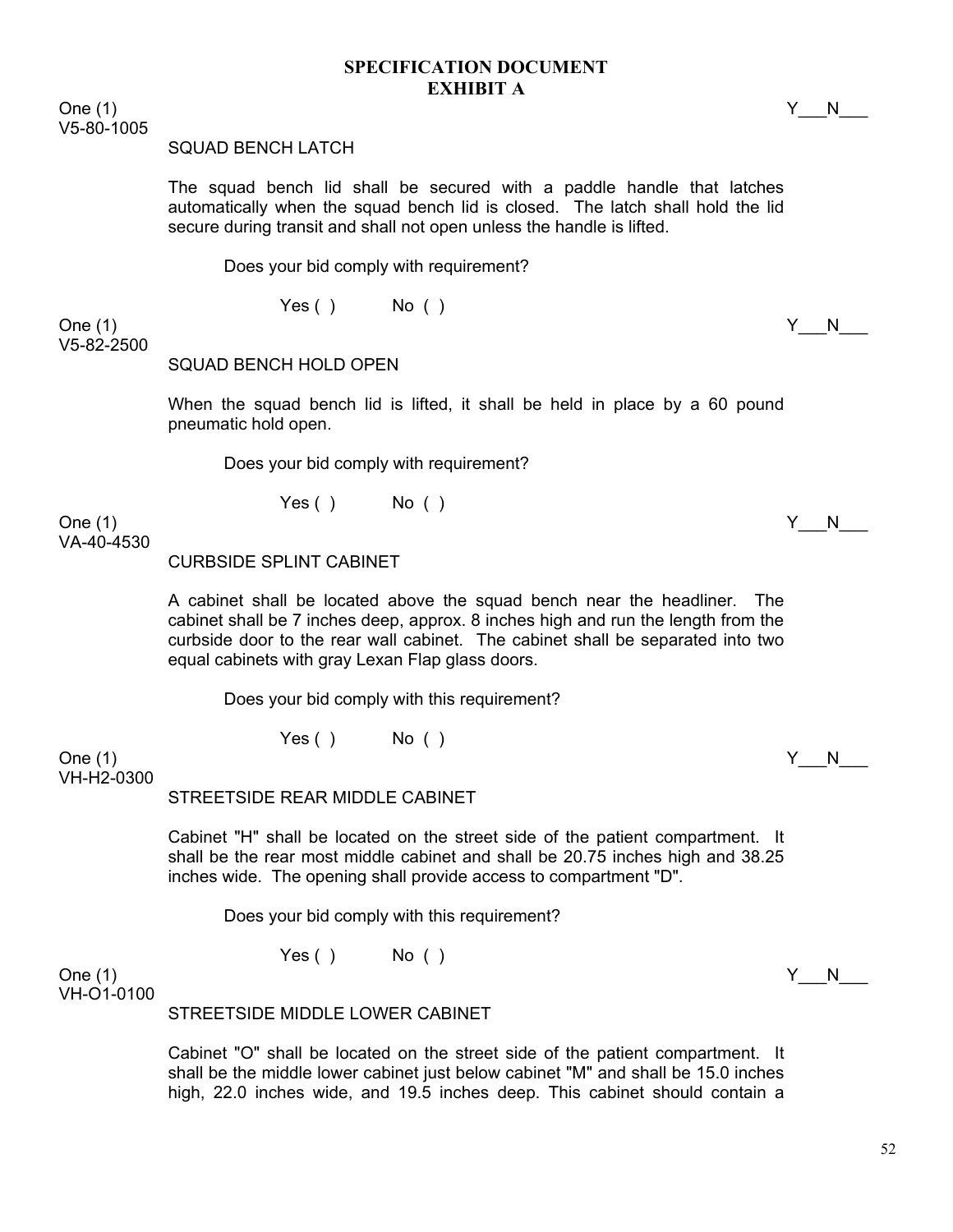## SPECIFICATION DOCUMENT
## EXHIBIT A

One (1) Y___N___
V5-80-1005

SQUAD BENCH LATCH

The squad bench lid shall be secured with a paddle handle that latches automatically when the squad bench lid is closed. The latch shall hold the lid secure during transit and shall not open unless the handle is lifted.

Does your bid comply with requirement?

Yes ( ) No ( )

One (1) Y___N___
V5-82-2500

SQUAD BENCH HOLD OPEN

When the squad bench lid is lifted, it shall be held in place by a 60 pound pneumatic hold open.

Does your bid comply with requirement?

Yes ( ) No ( )

One (1) Y___N___
VA-40-4530

CURBSIDE SPLINT CABINET

A cabinet shall be located above the squad bench near the headliner. The cabinet shall be 7 inches deep, approx. 8 inches high and run the length from the curbside door to the rear wall cabinet. The cabinet shall be separated into two equal cabinets with gray Lexan Flap glass doors.

Does your bid comply with this requirement?

Yes ( ) No ( )

One (1) Y___N___
VH-H2-0300

STREETSIDE REAR MIDDLE CABINET

Cabinet "H" shall be located on the street side of the patient compartment. It shall be the rear most middle cabinet and shall be 20.75 inches high and 38.25 inches wide. The opening shall provide access to compartment "D".

Does your bid comply with this requirement?

Yes ( ) No ( )

One (1) Y___N___
VH-O1-0100

STREETSIDE MIDDLE LOWER CABINET

Cabinet "O" shall be located on the street side of the patient compartment. It shall be the middle lower cabinet just below cabinet "M" and shall be 15.0 inches high, 22.0 inches wide, and 19.5 inches deep. This cabinet should contain a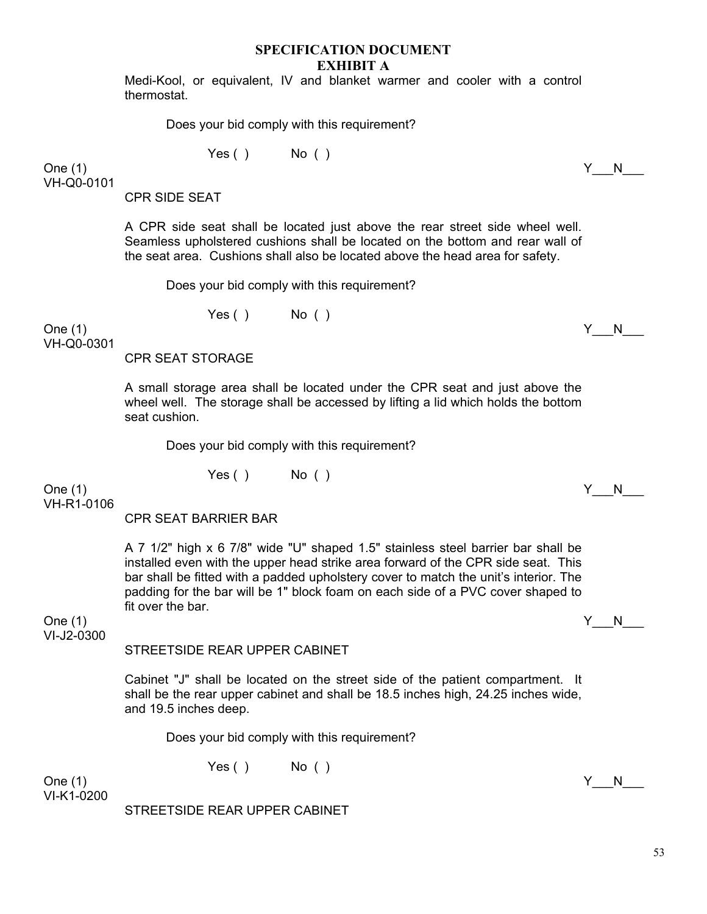## SPECIFICATION DOCUMENT
## EXHIBIT A

Medi-Kool, or equivalent, IV and blanket warmer and cooler with a control thermostat.

Does your bid comply with this requirement?

Yes ( ) No ( )

One (1) Y___N___

VH-Q0-0101

CPR SIDE SEAT

A CPR side seat shall be located just above the rear street side wheel well. Seamless upholstered cushions shall be located on the bottom and rear wall of the seat area. Cushions shall also be located above the head area for safety.

Does your bid comply with this requirement?

Yes ( ) No ( )

One (1) Y___N___

VH-Q0-0301

CPR SEAT STORAGE

A small storage area shall be located under the CPR seat and just above the wheel well. The storage shall be accessed by lifting a lid which holds the bottom seat cushion.

Does your bid comply with this requirement?

Yes ( ) No ( )

One (1) Y___N___

VH-R1-0106

CPR SEAT BARRIER BAR

A 7 1/2" high x 6 7/8" wide "U" shaped 1.5" stainless steel barrier bar shall be installed even with the upper head strike area forward of the CPR side seat. This bar shall be fitted with a padded upholstery cover to match the unit's interior. The padding for the bar will be 1" block foam on each side of a PVC cover shaped to fit over the bar.

One (1) Y___N___

VI-J2-0300

STREETSIDE REAR UPPER CABINET

Cabinet "J" shall be located on the street side of the patient compartment. It shall be the rear upper cabinet and shall be 18.5 inches high, 24.25 inches wide, and 19.5 inches deep.

Does your bid comply with this requirement?

Yes ( ) No ( )

One (1) Y___N___

VI-K1-0200

STREETSIDE REAR UPPER CABINET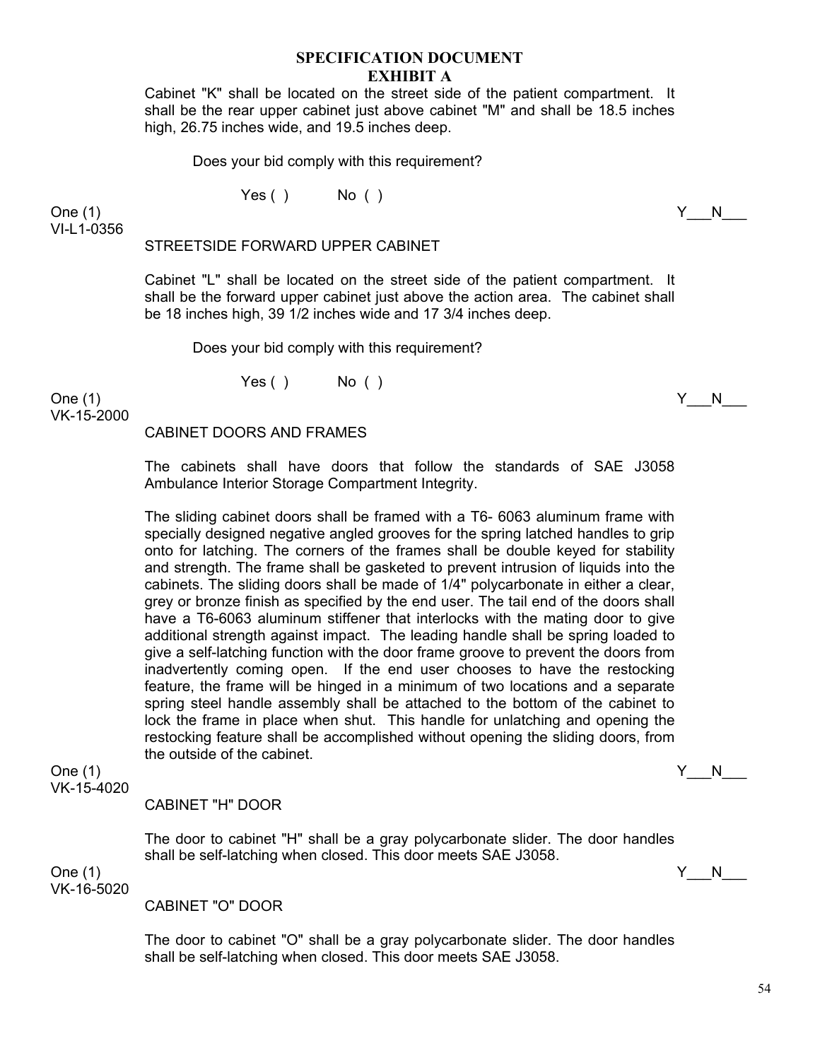## SPECIFICATION DOCUMENT
## EXHIBIT A

Cabinet "K" shall be located on the street side of the patient compartment. It shall be the rear upper cabinet just above cabinet "M" and shall be 18.5 inches high, 26.75 inches wide, and 19.5 inches deep.

Does your bid comply with this requirement?

Yes ( ) No ( )

One (1) Y___N___
VI-L1-0356

STREETSIDE FORWARD UPPER CABINET

Cabinet "L" shall be located on the street side of the patient compartment. It shall be the forward upper cabinet just above the action area. The cabinet shall be 18 inches high, 39 1/2 inches wide and 17 3/4 inches deep.

Does your bid comply with this requirement?

Yes ( ) No ( )

One (1) Y___N___
VK-15-2000

CABINET DOORS AND FRAMES

The cabinets shall have doors that follow the standards of SAE J3058 Ambulance Interior Storage Compartment Integrity.

The sliding cabinet doors shall be framed with a T6- 6063 aluminum frame with specially designed negative angled grooves for the spring latched handles to grip onto for latching. The corners of the frames shall be double keyed for stability and strength. The frame shall be gasketed to prevent intrusion of liquids into the cabinets. The sliding doors shall be made of 1/4" polycarbonate in either a clear, grey or bronze finish as specified by the end user. The tail end of the doors shall have a T6-6063 aluminum stiffener that interlocks with the mating door to give additional strength against impact. The leading handle shall be spring loaded to give a self-latching function with the door frame groove to prevent the doors from inadvertently coming open. If the end user chooses to have the restocking feature, the frame will be hinged in a minimum of two locations and a separate spring steel handle assembly shall be attached to the bottom of the cabinet to lock the frame in place when shut. This handle for unlatching and opening the restocking feature shall be accomplished without opening the sliding doors, from the outside of the cabinet.

One (1) Y___N___
VK-15-4020

CABINET "H" DOOR

The door to cabinet "H" shall be a gray polycarbonate slider. The door handles shall be self-latching when closed. This door meets SAE J3058.

One (1) Y___N___
VK-16-5020

CABINET "O" DOOR

The door to cabinet "O" shall be a gray polycarbonate slider. The door handles shall be self-latching when closed. This door meets SAE J3058.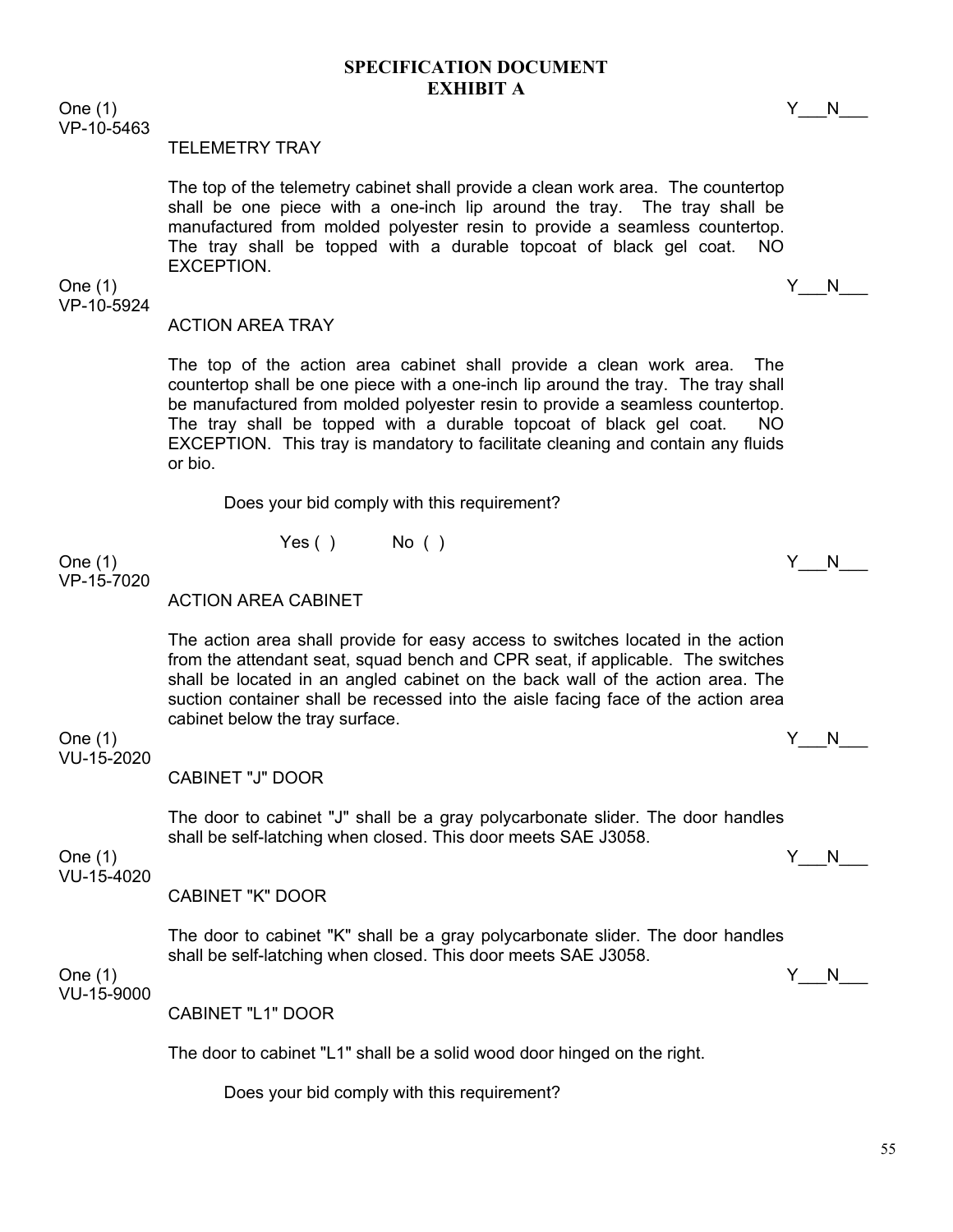## SPECIFICATION DOCUMENT
## EXHIBIT A

One (1)
VP-10-5463

Y___N___

TELEMETRY TRAY

The top of the telemetry cabinet shall provide a clean work area. The countertop shall be one piece with a one-inch lip around the tray. The tray shall be manufactured from molded polyester resin to provide a seamless countertop. The tray shall be topped with a durable topcoat of black gel coat. NO EXCEPTION.

One (1)
VP-10-5924

Y___N___

ACTION AREA TRAY

The top of the action area cabinet shall provide a clean work area. The countertop shall be one piece with a one-inch lip around the tray. The tray shall be manufactured from molded polyester resin to provide a seamless countertop. The tray shall be topped with a durable topcoat of black gel coat. NO EXCEPTION. This tray is mandatory to facilitate cleaning and contain any fluids or bio.

Does your bid comply with this requirement?

Yes ( ) No ( )

One (1)
VP-15-7020

Y___N___

ACTION AREA CABINET

The action area shall provide for easy access to switches located in the action from the attendant seat, squad bench and CPR seat, if applicable. The switches shall be located in an angled cabinet on the back wall of the action area. The suction container shall be recessed into the aisle facing face of the action area cabinet below the tray surface.

One (1)
VU-15-2020

Y___N___

CABINET "J" DOOR

The door to cabinet "J" shall be a gray polycarbonate slider. The door handles shall be self-latching when closed. This door meets SAE J3058.

One (1)
VU-15-4020

Y___N___

CABINET "K" DOOR

The door to cabinet "K" shall be a gray polycarbonate slider. The door handles shall be self-latching when closed. This door meets SAE J3058.

One (1)
VU-15-9000

Y___N___

CABINET "L1" DOOR

The door to cabinet "L1" shall be a solid wood door hinged on the right.

Does your bid comply with this requirement?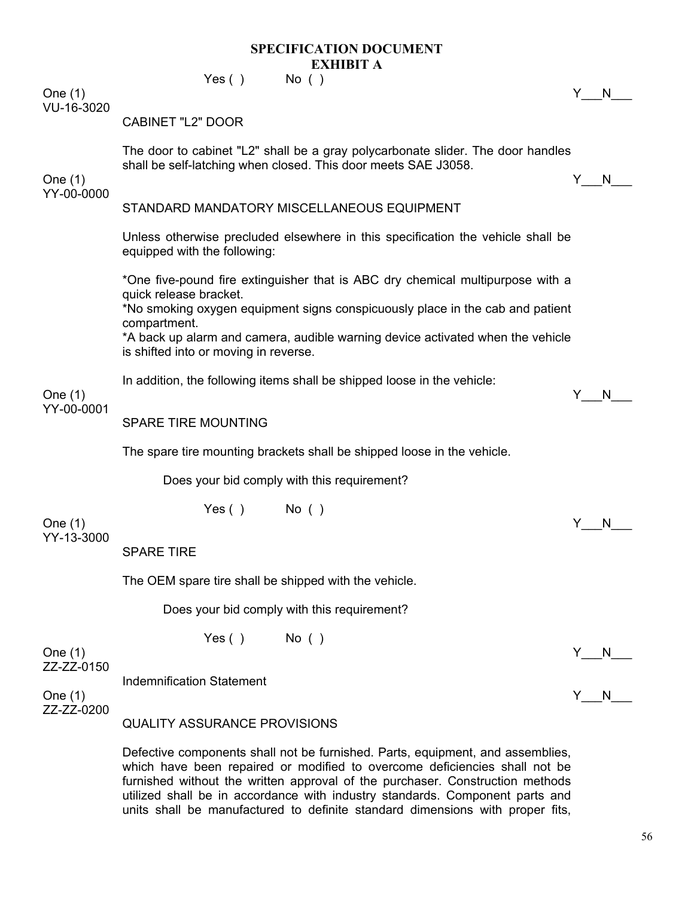## SPECIFICATION DOCUMENT
## EXHIBIT A

Yes ( ) No ( )

One (1) Y___N___
VU-16-3020

CABINET "L2" DOOR

The door to cabinet "L2" shall be a gray polycarbonate slider. The door handles shall be self-latching when closed. This door meets SAE J3058.

One (1) Y___N___
YY-00-0000

STANDARD MANDATORY MISCELLANEOUS EQUIPMENT

Unless otherwise precluded elsewhere in this specification the vehicle shall be equipped with the following:

*One five-pound fire extinguisher that is ABC dry chemical multipurpose with a quick release bracket.
*No smoking oxygen equipment signs conspicuously place in the cab and patient compartment.
*A back up alarm and camera, audible warning device activated when the vehicle is shifted into or moving in reverse.

In addition, the following items shall be shipped loose in the vehicle:

One (1) Y___N___
YY-00-0001

SPARE TIRE MOUNTING

The spare tire mounting brackets shall be shipped loose in the vehicle.

Does your bid comply with this requirement?

Yes ( ) No ( )

One (1) Y___N___
YY-13-3000

SPARE TIRE

The OEM spare tire shall be shipped with the vehicle.

Does your bid comply with this requirement?

Yes ( ) No ( )

One (1) Y___N___
ZZ-ZZ-0150

Indemnification Statement

One (1) Y___N___
ZZ-ZZ-0200

QUALITY ASSURANCE PROVISIONS

Defective components shall not be furnished. Parts, equipment, and assemblies, which have been repaired or modified to overcome deficiencies shall not be furnished without the written approval of the purchaser. Construction methods utilized shall be in accordance with industry standards. Component parts and units shall be manufactured to definite standard dimensions with proper fits,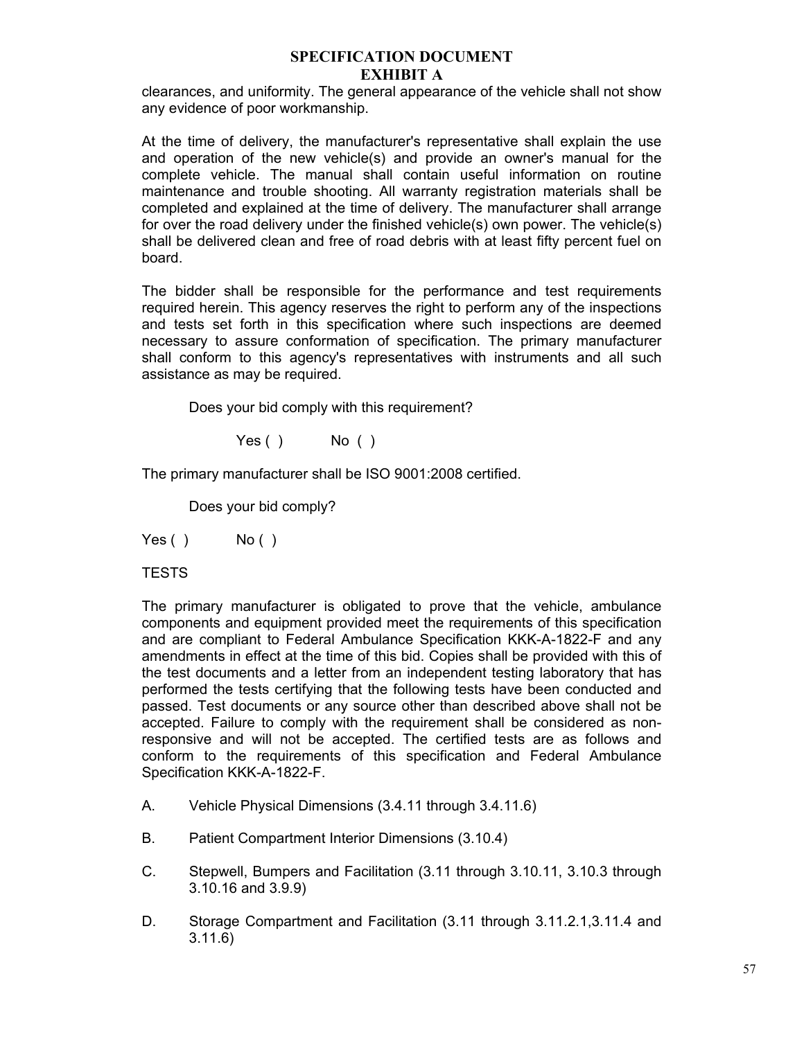# SPECIFICATION DOCUMENT
## EXHIBIT A

clearances, and uniformity. The general appearance of the vehicle shall not show any evidence of poor workmanship.

At the time of delivery, the manufacturer's representative shall explain the use and operation of the new vehicle(s) and provide an owner's manual for the complete vehicle. The manual shall contain useful information on routine maintenance and trouble shooting. All warranty registration materials shall be completed and explained at the time of delivery. The manufacturer shall arrange for over the road delivery under the finished vehicle(s) own power. The vehicle(s) shall be delivered clean and free of road debris with at least fifty percent fuel on board.

The bidder shall be responsible for the performance and test requirements required herein. This agency reserves the right to perform any of the inspections and tests set forth in this specification where such inspections are deemed necessary to assure conformation of specification. The primary manufacturer shall conform to this agency's representatives with instruments and all such assistance as may be required.

Does your bid comply with this requirement?

Yes ( ) No ( )

The primary manufacturer shall be ISO 9001:2008 certified.

Does your bid comply?

Yes ( ) No ( )

TESTS

The primary manufacturer is obligated to prove that the vehicle, ambulance components and equipment provided meet the requirements of this specification and are compliant to Federal Ambulance Specification KKK-A-1822-F and any amendments in effect at the time of this bid. Copies shall be provided with this of the test documents and a letter from an independent testing laboratory that has performed the tests certifying that the following tests have been conducted and passed. Test documents or any source other than described above shall not be accepted. Failure to comply with the requirement shall be considered as non-responsive and will not be accepted. The certified tests are as follows and conform to the requirements of this specification and Federal Ambulance Specification KKK-A-1822-F.

A. Vehicle Physical Dimensions (3.4.11 through 3.4.11.6)

B. Patient Compartment Interior Dimensions (3.10.4)

C. Stepwell, Bumpers and Facilitation (3.11 through 3.10.11, 3.10.3 through 3.10.16 and 3.9.9)

D. Storage Compartment and Facilitation (3.11 through 3.11.2.1,3.11.4 and 3.11.6)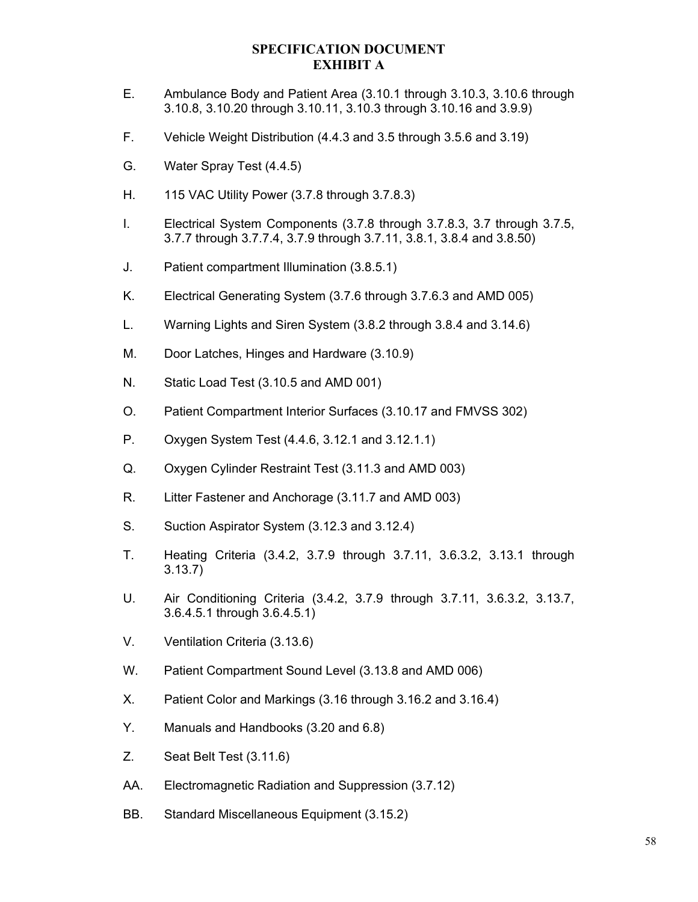**SPECIFICATION DOCUMENT**
**EXHIBIT A**

E. Ambulance Body and Patient Area (3.10.1 through 3.10.3, 3.10.6 through 3.10.8, 3.10.20 through 3.10.11, 3.10.3 through 3.10.16 and 3.9.9)

F. Vehicle Weight Distribution (4.4.3 and 3.5 through 3.5.6 and 3.19)

G. Water Spray Test (4.4.5)

H. 115 VAC Utility Power (3.7.8 through 3.7.8.3)

I. Electrical System Components (3.7.8 through 3.7.8.3, 3.7 through 3.7.5, 3.7.7 through 3.7.7.4, 3.7.9 through 3.7.11, 3.8.1, 3.8.4 and 3.8.50)

J. Patient compartment Illumination (3.8.5.1)

K. Electrical Generating System (3.7.6 through 3.7.6.3 and AMD 005)

L. Warning Lights and Siren System (3.8.2 through 3.8.4 and 3.14.6)

M. Door Latches, Hinges and Hardware (3.10.9)

N. Static Load Test (3.10.5 and AMD 001)

O. Patient Compartment Interior Surfaces (3.10.17 and FMVSS 302)

P. Oxygen System Test (4.4.6, 3.12.1 and 3.12.1.1)

Q. Oxygen Cylinder Restraint Test (3.11.3 and AMD 003)

R. Litter Fastener and Anchorage (3.11.7 and AMD 003)

S. Suction Aspirator System (3.12.3 and 3.12.4)

T. Heating Criteria (3.4.2, 3.7.9 through 3.7.11, 3.6.3.2, 3.13.1 through 3.13.7)

U. Air Conditioning Criteria (3.4.2, 3.7.9 through 3.7.11, 3.6.3.2, 3.13.7, 3.6.4.5.1 through 3.6.4.5.1)

V. Ventilation Criteria (3.13.6)

W. Patient Compartment Sound Level (3.13.8 and AMD 006)

X. Patient Color and Markings (3.16 through 3.16.2 and 3.16.4)

Y. Manuals and Handbooks (3.20 and 6.8)

Z. Seat Belt Test (3.11.6)

AA. Electromagnetic Radiation and Suppression (3.7.12)

BB. Standard Miscellaneous Equipment (3.15.2)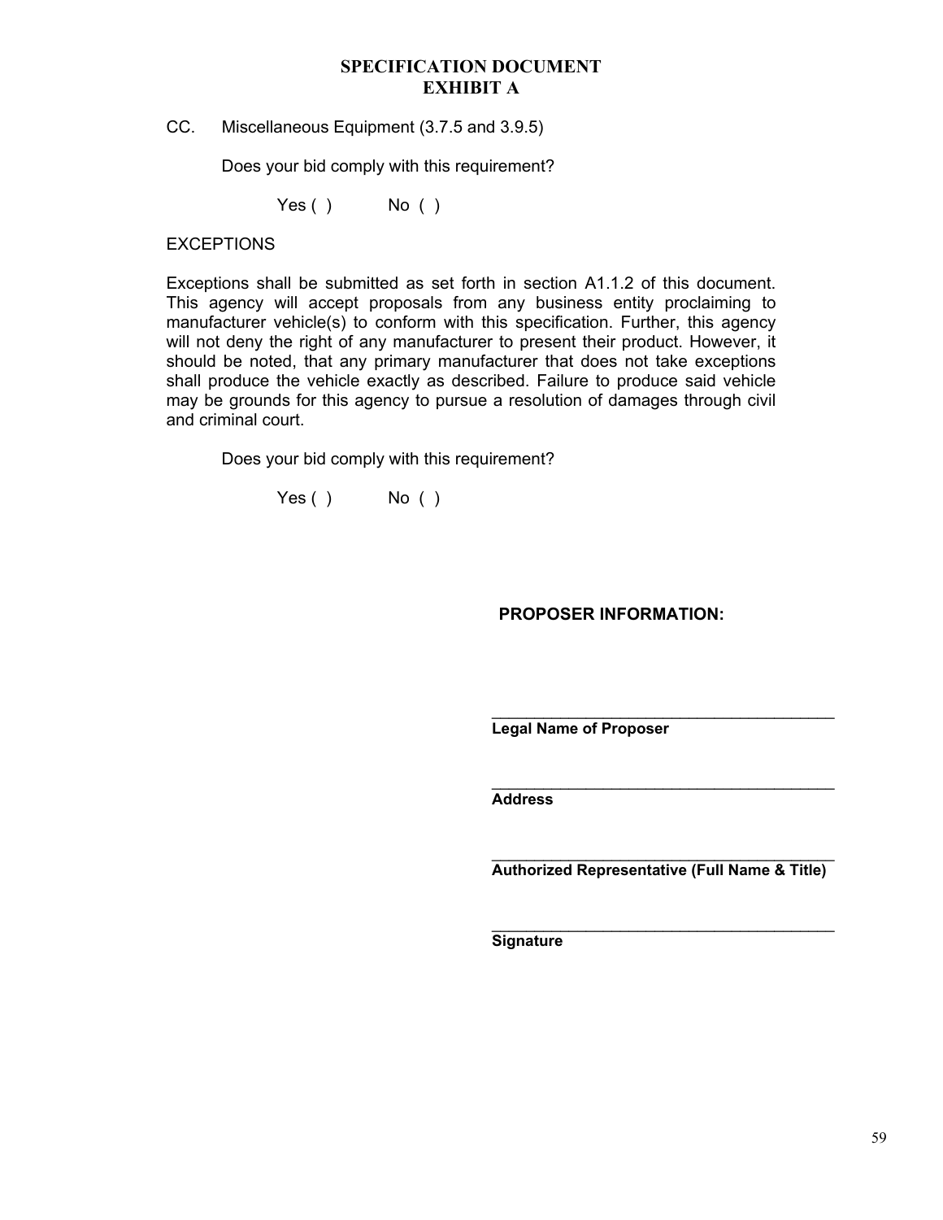# SPECIFICATION DOCUMENT
# EXHIBIT A

CC. Miscellaneous Equipment (3.7.5 and 3.9.5)

Does your bid comply with this requirement?

Yes ( ) No ( )

EXCEPTIONS

Exceptions shall be submitted as set forth in section A1.1.2 of this document. This agency will accept proposals from any business entity proclaiming to manufacturer vehicle(s) to conform with this specification. Further, this agency will not deny the right of any manufacturer to present their product. However, it should be noted, that any primary manufacturer that does not take exceptions shall produce the vehicle exactly as described. Failure to produce said vehicle may be grounds for this agency to pursue a resolution of damages through civil and criminal court.

Does your bid comply with this requirement?

Yes ( ) No ( )

**PROPOSER INFORMATION:**

\_\_\_\_\_\_\_\_\_\_\_\_\_\_\_\_\_\_\_\_\_\_\_\_\_\_\_\_\_\_\_\_\_\_\_\_\_\_\_\_
**Legal Name of Proposer**

\_\_\_\_\_\_\_\_\_\_\_\_\_\_\_\_\_\_\_\_\_\_\_\_\_\_\_\_\_\_\_\_\_\_\_\_\_\_\_\_
**Address**

\_\_\_\_\_\_\_\_\_\_\_\_\_\_\_\_\_\_\_\_\_\_\_\_\_\_\_\_\_\_\_\_\_\_\_\_\_\_\_\_
**Authorized Representative (Full Name & Title)**

\_\_\_\_\_\_\_\_\_\_\_\_\_\_\_\_\_\_\_\_\_\_\_\_\_\_\_\_\_\_\_\_\_\_\_\_\_\_\_\_
**Signature**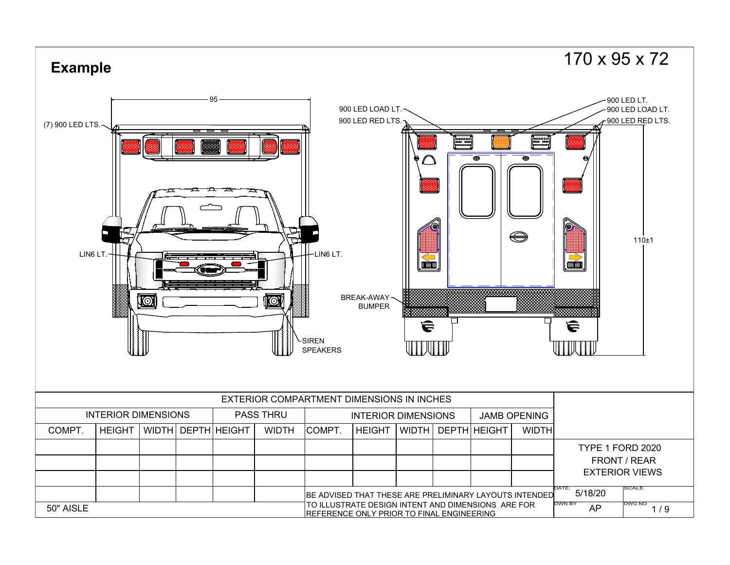# Example

170 x 95 x 72

95

(7) 900 LED LTS.

LIN6 LT.

LIN6 LT.

SIREN SPEAKERS

900 LED LOAD LT.

900 LED RED LTS.

BREAK-AWAY BUMPER

900 LED LT.

900 LED LOAD LT.

900 LED RED LTS.

110±1

| EXTERIOR COMPARTMENT DIMENSIONS IN INCHES | | | | | | | | | | | | |
|---|---|---|---|---|---|---|---|---|---|---|---|---|
| INTERIOR DIMENSIONS | | | | PASS THRU | | INTERIOR DIMENSIONS | | | | JAMB OPENING | | |
| COMPT. | HEIGHT | WIDTH | DEPTH | HEIGHT | WIDTH | COMPT. | HEIGHT | WIDTH | DEPTH | HEIGHT | WIDTH | |
| | | | | | | | | | | | | TYPE 1 FORD 2020 FRONT / REAR EXTERIOR VIEWS |
| | | | | | | | | | | | | |
| | | | | | | | | | | | | |
| | | | | | | BE ADVISED THAT THESE ARE PRELIMINARY LAYOUTS INTENDED TO ILLUSTRATE DESIGN INTENT AND DIMENSIONS ARE FOR REFERENCE ONLY PRIOR TO FINAL ENGINEERING | | | | | | DATE: 5/18/20 SCALE |
| 50" AISLE | | | | | | | | | | | | DWN BY AP DWG NO 1 / 9 |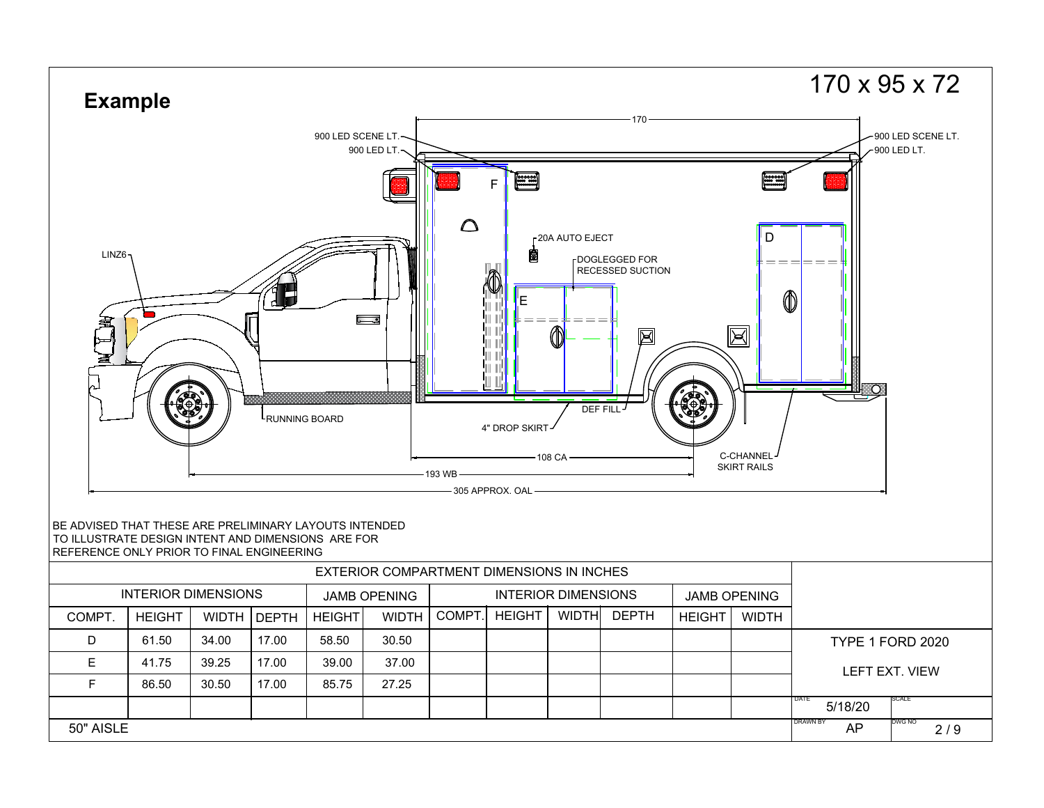# Example

170 x 95 x 72

900 LED SCENE LT.
900 LED LT.
900 LED SCENE LT.
900 LED LT.
LINZ6
20A AUTO EJECT
DOGLEGGED FOR RECESSED SUCTION
RUNNING BOARD
4" DROP SKIRT
DEF FILL
C-CHANNEL SKIRT RAILS
170
108 CA
193 WB
305 APPROX. OAL

BE ADVISED THAT THESE ARE PRELIMINARY LAYOUTS INTENDED TO ILLUSTRATE DESIGN INTENT AND DIMENSIONS ARE FOR REFERENCE ONLY PRIOR TO FINAL ENGINEERING

EXTERIOR COMPARTMENT DIMENSIONS IN INCHES

| INTERIOR DIMENSIONS | | | | JAMB OPENING | | INTERIOR DIMENSIONS | | | | JAMB OPENING | |
|---|---|---|---|---|---|---|---|---|---|---|---|
| COMPT. | HEIGHT | WIDTH | DEPTH | HEIGHT | WIDTH | COMPT. | HEIGHT | WIDTH | DEPTH | HEIGHT | WIDTH |
| D | 61.50 | 34.00 | 17.00 | 58.50 | 30.50 | | | | | | |
| E | 41.75 | 39.25 | 17.00 | 39.00 | 37.00 | | | | | | |
| F | 86.50 | 30.50 | 17.00 | 85.75 | 27.25 | | | | | | |

50" AISLE

TYPE 1 FORD 2020

LEFT EXT. VIEW

DATE: 5/18/20

DRAWN BY: AP

DWG NO: 2 / 9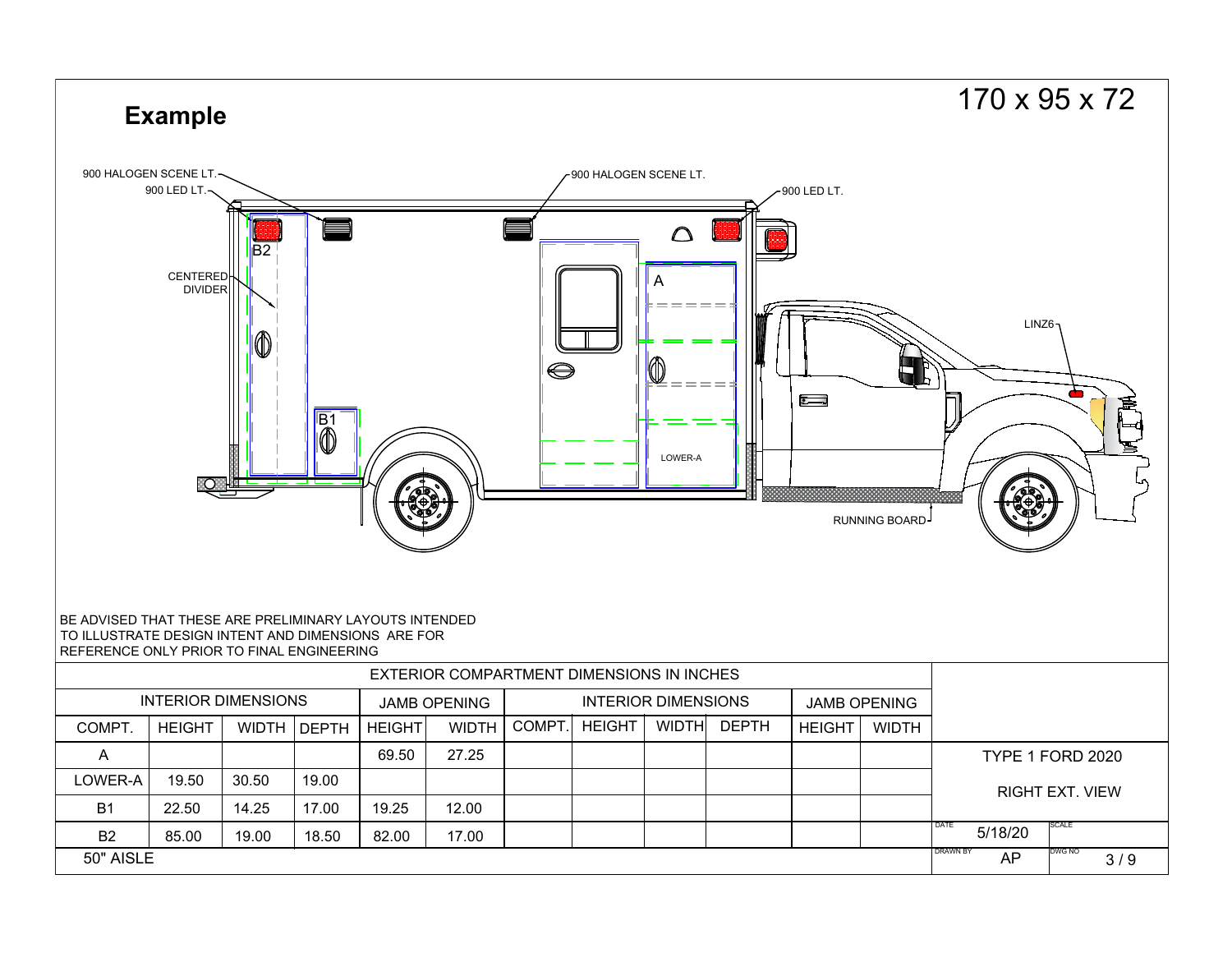# Example

170 x 95 x 72

900 HALOGEN SCENE LT.
900 LED LT.
900 HALOGEN SCENE LT.
900 LED LT.
B2
CENTERED DIVIDER
A
LINZ6
B1
LOWER-A
RUNNING BOARD

BE ADVISED THAT THESE ARE PRELIMINARY LAYOUTS INTENDED TO ILLUSTRATE DESIGN INTENT AND DIMENSIONS ARE FOR REFERENCE ONLY PRIOR TO FINAL ENGINEERING

EXTERIOR COMPARTMENT DIMENSIONS IN INCHES

| INTERIOR DIMENSIONS | | | | JAMB OPENING | | INTERIOR DIMENSIONS | | | | JAMB OPENING | |
|---|---|---|---|---|---|---|---|---|---|---|---|
| COMPT. | HEIGHT | WIDTH | DEPTH | HEIGHT | WIDTH | COMPT. | HEIGHT | WIDTH | DEPTH | HEIGHT | WIDTH |
| A | | | | 69.50 | 27.25 | | | | | | |
| LOWER-A | 19.50 | 30.50 | 19.00 | | | | | | | | |
| B1 | 22.50 | 14.25 | 17.00 | 19.25 | 12.00 | | | | | | |
| B2 | 85.00 | 19.00 | 18.50 | 82.00 | 17.00 | | | | | | |

50" AISLE

TYPE 1 FORD 2020

RIGHT EXT. VIEW

| DATE | SCALE |
|---|---|
| 5/18/20 | |
| DRAWN BY | DWG NO |
| AP | 3 / 9 |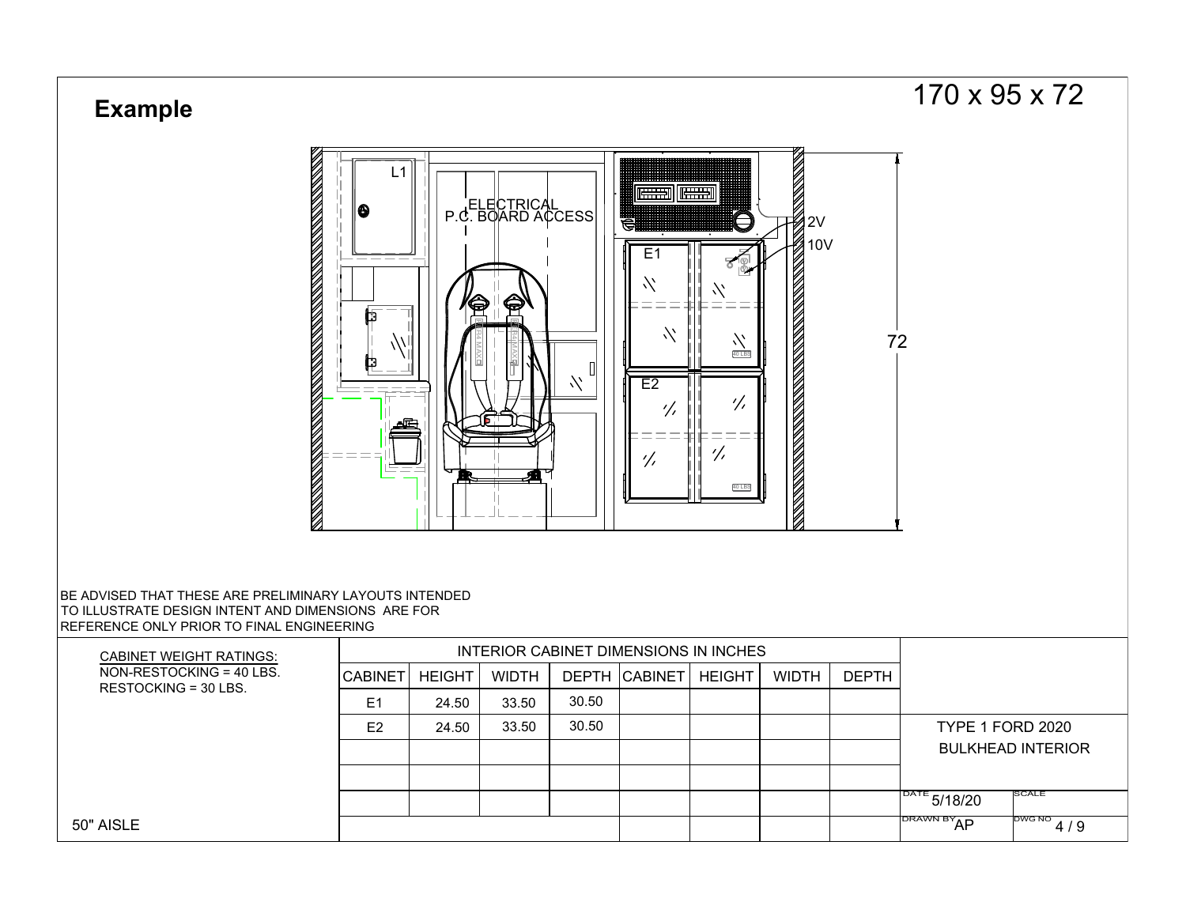# Example

170 x 95 x 72

L1

ELECTRICAL
P.C. BOARD ACCESS

E1

E2

2V

10V

72

BE ADVISED THAT THESE ARE PRELIMINARY LAYOUTS INTENDED TO ILLUSTRATE DESIGN INTENT AND DIMENSIONS ARE FOR REFERENCE ONLY PRIOR TO FINAL ENGINEERING

CABINET WEIGHT RATINGS:
NON-RESTOCKING = 40 LBS.
RESTOCKING = 30 LBS.

INTERIOR CABINET DIMENSIONS IN INCHES

| CABINET | HEIGHT | WIDTH | DEPTH | CABINET | HEIGHT | WIDTH | DEPTH |
|---|---|---|---|---|---|---|---|
| E1 | 24.50 | 33.50 | 30.50 | | | | |
| E2 | 24.50 | 33.50 | 30.50 | | | | |

50" AISLE

TYPE 1 FORD 2020
BULKHEAD INTERIOR

DATE 5/18/20

SCALE

DRAWN BY AP

DWG NO 4 / 9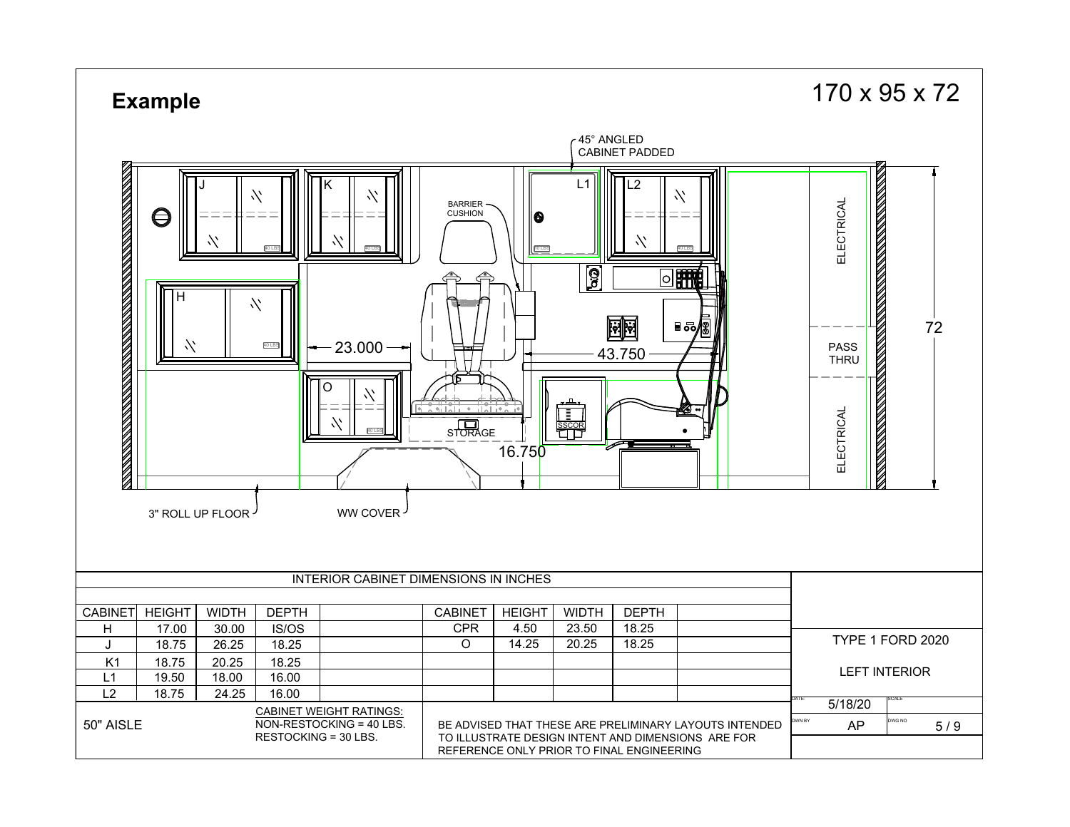## Example

170 x 95 x 72

45° ANGLED CABINET PADDED

BARRIER CUSHION

J K L1 L2 H O

23.000 43.750 16.750 72

STORAGE SSCOR

ELECTRICAL PASS THRU ELECTRICAL

3" ROLL UP FLOOR WW COVER

| INTERIOR CABINET DIMENSIONS IN INCHES | | | | | | | | | |
|---|---|---|---|---|---|---|---|---|---|
| CABINET | HEIGHT | WIDTH | DEPTH | | CABINET | HEIGHT | WIDTH | DEPTH | |
| H | 17.00 | 30.00 | IS/OS | | CPR | 4.50 | 23.50 | 18.25 | |
| J | 18.75 | 26.25 | 18.25 | | O | 14.25 | 20.25 | 18.25 | |
| K1 | 18.75 | 20.25 | 18.25 | | | | | | |
| L1 | 19.50 | 18.00 | 16.00 | | | | | | |
| L2 | 18.75 | 24.25 | 16.00 | | | | | | |

50" AISLE

CABINET WEIGHT RATINGS:
NON-RESTOCKING = 40 LBS.
RESTOCKING = 30 LBS.

BE ADVISED THAT THESE ARE PRELIMINARY LAYOUTS INTENDED TO ILLUSTRATE DESIGN INTENT AND DIMENSIONS ARE FOR REFERENCE ONLY PRIOR TO FINAL ENGINEERING

TYPE 1 FORD 2020

LEFT INTERIOR

DATE: 5/18/20

DWN BY: AP

DWG NO: 5 / 9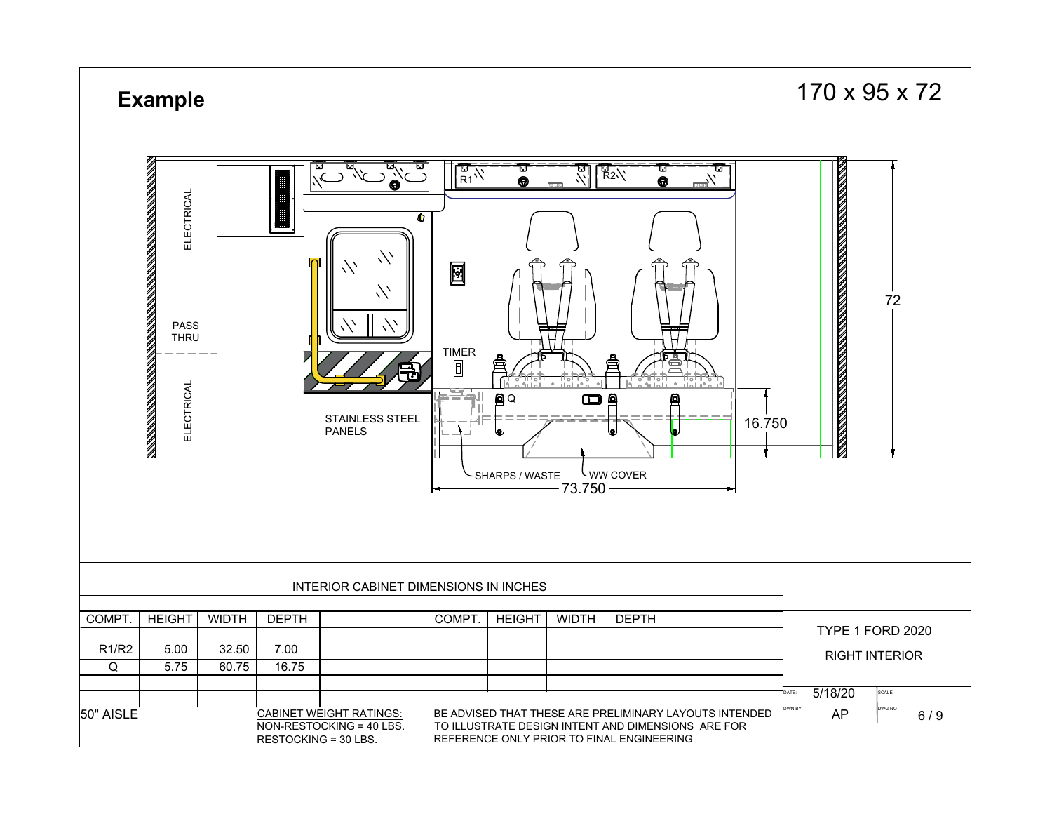# Example

170 x 95 x 72

ELECTRICAL

PASS THRU

ELECTRICAL

STAINLESS STEEL PANELS

R1

R2

TIMER

Q

SHARPS / WASTE

WW COVER

73.750

16.750

72

INTERIOR CABINET DIMENSIONS IN INCHES

| COMPT. | HEIGHT | WIDTH | DEPTH | | COMPT. | HEIGHT | WIDTH | DEPTH | |
|---|---|---|---|---|---|---|---|---|---|
| | | | | | | | | | |
| R1/R2 | 5.00 | 32.50 | 7.00 | | | | | | |
| Q | 5.75 | 60.75 | 16.75 | | | | | | |
| | | | | | | | | | |
| | | | | | | | | | |

50" AISLE

CABINET WEIGHT RATINGS:
NON-RESTOCKING = 40 LBS.
RESTOCKING = 30 LBS.

BE ADVISED THAT THESE ARE PRELIMINARY LAYOUTS INTENDED TO ILLUSTRATE DESIGN INTENT AND DIMENSIONS ARE FOR REFERENCE ONLY PRIOR TO FINAL ENGINEERING

TYPE 1 FORD 2020

RIGHT INTERIOR

DATE: 5/18/20

SCALE

DWN BY: AP

DWG NO: 6 / 9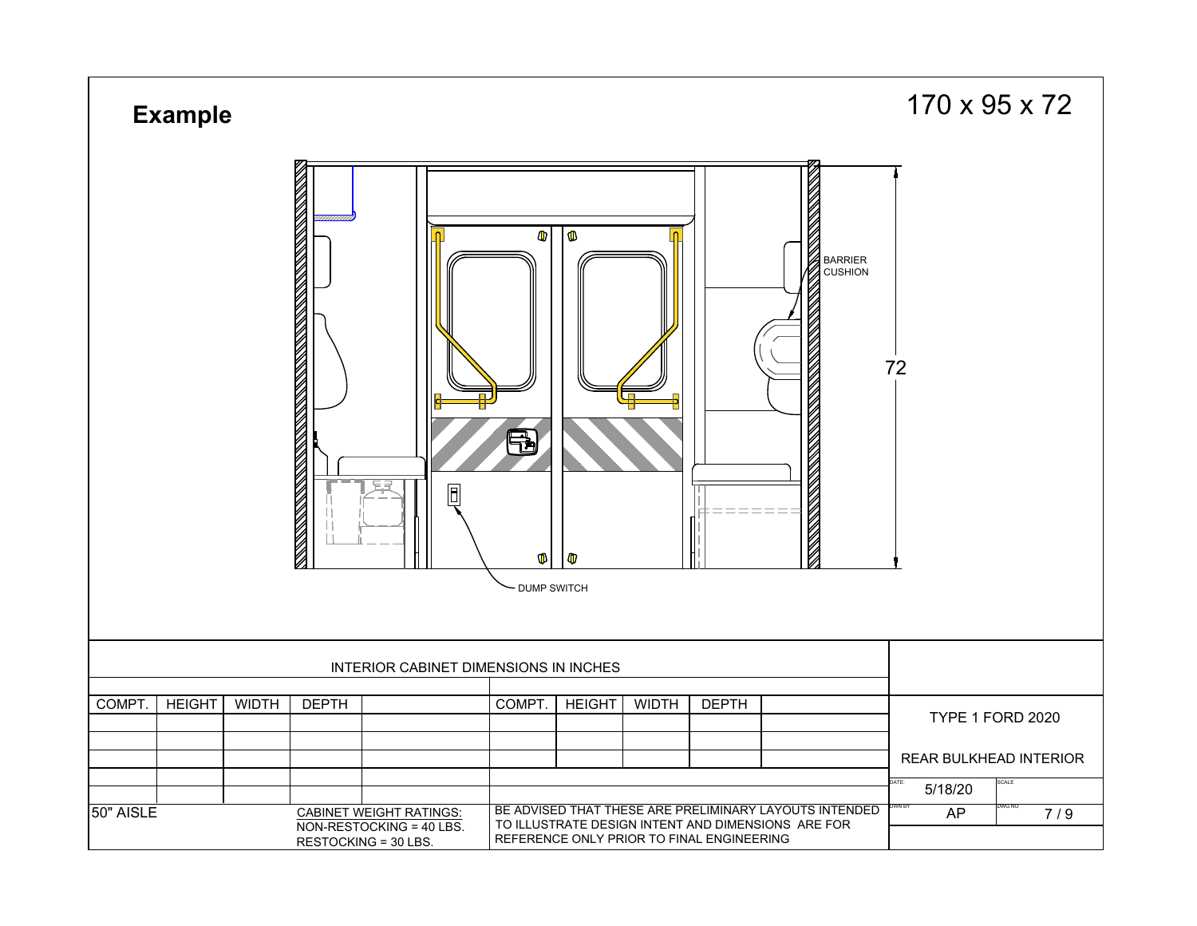# Example

170 x 95 x 72

BARRIER CUSHION

72

DUMP SWITCH

INTERIOR CABINET DIMENSIONS IN INCHES

| COMPT. | HEIGHT | WIDTH | DEPTH | | COMPT. | HEIGHT | WIDTH | DEPTH | |
|---|---|---|---|---|---|---|---|---|---|
| | | | | | | | | | |
| | | | | | | | | | |
| | | | | | | | | | |
| | | | | | | | | | |
| | | | | | | | | | |

50" AISLE

CABINET WEIGHT RATINGS:
NON-RESTOCKING = 40 LBS.
RESTOCKING = 30 LBS.

BE ADVISED THAT THESE ARE PRELIMINARY LAYOUTS INTENDED TO ILLUSTRATE DESIGN INTENT AND DIMENSIONS ARE FOR REFERENCE ONLY PRIOR TO FINAL ENGINEERING

TYPE 1 FORD 2020

REAR BULKHEAD INTERIOR

| DATE: 5/18/20 | SCALE |
|---|---|
| DWN BY AP | DWG NO 7 / 9 |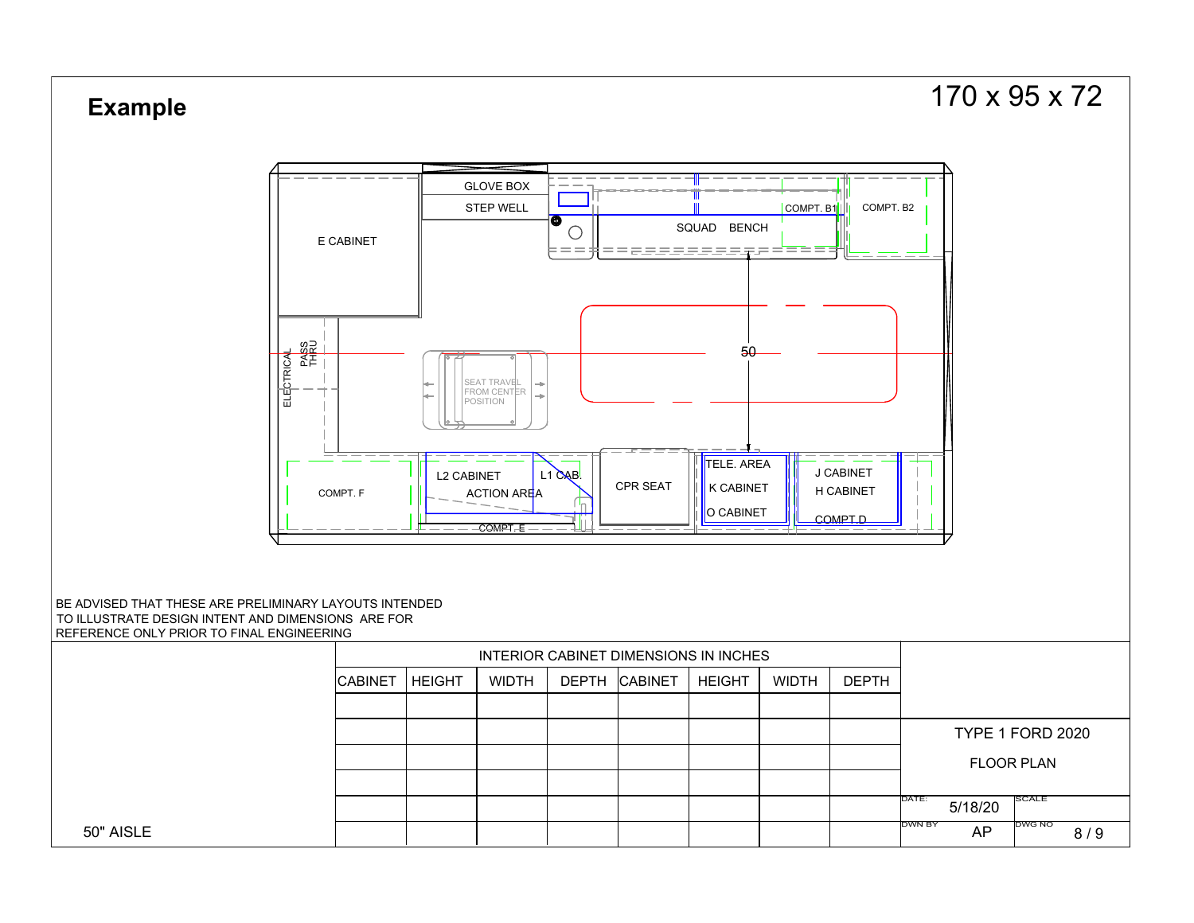# Example

170 x 95 x 72

GLOVE BOX

STEP WELL

E CABINET

COMPT. B1

COMPT. B2

SQUAD BENCH

ELECTRICAL

PASS THRU

SEAT TRAVEL FROM CENTER POSITION

50

L2 CABINET

L1 CAB.

ACTION AREA

COMPT. F

COMPT. E

CPR SEAT

TELE. AREA

K CABINET

O CABINET

J CABINET

H CABINET

COMPT.D

BE ADVISED THAT THESE ARE PRELIMINARY LAYOUTS INTENDED TO ILLUSTRATE DESIGN INTENT AND DIMENSIONS ARE FOR REFERENCE ONLY PRIOR TO FINAL ENGINEERING

INTERIOR CABINET DIMENSIONS IN INCHES

| CABINET | HEIGHT | WIDTH | DEPTH | CABINET | HEIGHT | WIDTH | DEPTH |
|---|---|---|---|---|---|---|---|
| | | | | | | | |
| | | | | | | | |
| | | | | | | | |
| | | | | | | | |
| | | | | | | | |
| | | | | | | | |

50" AISLE

TYPE 1 FORD 2020

FLOOR PLAN

| DATE: 5/18/20 | SCALE |
|---|---|
| DWN BY AP | DWG NO 8 / 9 |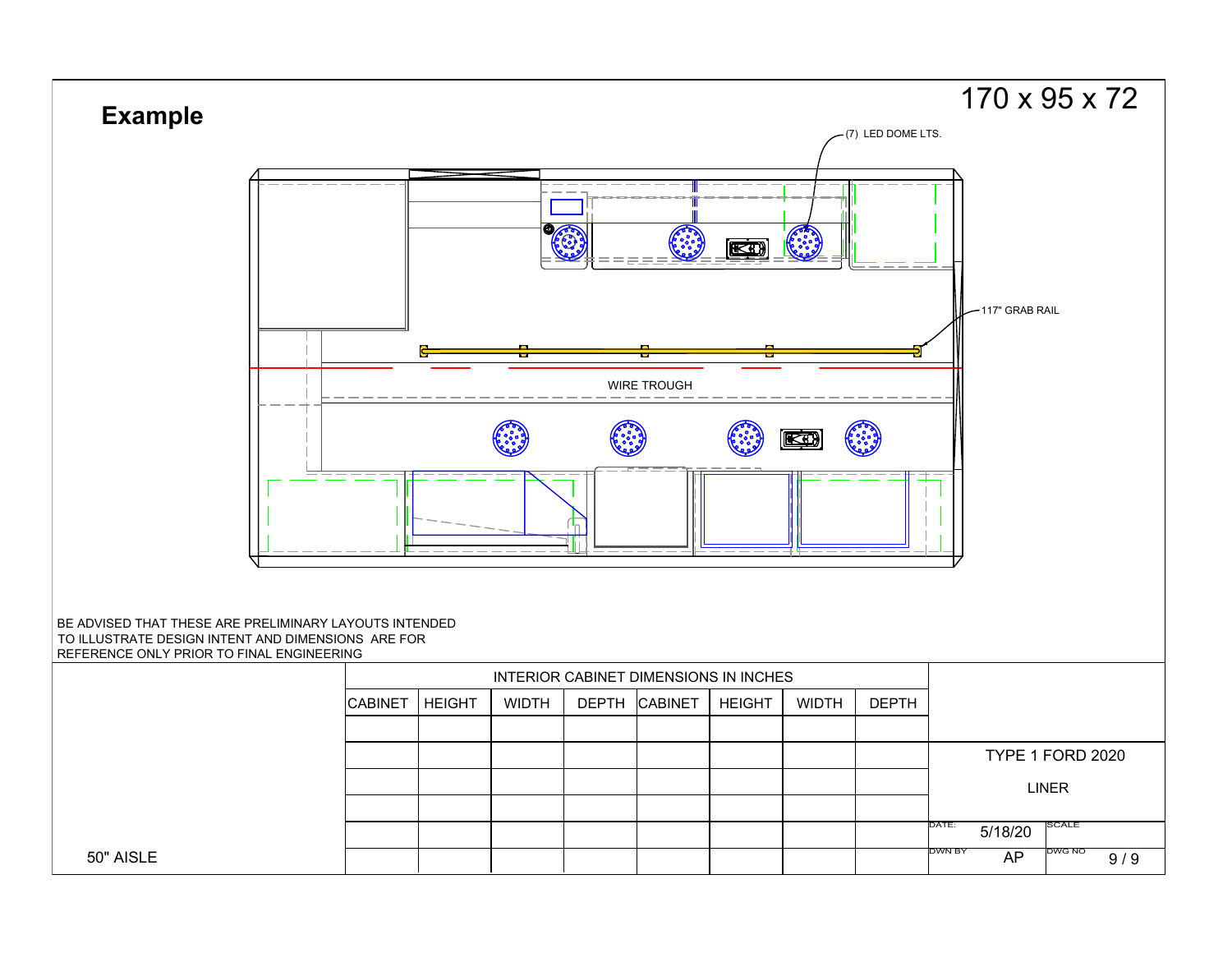# Example

170 x 95 x 72

(7) LED DOME LTS.

117" GRAB RAIL

WIRE TROUGH

BE ADVISED THAT THESE ARE PRELIMINARY LAYOUTS INTENDED TO ILLUSTRATE DESIGN INTENT AND DIMENSIONS ARE FOR REFERENCE ONLY PRIOR TO FINAL ENGINEERING

| INTERIOR CABINET DIMENSIONS IN INCHES | | | | | | | |
|---|---|---|---|---|---|---|---|
| CABINET | HEIGHT | WIDTH | DEPTH | CABINET | HEIGHT | WIDTH | DEPTH |
| | | | | | | | |
| | | | | | | | |
| | | | | | | | |
| | | | | | | | |
| | | | | | | | |
| | | | | | | | |

50" AISLE

TYPE 1 FORD 2020

LINER

DATE: 5/18/20

SCALE

DWN BY AP

DWG NO 9 / 9